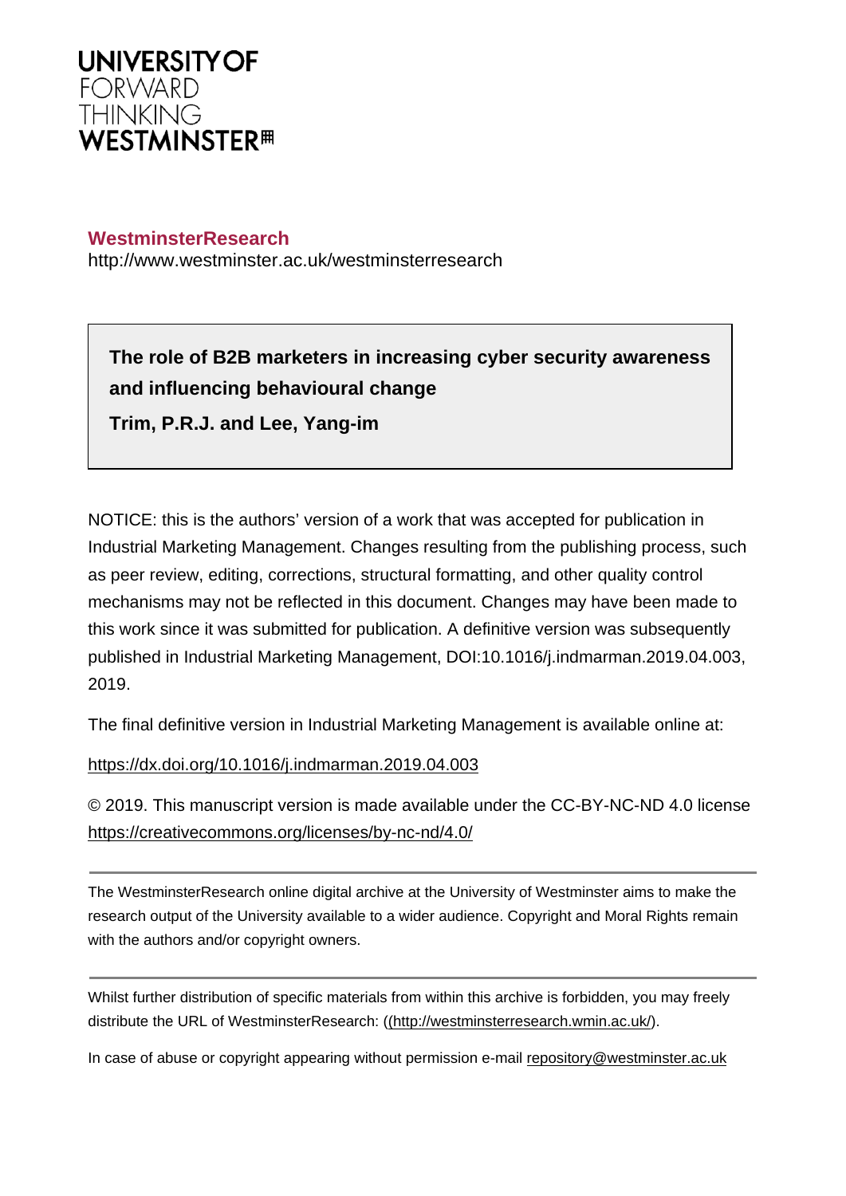UNIVERSITY OF
FORWARD
THINKING
WESTMINSTER

**WestminsterResearch**

http://www.westminster.ac.uk/westminsterresearch

**The role of B2B marketers in increasing cyber security awareness and influencing behavioural change**

**Trim, P.R.J. and Lee, Yang-im**

NOTICE: this is the authors' version of a work that was accepted for publication in Industrial Marketing Management. Changes resulting from the publishing process, such as peer review, editing, corrections, structural formatting, and other quality control mechanisms may not be reflected in this document. Changes may have been made to this work since it was submitted for publication. A definitive version was subsequently published in Industrial Marketing Management, DOI:10.1016/j.indmarman.2019.04.003, 2019.

The final definitive version in Industrial Marketing Management is available online at:

https://dx.doi.org/10.1016/j.indmarman.2019.04.003

© 2019. This manuscript version is made available under the CC-BY-NC-ND 4.0 license https://creativecommons.org/licenses/by-nc-nd/4.0/

---

The WestminsterResearch online digital archive at the University of Westminster aims to make the research output of the University available to a wider audience. Copyright and Moral Rights remain with the authors and/or copyright owners.

---

Whilst further distribution of specific materials from within this archive is forbidden, you may freely distribute the URL of WestminsterResearch: ((http://westminsterresearch.wmin.ac.uk/).

In case of abuse or copyright appearing without permission e-mail repository@westminster.ac.uk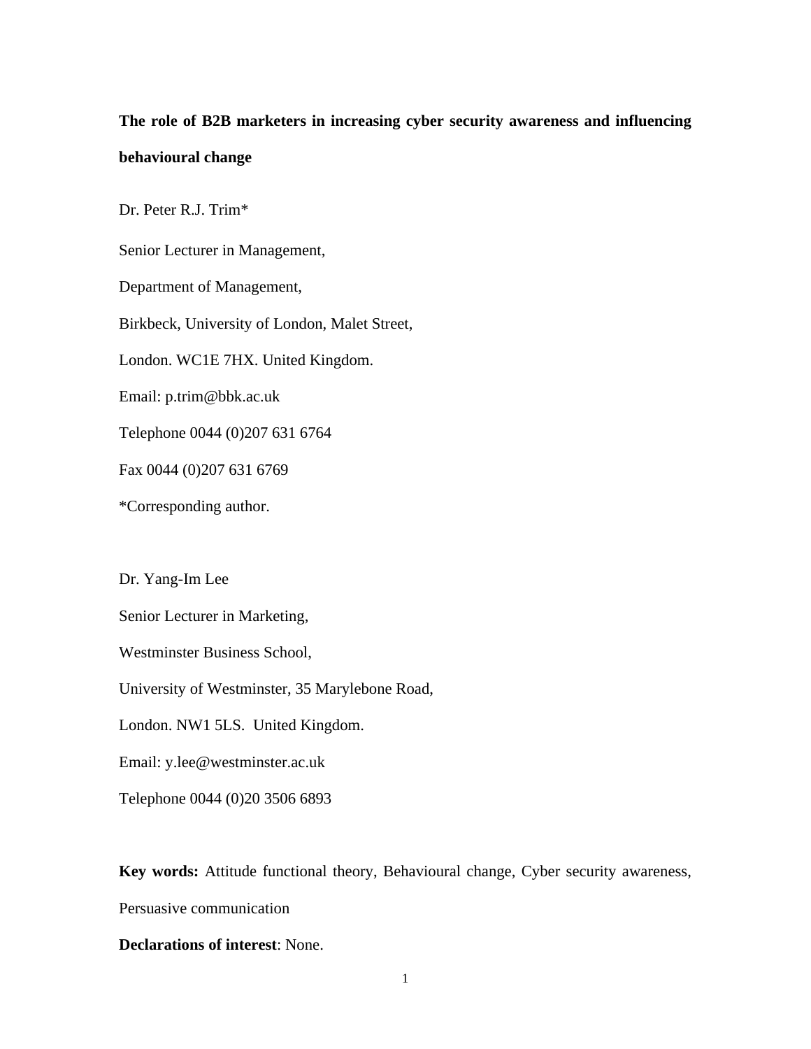**The role of B2B marketers in increasing cyber security awareness and influencing behavioural change**

Dr. Peter R.J. Trim*

Senior Lecturer in Management,

Department of Management,

Birkbeck, University of London, Malet Street,

London. WC1E 7HX. United Kingdom.

Email: p.trim@bbk.ac.uk

Telephone 0044 (0)207 631 6764

Fax 0044 (0)207 631 6769

*Corresponding author.

Dr. Yang-Im Lee

Senior Lecturer in Marketing,

Westminster Business School,

University of Westminster, 35 Marylebone Road,

London. NW1 5LS. United Kingdom.

Email: y.lee@westminster.ac.uk

Telephone 0044 (0)20 3506 6893

**Key words:** Attitude functional theory, Behavioural change, Cyber security awareness, Persuasive communication

**Declarations of interest**: None.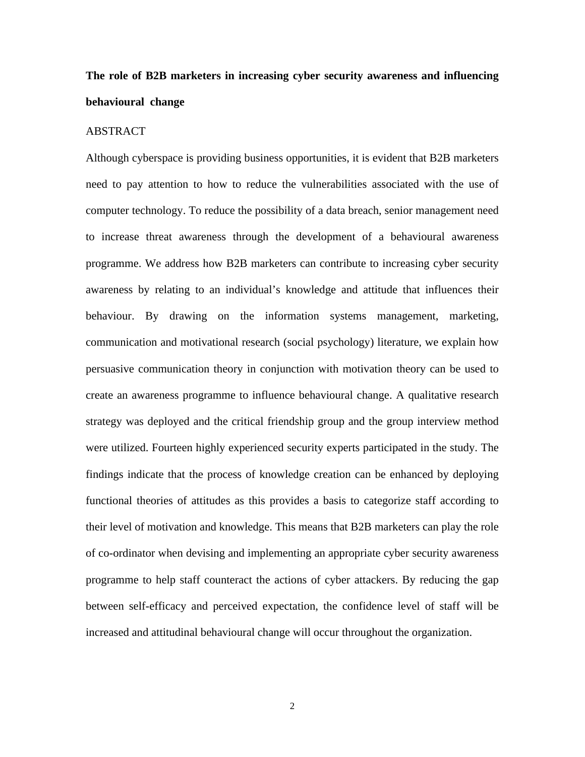# The role of B2B marketers in increasing cyber security awareness and influencing behavioural change

ABSTRACT

Although cyberspace is providing business opportunities, it is evident that B2B marketers need to pay attention to how to reduce the vulnerabilities associated with the use of computer technology. To reduce the possibility of a data breach, senior management need to increase threat awareness through the development of a behavioural awareness programme. We address how B2B marketers can contribute to increasing cyber security awareness by relating to an individual's knowledge and attitude that influences their behaviour. By drawing on the information systems management, marketing, communication and motivational research (social psychology) literature, we explain how persuasive communication theory in conjunction with motivation theory can be used to create an awareness programme to influence behavioural change. A qualitative research strategy was deployed and the critical friendship group and the group interview method were utilized. Fourteen highly experienced security experts participated in the study. The findings indicate that the process of knowledge creation can be enhanced by deploying functional theories of attitudes as this provides a basis to categorize staff according to their level of motivation and knowledge. This means that B2B marketers can play the role of co-ordinator when devising and implementing an appropriate cyber security awareness programme to help staff counteract the actions of cyber attackers. By reducing the gap between self-efficacy and perceived expectation, the confidence level of staff will be increased and attitudinal behavioural change will occur throughout the organization.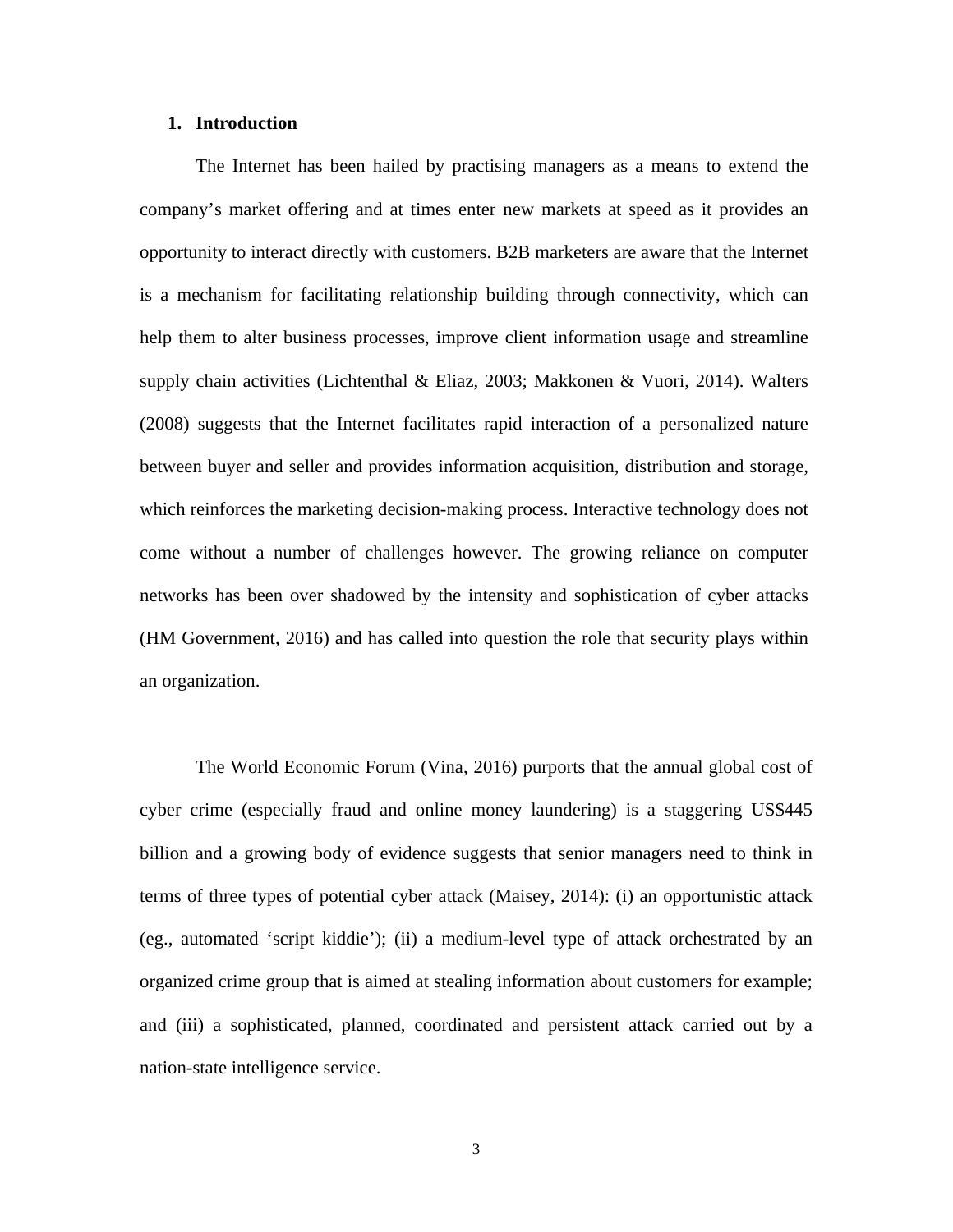## 1. Introduction

The Internet has been hailed by practising managers as a means to extend the company's market offering and at times enter new markets at speed as it provides an opportunity to interact directly with customers. B2B marketers are aware that the Internet is a mechanism for facilitating relationship building through connectivity, which can help them to alter business processes, improve client information usage and streamline supply chain activities (Lichtenthal & Eliaz, 2003; Makkonen & Vuori, 2014). Walters (2008) suggests that the Internet facilitates rapid interaction of a personalized nature between buyer and seller and provides information acquisition, distribution and storage, which reinforces the marketing decision-making process. Interactive technology does not come without a number of challenges however. The growing reliance on computer networks has been over shadowed by the intensity and sophistication of cyber attacks (HM Government, 2016) and has called into question the role that security plays within an organization.

The World Economic Forum (Vina, 2016) purports that the annual global cost of cyber crime (especially fraud and online money laundering) is a staggering US$445 billion and a growing body of evidence suggests that senior managers need to think in terms of three types of potential cyber attack (Maisey, 2014): (i) an opportunistic attack (eg., automated 'script kiddie'); (ii) a medium-level type of attack orchestrated by an organized crime group that is aimed at stealing information about customers for example; and (iii) a sophisticated, planned, coordinated and persistent attack carried out by a nation-state intelligence service.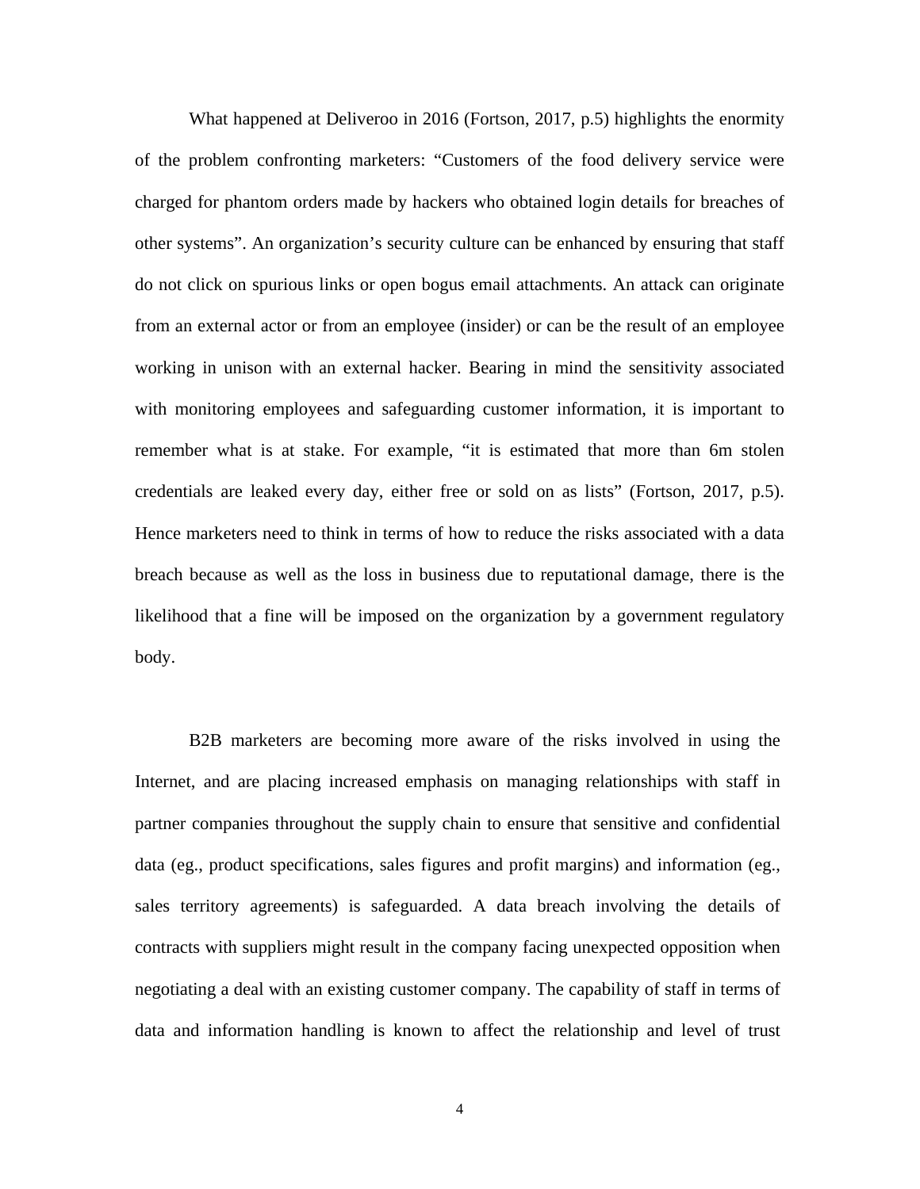What happened at Deliveroo in 2016 (Fortson, 2017, p.5) highlights the enormity of the problem confronting marketers: "Customers of the food delivery service were charged for phantom orders made by hackers who obtained login details for breaches of other systems". An organization's security culture can be enhanced by ensuring that staff do not click on spurious links or open bogus email attachments. An attack can originate from an external actor or from an employee (insider) or can be the result of an employee working in unison with an external hacker. Bearing in mind the sensitivity associated with monitoring employees and safeguarding customer information, it is important to remember what is at stake. For example, "it is estimated that more than 6m stolen credentials are leaked every day, either free or sold on as lists" (Fortson, 2017, p.5). Hence marketers need to think in terms of how to reduce the risks associated with a data breach because as well as the loss in business due to reputational damage, there is the likelihood that a fine will be imposed on the organization by a government regulatory body.

B2B marketers are becoming more aware of the risks involved in using the Internet, and are placing increased emphasis on managing relationships with staff in partner companies throughout the supply chain to ensure that sensitive and confidential data (eg., product specifications, sales figures and profit margins) and information (eg., sales territory agreements) is safeguarded. A data breach involving the details of contracts with suppliers might result in the company facing unexpected opposition when negotiating a deal with an existing customer company. The capability of staff in terms of data and information handling is known to affect the relationship and level of trust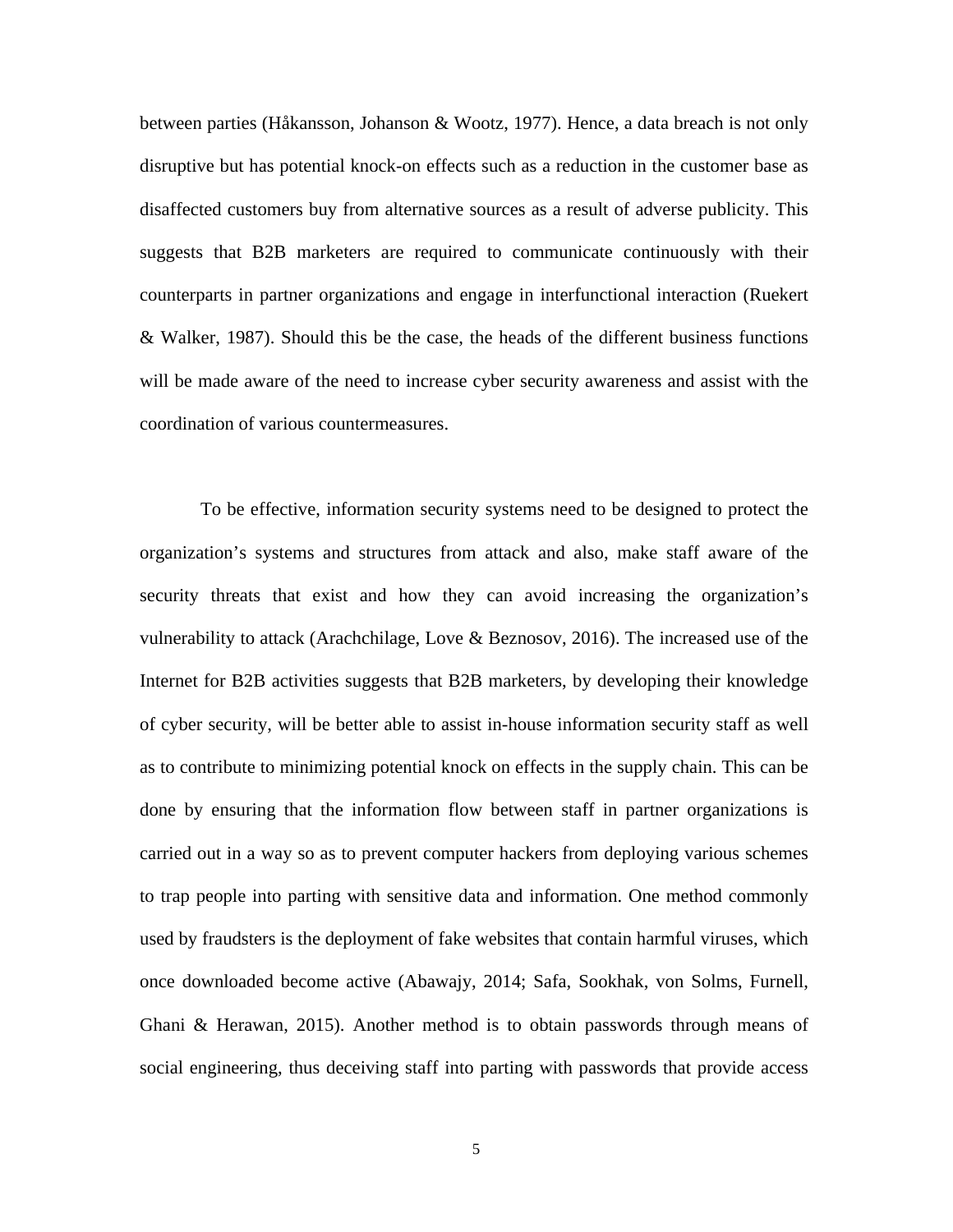between parties (Håkansson, Johanson & Wootz, 1977). Hence, a data breach is not only disruptive but has potential knock-on effects such as a reduction in the customer base as disaffected customers buy from alternative sources as a result of adverse publicity. This suggests that B2B marketers are required to communicate continuously with their counterparts in partner organizations and engage in interfunctional interaction (Ruekert & Walker, 1987). Should this be the case, the heads of the different business functions will be made aware of the need to increase cyber security awareness and assist with the coordination of various countermeasures.

To be effective, information security systems need to be designed to protect the organization's systems and structures from attack and also, make staff aware of the security threats that exist and how they can avoid increasing the organization's vulnerability to attack (Arachchilage, Love & Beznosov, 2016). The increased use of the Internet for B2B activities suggests that B2B marketers, by developing their knowledge of cyber security, will be better able to assist in-house information security staff as well as to contribute to minimizing potential knock on effects in the supply chain. This can be done by ensuring that the information flow between staff in partner organizations is carried out in a way so as to prevent computer hackers from deploying various schemes to trap people into parting with sensitive data and information. One method commonly used by fraudsters is the deployment of fake websites that contain harmful viruses, which once downloaded become active (Abawajy, 2014; Safa, Sookhak, von Solms, Furnell, Ghani & Herawan, 2015). Another method is to obtain passwords through means of social engineering, thus deceiving staff into parting with passwords that provide access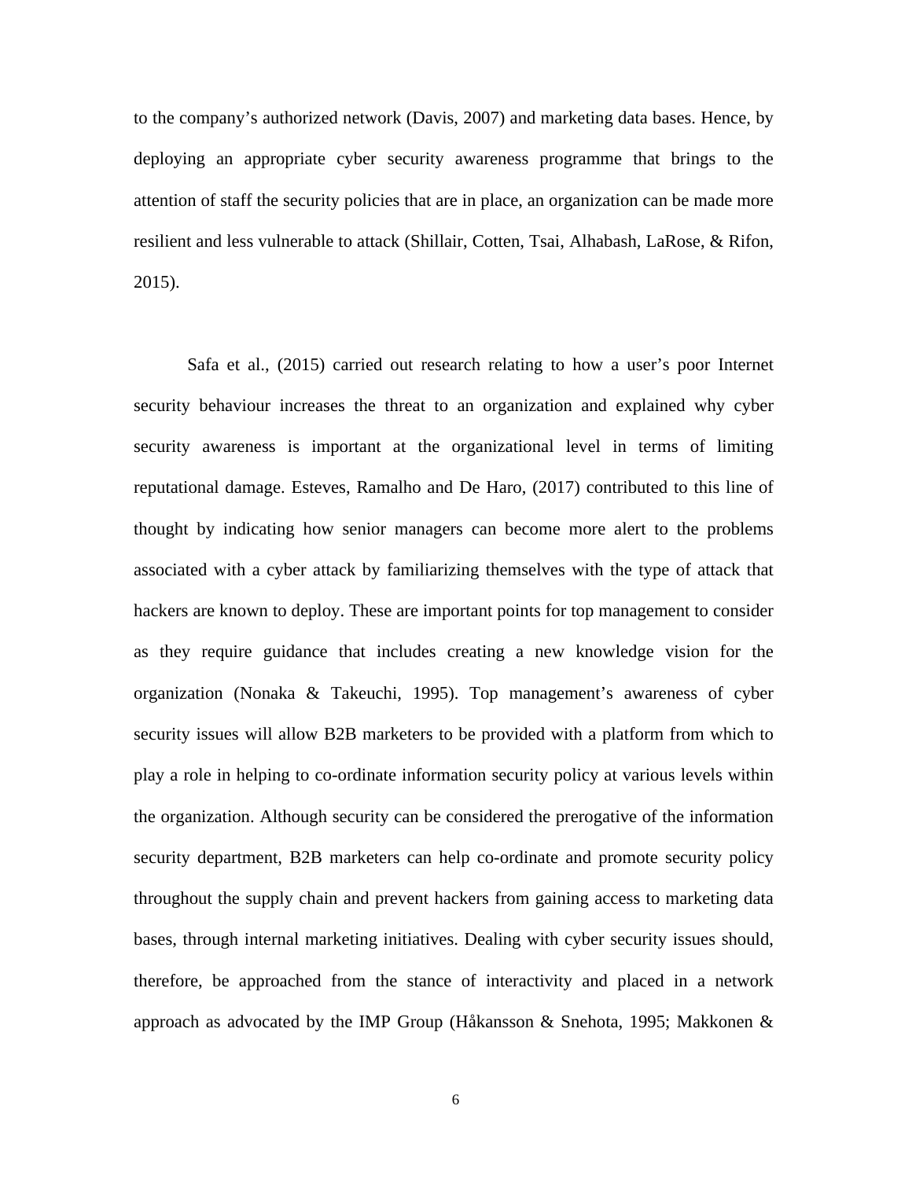to the company's authorized network (Davis, 2007) and marketing data bases. Hence, by deploying an appropriate cyber security awareness programme that brings to the attention of staff the security policies that are in place, an organization can be made more resilient and less vulnerable to attack (Shillair, Cotten, Tsai, Alhabash, LaRose, & Rifon, 2015).

Safa et al., (2015) carried out research relating to how a user's poor Internet security behaviour increases the threat to an organization and explained why cyber security awareness is important at the organizational level in terms of limiting reputational damage. Esteves, Ramalho and De Haro, (2017) contributed to this line of thought by indicating how senior managers can become more alert to the problems associated with a cyber attack by familiarizing themselves with the type of attack that hackers are known to deploy. These are important points for top management to consider as they require guidance that includes creating a new knowledge vision for the organization (Nonaka & Takeuchi, 1995). Top management's awareness of cyber security issues will allow B2B marketers to be provided with a platform from which to play a role in helping to co-ordinate information security policy at various levels within the organization. Although security can be considered the prerogative of the information security department, B2B marketers can help co-ordinate and promote security policy throughout the supply chain and prevent hackers from gaining access to marketing data bases, through internal marketing initiatives. Dealing with cyber security issues should, therefore, be approached from the stance of interactivity and placed in a network approach as advocated by the IMP Group (Håkansson & Snehota, 1995; Makkonen &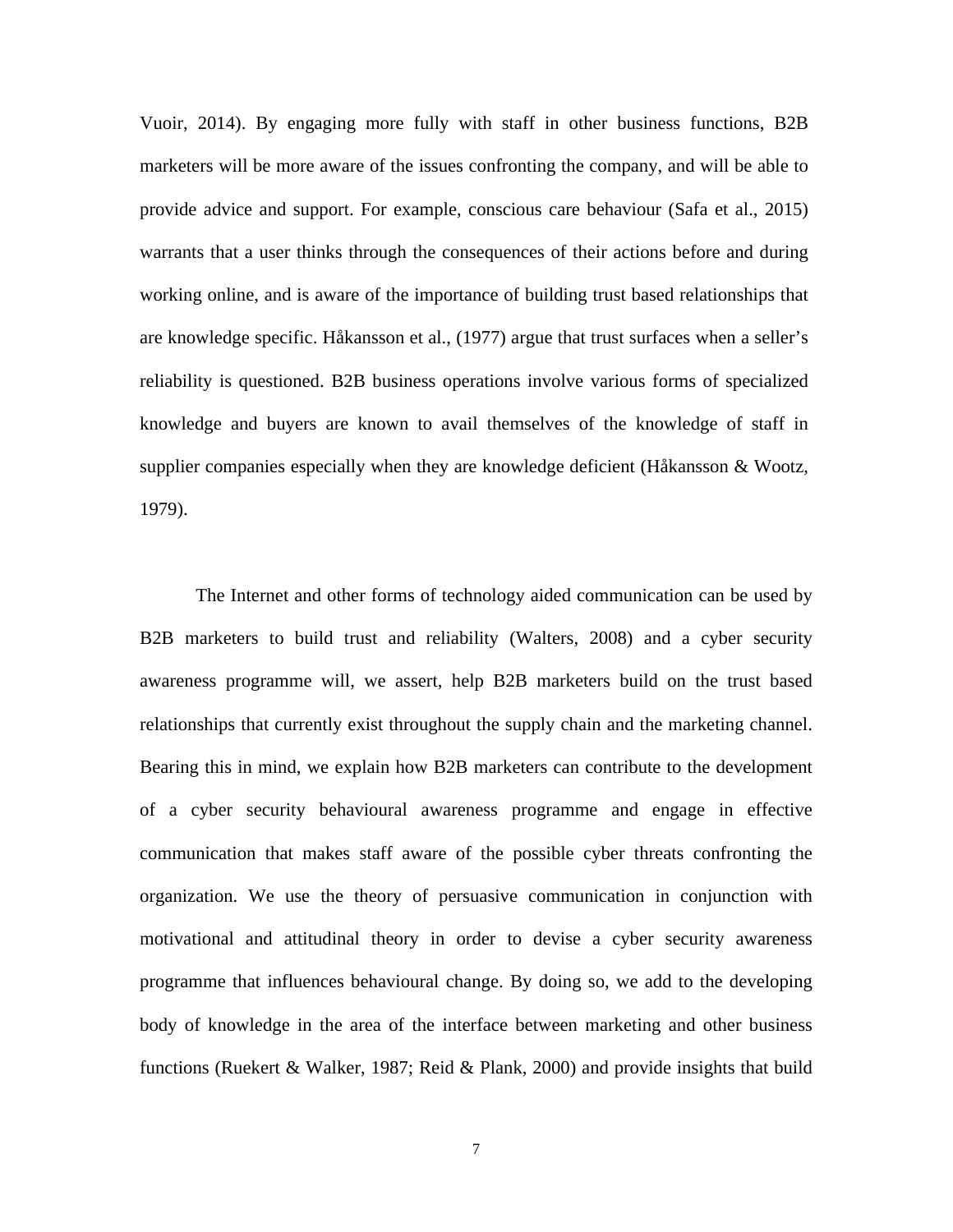Vuoir, 2014). By engaging more fully with staff in other business functions, B2B marketers will be more aware of the issues confronting the company, and will be able to provide advice and support. For example, conscious care behaviour (Safa et al., 2015) warrants that a user thinks through the consequences of their actions before and during working online, and is aware of the importance of building trust based relationships that are knowledge specific. Håkansson et al., (1977) argue that trust surfaces when a seller's reliability is questioned. B2B business operations involve various forms of specialized knowledge and buyers are known to avail themselves of the knowledge of staff in supplier companies especially when they are knowledge deficient (Håkansson & Wootz, 1979).

The Internet and other forms of technology aided communication can be used by B2B marketers to build trust and reliability (Walters, 2008) and a cyber security awareness programme will, we assert, help B2B marketers build on the trust based relationships that currently exist throughout the supply chain and the marketing channel. Bearing this in mind, we explain how B2B marketers can contribute to the development of a cyber security behavioural awareness programme and engage in effective communication that makes staff aware of the possible cyber threats confronting the organization. We use the theory of persuasive communication in conjunction with motivational and attitudinal theory in order to devise a cyber security awareness programme that influences behavioural change. By doing so, we add to the developing body of knowledge in the area of the interface between marketing and other business functions (Ruekert & Walker, 1987; Reid & Plank, 2000) and provide insights that build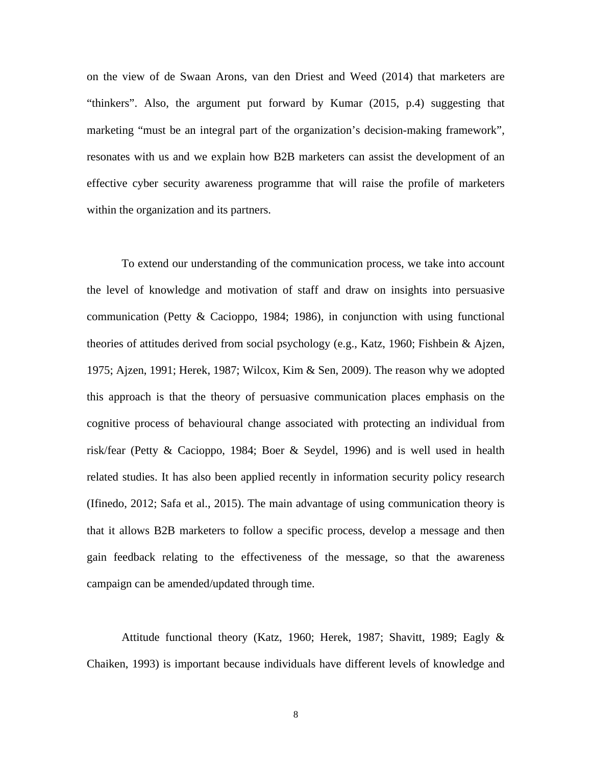on the view of de Swaan Arons, van den Driest and Weed (2014) that marketers are "thinkers". Also, the argument put forward by Kumar (2015, p.4) suggesting that marketing "must be an integral part of the organization's decision-making framework", resonates with us and we explain how B2B marketers can assist the development of an effective cyber security awareness programme that will raise the profile of marketers within the organization and its partners.

To extend our understanding of the communication process, we take into account the level of knowledge and motivation of staff and draw on insights into persuasive communication (Petty & Cacioppo, 1984; 1986), in conjunction with using functional theories of attitudes derived from social psychology (e.g., Katz, 1960; Fishbein & Ajzen, 1975; Ajzen, 1991; Herek, 1987; Wilcox, Kim & Sen, 2009). The reason why we adopted this approach is that the theory of persuasive communication places emphasis on the cognitive process of behavioural change associated with protecting an individual from risk/fear (Petty & Cacioppo, 1984; Boer & Seydel, 1996) and is well used in health related studies. It has also been applied recently in information security policy research (Ifinedo, 2012; Safa et al., 2015). The main advantage of using communication theory is that it allows B2B marketers to follow a specific process, develop a message and then gain feedback relating to the effectiveness of the message, so that the awareness campaign can be amended/updated through time.

Attitude functional theory (Katz, 1960; Herek, 1987; Shavitt, 1989; Eagly & Chaiken, 1993) is important because individuals have different levels of knowledge and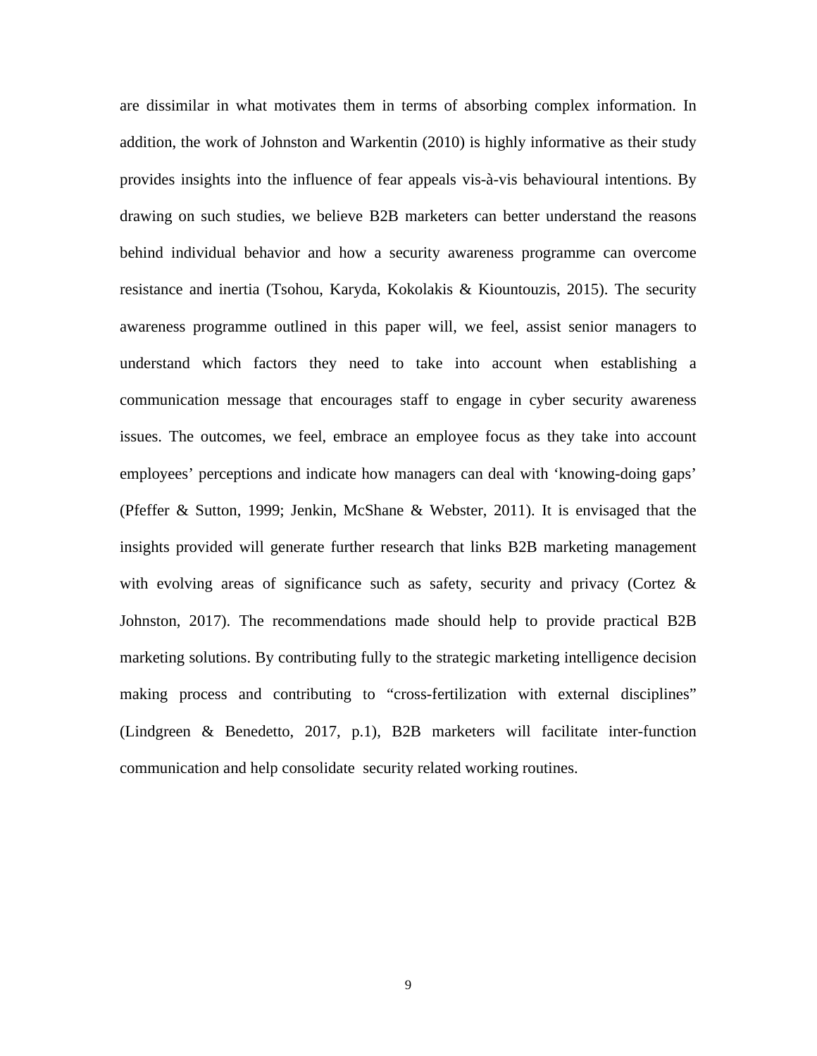are dissimilar in what motivates them in terms of absorbing complex information. In addition, the work of Johnston and Warkentin (2010) is highly informative as their study provides insights into the influence of fear appeals vis-à-vis behavioural intentions. By drawing on such studies, we believe B2B marketers can better understand the reasons behind individual behavior and how a security awareness programme can overcome resistance and inertia (Tsohou, Karyda, Kokolakis & Kiountouzis, 2015). The security awareness programme outlined in this paper will, we feel, assist senior managers to understand which factors they need to take into account when establishing a communication message that encourages staff to engage in cyber security awareness issues. The outcomes, we feel, embrace an employee focus as they take into account employees' perceptions and indicate how managers can deal with 'knowing-doing gaps' (Pfeffer & Sutton, 1999; Jenkin, McShane & Webster, 2011). It is envisaged that the insights provided will generate further research that links B2B marketing management with evolving areas of significance such as safety, security and privacy (Cortez & Johnston, 2017). The recommendations made should help to provide practical B2B marketing solutions. By contributing fully to the strategic marketing intelligence decision making process and contributing to "cross-fertilization with external disciplines" (Lindgreen & Benedetto, 2017, p.1), B2B marketers will facilitate inter-function communication and help consolidate security related working routines.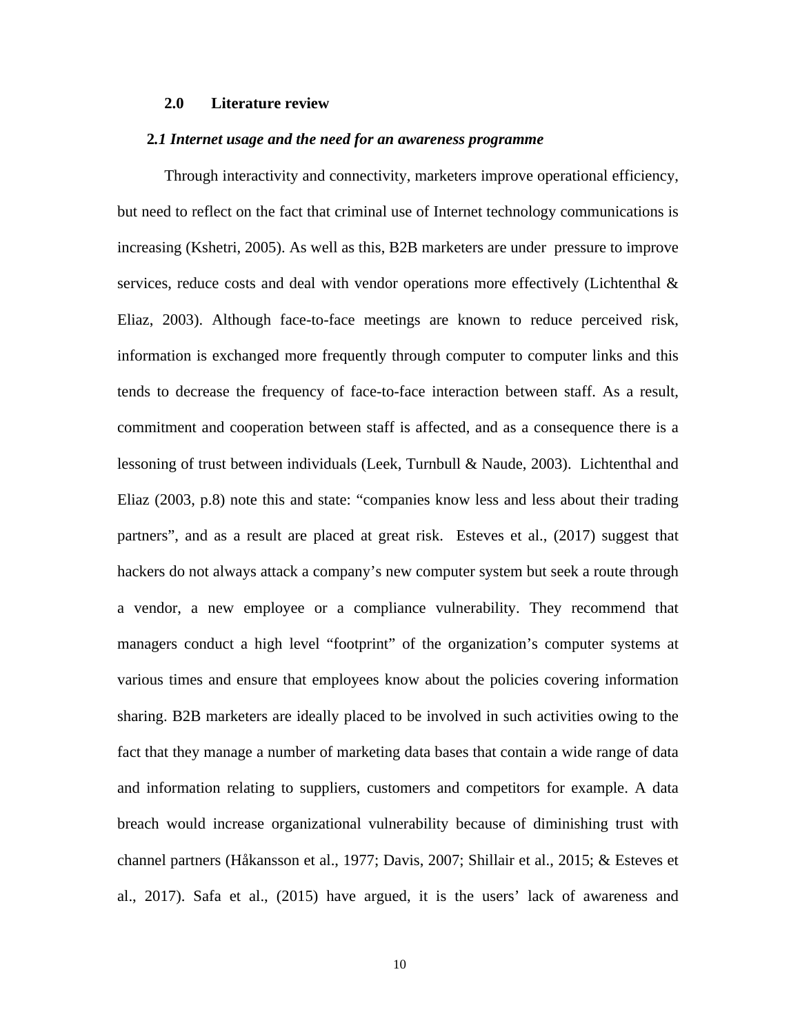## 2.0 Literature review

### 2.1 Internet usage and the need for an awareness programme

Through interactivity and connectivity, marketers improve operational efficiency, but need to reflect on the fact that criminal use of Internet technology communications is increasing (Kshetri, 2005). As well as this, B2B marketers are under pressure to improve services, reduce costs and deal with vendor operations more effectively (Lichtenthal & Eliaz, 2003). Although face-to-face meetings are known to reduce perceived risk, information is exchanged more frequently through computer to computer links and this tends to decrease the frequency of face-to-face interaction between staff. As a result, commitment and cooperation between staff is affected, and as a consequence there is a lessoning of trust between individuals (Leek, Turnbull & Naude, 2003). Lichtenthal and Eliaz (2003, p.8) note this and state: "companies know less and less about their trading partners", and as a result are placed at great risk. Esteves et al., (2017) suggest that hackers do not always attack a company's new computer system but seek a route through a vendor, a new employee or a compliance vulnerability. They recommend that managers conduct a high level "footprint" of the organization's computer systems at various times and ensure that employees know about the policies covering information sharing. B2B marketers are ideally placed to be involved in such activities owing to the fact that they manage a number of marketing data bases that contain a wide range of data and information relating to suppliers, customers and competitors for example. A data breach would increase organizational vulnerability because of diminishing trust with channel partners (Håkansson et al., 1977; Davis, 2007; Shillair et al., 2015; & Esteves et al., 2017). Safa et al., (2015) have argued, it is the users' lack of awareness and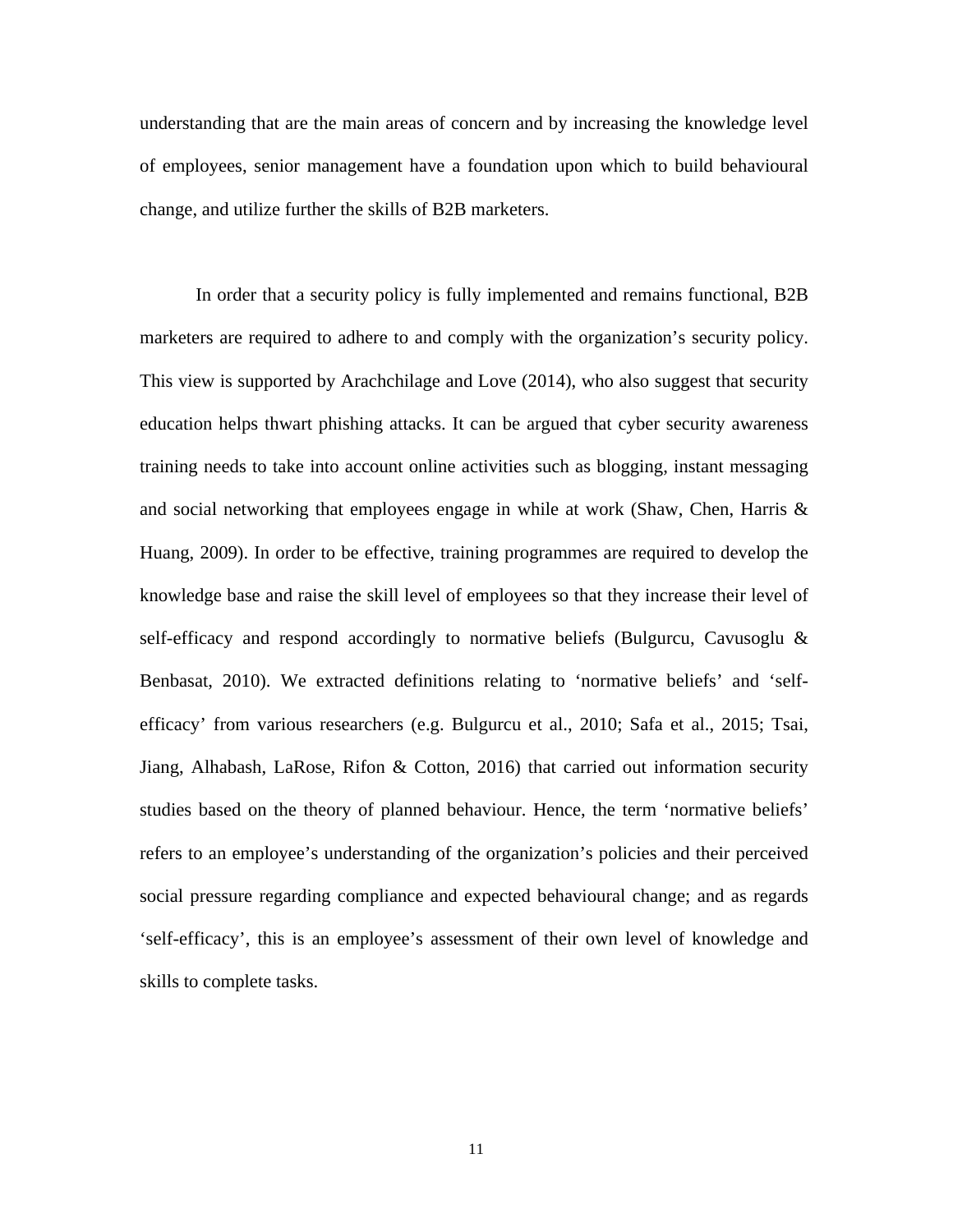understanding that are the main areas of concern and by increasing the knowledge level of employees, senior management have a foundation upon which to build behavioural change, and utilize further the skills of B2B marketers.

In order that a security policy is fully implemented and remains functional, B2B marketers are required to adhere to and comply with the organization's security policy. This view is supported by Arachchilage and Love (2014), who also suggest that security education helps thwart phishing attacks. It can be argued that cyber security awareness training needs to take into account online activities such as blogging, instant messaging and social networking that employees engage in while at work (Shaw, Chen, Harris & Huang, 2009). In order to be effective, training programmes are required to develop the knowledge base and raise the skill level of employees so that they increase their level of self-efficacy and respond accordingly to normative beliefs (Bulgurcu, Cavusoglu & Benbasat, 2010). We extracted definitions relating to 'normative beliefs' and 'self-efficacy' from various researchers (e.g. Bulgurcu et al., 2010; Safa et al., 2015; Tsai, Jiang, Alhabash, LaRose, Rifon & Cotton, 2016) that carried out information security studies based on the theory of planned behaviour. Hence, the term 'normative beliefs' refers to an employee's understanding of the organization's policies and their perceived social pressure regarding compliance and expected behavioural change; and as regards 'self-efficacy', this is an employee's assessment of their own level of knowledge and skills to complete tasks.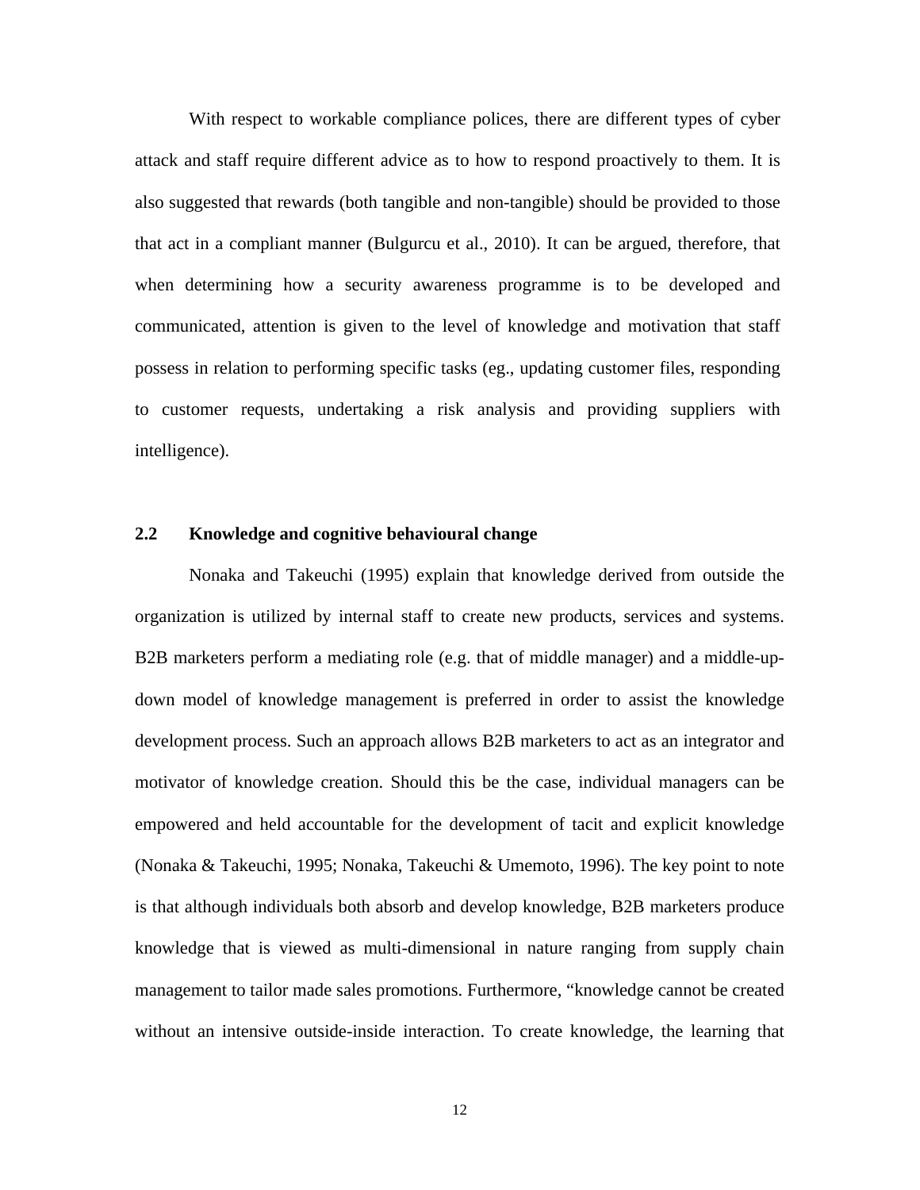With respect to workable compliance polices, there are different types of cyber attack and staff require different advice as to how to respond proactively to them. It is also suggested that rewards (both tangible and non-tangible) should be provided to those that act in a compliant manner (Bulgurcu et al., 2010). It can be argued, therefore, that when determining how a security awareness programme is to be developed and communicated, attention is given to the level of knowledge and motivation that staff possess in relation to performing specific tasks (eg., updating customer files, responding to customer requests, undertaking a risk analysis and providing suppliers with intelligence).

## 2.2 Knowledge and cognitive behavioural change

Nonaka and Takeuchi (1995) explain that knowledge derived from outside the organization is utilized by internal staff to create new products, services and systems. B2B marketers perform a mediating role (e.g. that of middle manager) and a middle-up-down model of knowledge management is preferred in order to assist the knowledge development process. Such an approach allows B2B marketers to act as an integrator and motivator of knowledge creation. Should this be the case, individual managers can be empowered and held accountable for the development of tacit and explicit knowledge (Nonaka & Takeuchi, 1995; Nonaka, Takeuchi & Umemoto, 1996). The key point to note is that although individuals both absorb and develop knowledge, B2B marketers produce knowledge that is viewed as multi-dimensional in nature ranging from supply chain management to tailor made sales promotions. Furthermore, "knowledge cannot be created without an intensive outside-inside interaction. To create knowledge, the learning that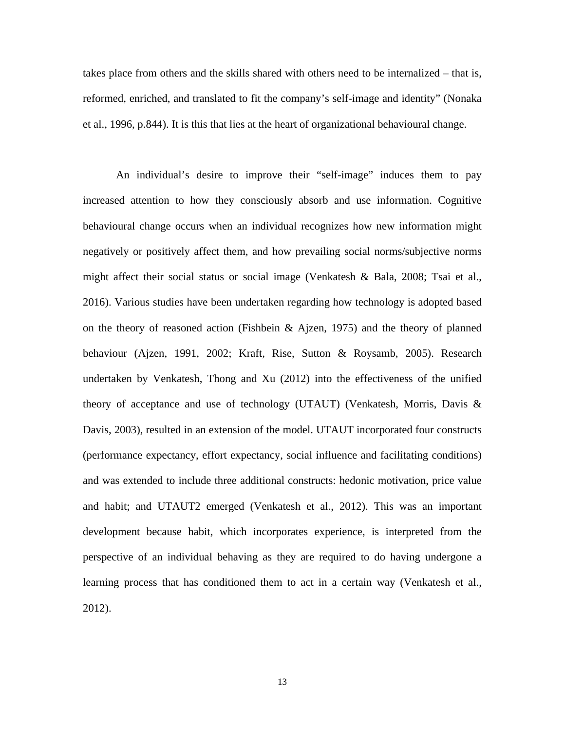takes place from others and the skills shared with others need to be internalized – that is, reformed, enriched, and translated to fit the company's self-image and identity" (Nonaka et al., 1996, p.844). It is this that lies at the heart of organizational behavioural change.

An individual's desire to improve their "self-image" induces them to pay increased attention to how they consciously absorb and use information. Cognitive behavioural change occurs when an individual recognizes how new information might negatively or positively affect them, and how prevailing social norms/subjective norms might affect their social status or social image (Venkatesh & Bala, 2008; Tsai et al., 2016). Various studies have been undertaken regarding how technology is adopted based on the theory of reasoned action (Fishbein & Ajzen, 1975) and the theory of planned behaviour (Ajzen, 1991, 2002; Kraft, Rise, Sutton & Roysamb, 2005). Research undertaken by Venkatesh, Thong and Xu (2012) into the effectiveness of the unified theory of acceptance and use of technology (UTAUT) (Venkatesh, Morris, Davis & Davis, 2003), resulted in an extension of the model. UTAUT incorporated four constructs (performance expectancy, effort expectancy, social influence and facilitating conditions) and was extended to include three additional constructs: hedonic motivation, price value and habit; and UTAUT2 emerged (Venkatesh et al., 2012). This was an important development because habit, which incorporates experience, is interpreted from the perspective of an individual behaving as they are required to do having undergone a learning process that has conditioned them to act in a certain way (Venkatesh et al., 2012).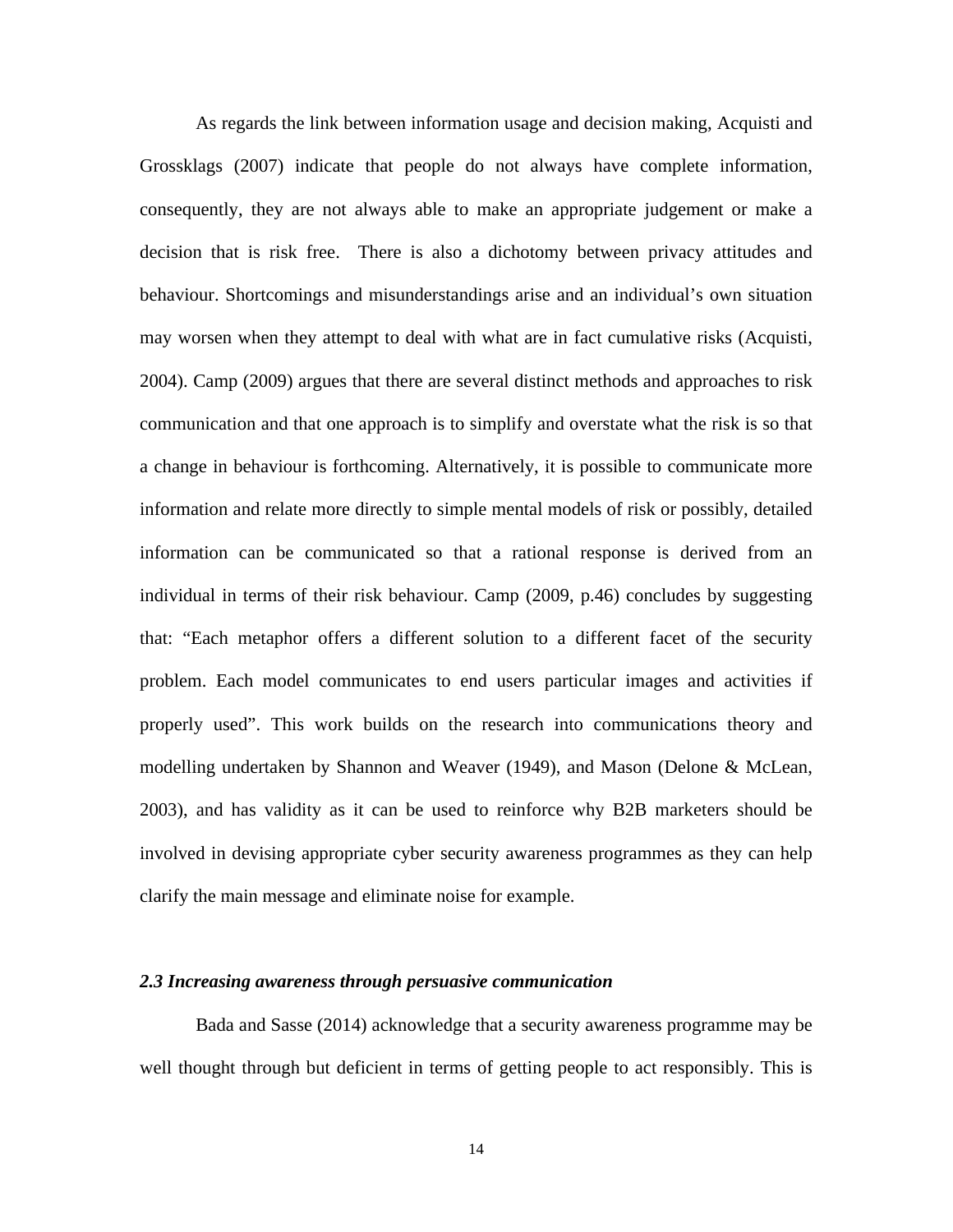As regards the link between information usage and decision making, Acquisti and Grossklags (2007) indicate that people do not always have complete information, consequently, they are not always able to make an appropriate judgement or make a decision that is risk free. There is also a dichotomy between privacy attitudes and behaviour. Shortcomings and misunderstandings arise and an individual's own situation may worsen when they attempt to deal with what are in fact cumulative risks (Acquisti, 2004). Camp (2009) argues that there are several distinct methods and approaches to risk communication and that one approach is to simplify and overstate what the risk is so that a change in behaviour is forthcoming. Alternatively, it is possible to communicate more information and relate more directly to simple mental models of risk or possibly, detailed information can be communicated so that a rational response is derived from an individual in terms of their risk behaviour. Camp (2009, p.46) concludes by suggesting that: "Each metaphor offers a different solution to a different facet of the security problem. Each model communicates to end users particular images and activities if properly used". This work builds on the research into communications theory and modelling undertaken by Shannon and Weaver (1949), and Mason (Delone & McLean, 2003), and has validity as it can be used to reinforce why B2B marketers should be involved in devising appropriate cyber security awareness programmes as they can help clarify the main message and eliminate noise for example.

### *2.3 Increasing awareness through persuasive communication*

Bada and Sasse (2014) acknowledge that a security awareness programme may be well thought through but deficient in terms of getting people to act responsibly. This is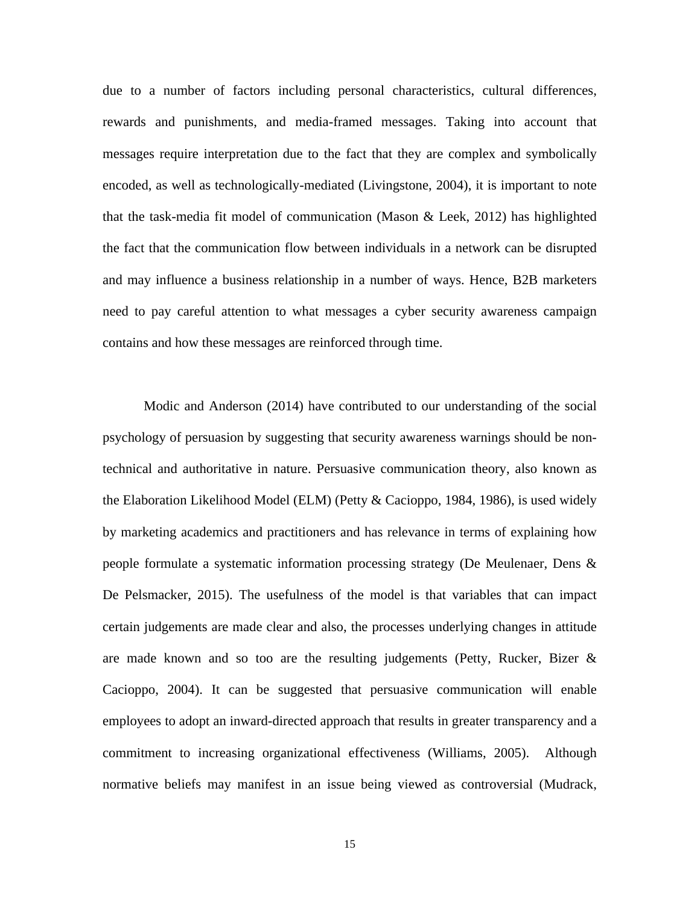due to a number of factors including personal characteristics, cultural differences, rewards and punishments, and media-framed messages. Taking into account that messages require interpretation due to the fact that they are complex and symbolically encoded, as well as technologically-mediated (Livingstone, 2004), it is important to note that the task-media fit model of communication (Mason & Leek, 2012) has highlighted the fact that the communication flow between individuals in a network can be disrupted and may influence a business relationship in a number of ways. Hence, B2B marketers need to pay careful attention to what messages a cyber security awareness campaign contains and how these messages are reinforced through time.

Modic and Anderson (2014) have contributed to our understanding of the social psychology of persuasion by suggesting that security awareness warnings should be non-technical and authoritative in nature. Persuasive communication theory, also known as the Elaboration Likelihood Model (ELM) (Petty & Cacioppo, 1984, 1986), is used widely by marketing academics and practitioners and has relevance in terms of explaining how people formulate a systematic information processing strategy (De Meulenaer, Dens & De Pelsmacker, 2015). The usefulness of the model is that variables that can impact certain judgements are made clear and also, the processes underlying changes in attitude are made known and so too are the resulting judgements (Petty, Rucker, Bizer & Cacioppo, 2004). It can be suggested that persuasive communication will enable employees to adopt an inward-directed approach that results in greater transparency and a commitment to increasing organizational effectiveness (Williams, 2005). Although normative beliefs may manifest in an issue being viewed as controversial (Mudrack,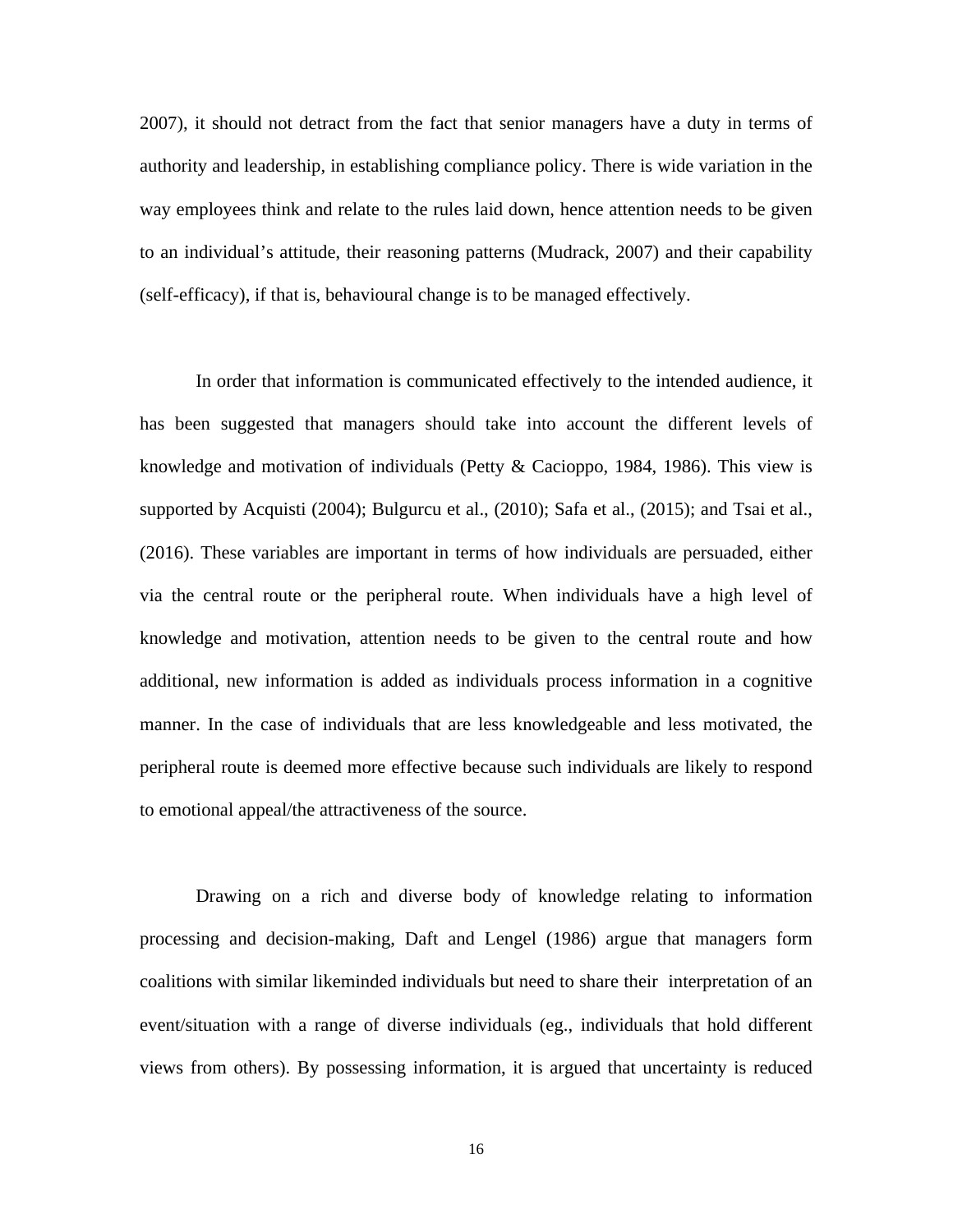2007), it should not detract from the fact that senior managers have a duty in terms of authority and leadership, in establishing compliance policy. There is wide variation in the way employees think and relate to the rules laid down, hence attention needs to be given to an individual's attitude, their reasoning patterns (Mudrack, 2007) and their capability (self-efficacy), if that is, behavioural change is to be managed effectively.

In order that information is communicated effectively to the intended audience, it has been suggested that managers should take into account the different levels of knowledge and motivation of individuals (Petty & Cacioppo, 1984, 1986). This view is supported by Acquisti (2004); Bulgurcu et al., (2010); Safa et al., (2015); and Tsai et al., (2016). These variables are important in terms of how individuals are persuaded, either via the central route or the peripheral route. When individuals have a high level of knowledge and motivation, attention needs to be given to the central route and how additional, new information is added as individuals process information in a cognitive manner. In the case of individuals that are less knowledgeable and less motivated, the peripheral route is deemed more effective because such individuals are likely to respond to emotional appeal/the attractiveness of the source.

Drawing on a rich and diverse body of knowledge relating to information processing and decision-making, Daft and Lengel (1986) argue that managers form coalitions with similar likeminded individuals but need to share their interpretation of an event/situation with a range of diverse individuals (eg., individuals that hold different views from others). By possessing information, it is argued that uncertainty is reduced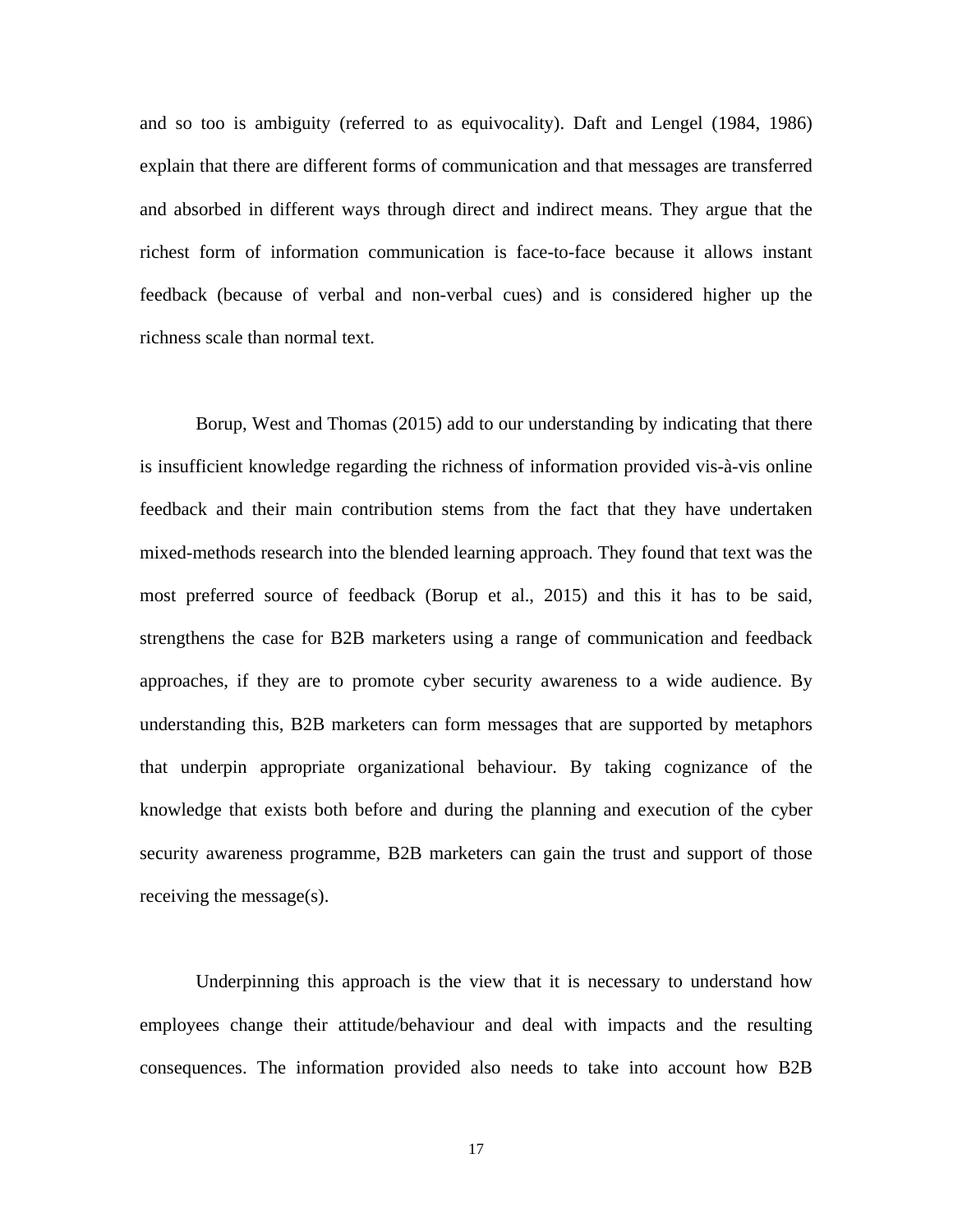and so too is ambiguity (referred to as equivocality). Daft and Lengel (1984, 1986) explain that there are different forms of communication and that messages are transferred and absorbed in different ways through direct and indirect means. They argue that the richest form of information communication is face-to-face because it allows instant feedback (because of verbal and non-verbal cues) and is considered higher up the richness scale than normal text.

Borup, West and Thomas (2015) add to our understanding by indicating that there is insufficient knowledge regarding the richness of information provided vis-à-vis online feedback and their main contribution stems from the fact that they have undertaken mixed-methods research into the blended learning approach. They found that text was the most preferred source of feedback (Borup et al., 2015) and this it has to be said, strengthens the case for B2B marketers using a range of communication and feedback approaches, if they are to promote cyber security awareness to a wide audience. By understanding this, B2B marketers can form messages that are supported by metaphors that underpin appropriate organizational behaviour. By taking cognizance of the knowledge that exists both before and during the planning and execution of the cyber security awareness programme, B2B marketers can gain the trust and support of those receiving the message(s).

Underpinning this approach is the view that it is necessary to understand how employees change their attitude/behaviour and deal with impacts and the resulting consequences. The information provided also needs to take into account how B2B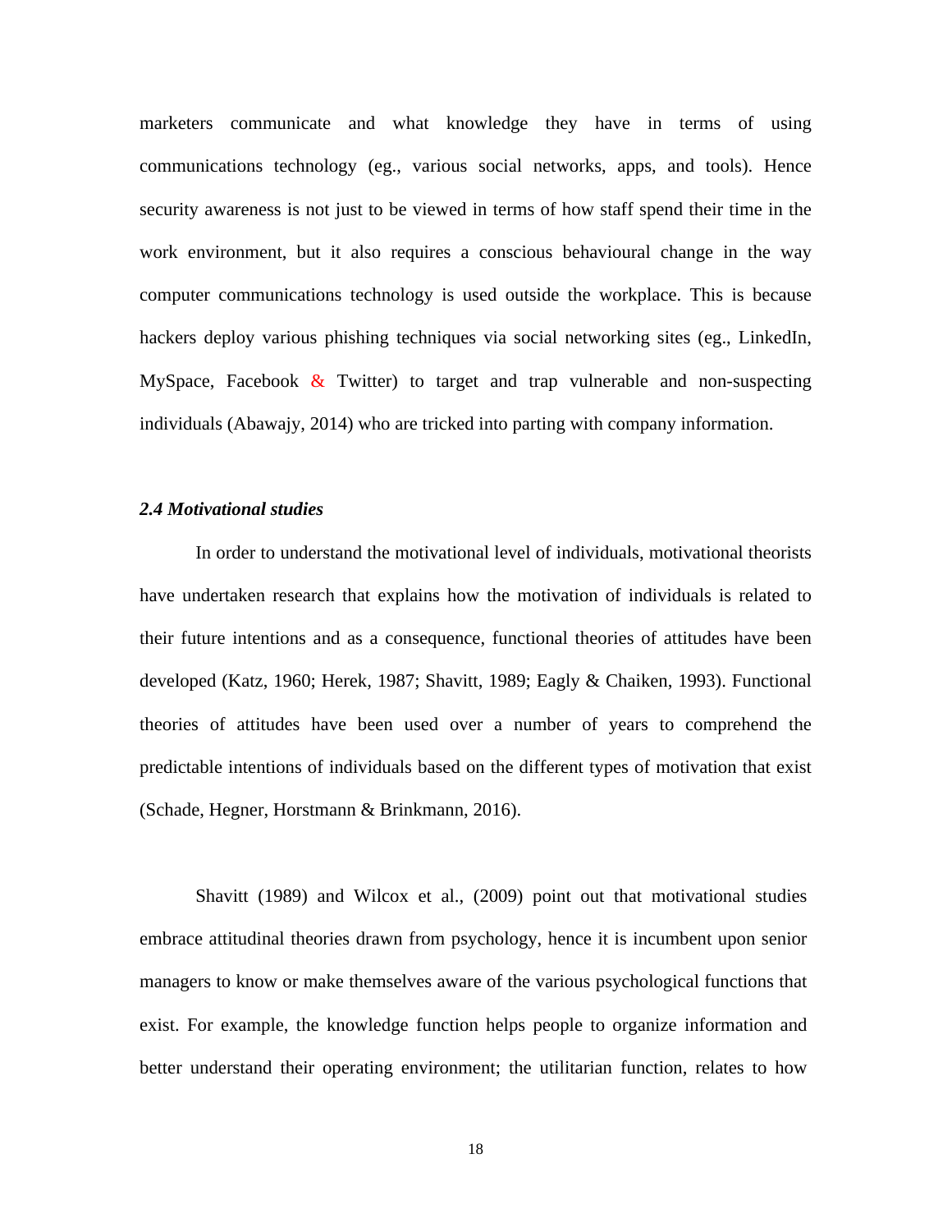marketers communicate and what knowledge they have in terms of using communications technology (eg., various social networks, apps, and tools). Hence security awareness is not just to be viewed in terms of how staff spend their time in the work environment, but it also requires a conscious behavioural change in the way computer communications technology is used outside the workplace. This is because hackers deploy various phishing techniques via social networking sites (eg., LinkedIn, MySpace, Facebook & Twitter) to target and trap vulnerable and non-suspecting individuals (Abawajy, 2014) who are tricked into parting with company information.

### *2.4 Motivational studies*

In order to understand the motivational level of individuals, motivational theorists have undertaken research that explains how the motivation of individuals is related to their future intentions and as a consequence, functional theories of attitudes have been developed (Katz, 1960; Herek, 1987; Shavitt, 1989; Eagly & Chaiken, 1993). Functional theories of attitudes have been used over a number of years to comprehend the predictable intentions of individuals based on the different types of motivation that exist (Schade, Hegner, Horstmann & Brinkmann, 2016).

Shavitt (1989) and Wilcox et al., (2009) point out that motivational studies embrace attitudinal theories drawn from psychology, hence it is incumbent upon senior managers to know or make themselves aware of the various psychological functions that exist. For example, the knowledge function helps people to organize information and better understand their operating environment; the utilitarian function, relates to how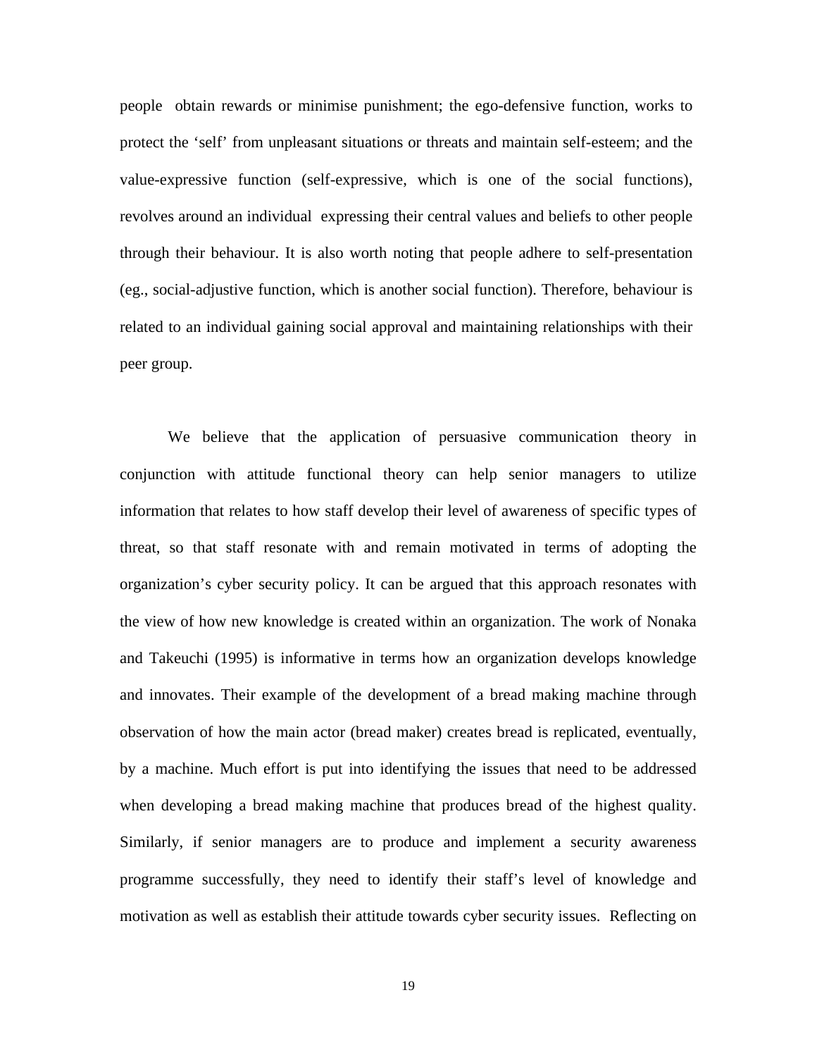people obtain rewards or minimise punishment; the ego-defensive function, works to protect the 'self' from unpleasant situations or threats and maintain self-esteem; and the value-expressive function (self-expressive, which is one of the social functions), revolves around an individual expressing their central values and beliefs to other people through their behaviour. It is also worth noting that people adhere to self-presentation (eg., social-adjustive function, which is another social function). Therefore, behaviour is related to an individual gaining social approval and maintaining relationships with their peer group.

We believe that the application of persuasive communication theory in conjunction with attitude functional theory can help senior managers to utilize information that relates to how staff develop their level of awareness of specific types of threat, so that staff resonate with and remain motivated in terms of adopting the organization's cyber security policy. It can be argued that this approach resonates with the view of how new knowledge is created within an organization. The work of Nonaka and Takeuchi (1995) is informative in terms how an organization develops knowledge and innovates. Their example of the development of a bread making machine through observation of how the main actor (bread maker) creates bread is replicated, eventually, by a machine. Much effort is put into identifying the issues that need to be addressed when developing a bread making machine that produces bread of the highest quality. Similarly, if senior managers are to produce and implement a security awareness programme successfully, they need to identify their staff's level of knowledge and motivation as well as establish their attitude towards cyber security issues. Reflecting on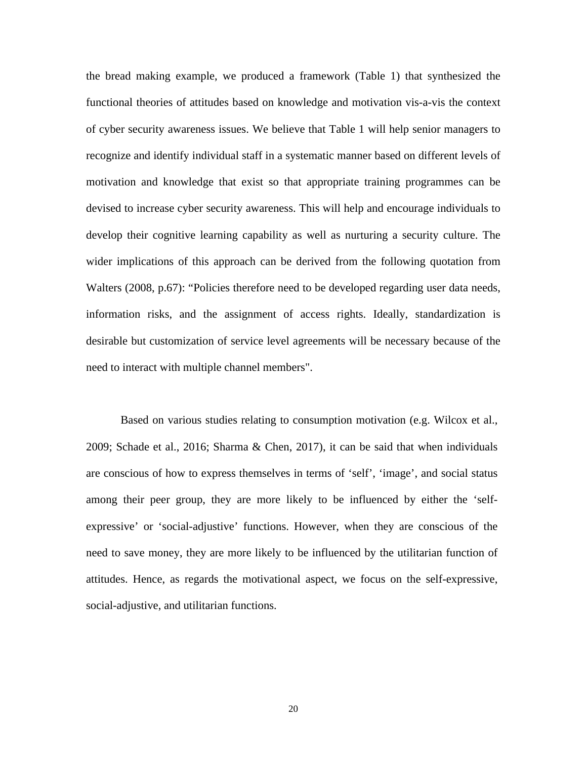the bread making example, we produced a framework (Table 1) that synthesized the functional theories of attitudes based on knowledge and motivation vis-a-vis the context of cyber security awareness issues. We believe that Table 1 will help senior managers to recognize and identify individual staff in a systematic manner based on different levels of motivation and knowledge that exist so that appropriate training programmes can be devised to increase cyber security awareness. This will help and encourage individuals to develop their cognitive learning capability as well as nurturing a security culture. The wider implications of this approach can be derived from the following quotation from Walters (2008, p.67): "Policies therefore need to be developed regarding user data needs, information risks, and the assignment of access rights. Ideally, standardization is desirable but customization of service level agreements will be necessary because of the need to interact with multiple channel members".

Based on various studies relating to consumption motivation (e.g. Wilcox et al., 2009; Schade et al., 2016; Sharma & Chen, 2017), it can be said that when individuals are conscious of how to express themselves in terms of 'self', 'image', and social status among their peer group, they are more likely to be influenced by either the 'self-expressive' or 'social-adjustive' functions. However, when they are conscious of the need to save money, they are more likely to be influenced by the utilitarian function of attitudes. Hence, as regards the motivational aspect, we focus on the self-expressive, social-adjustive, and utilitarian functions.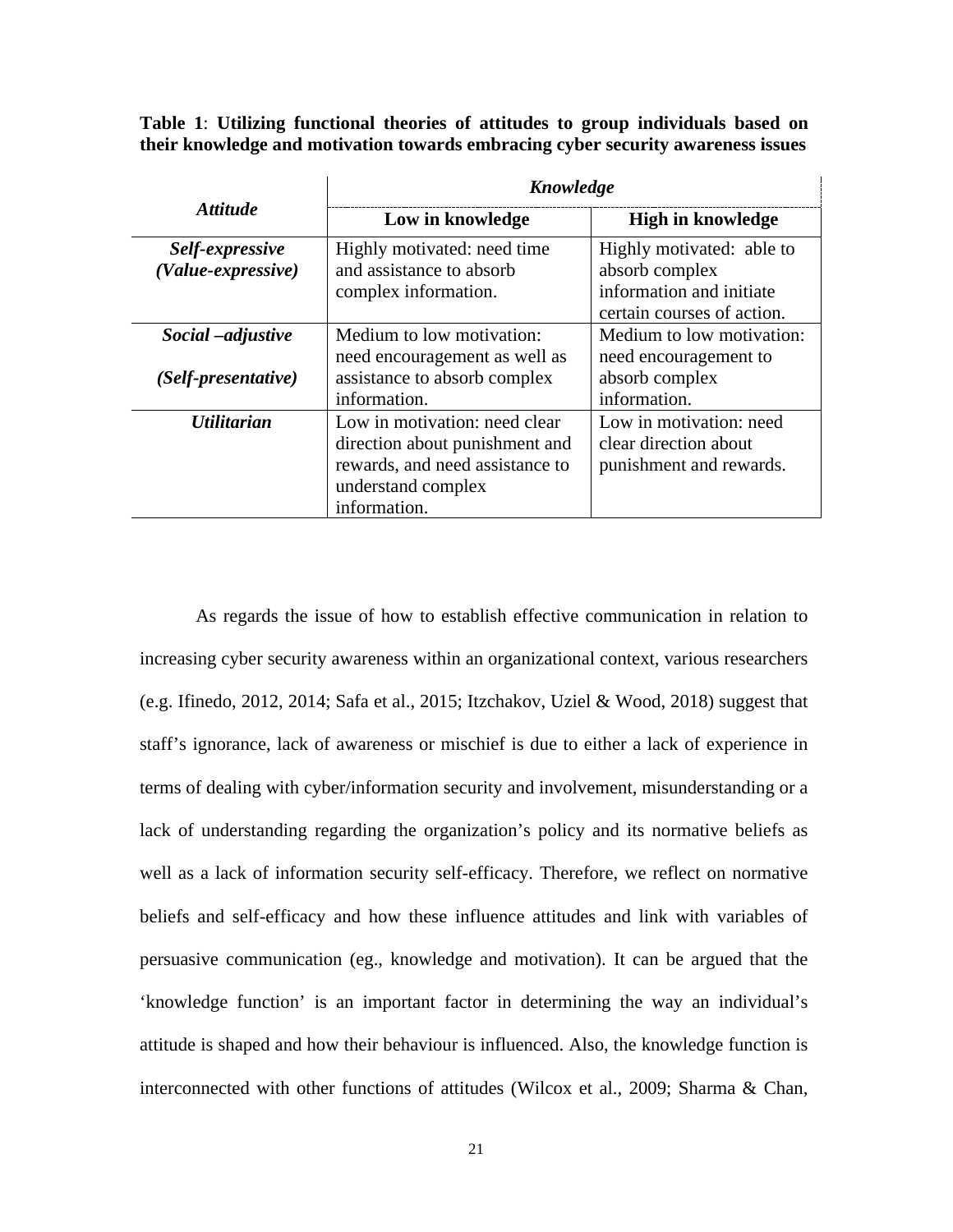**Table 1**: **Utilizing functional theories of attitudes to group individuals based on their knowledge and motivation towards embracing cyber security awareness issues**

| ***Attitude*** | ***Knowledge*** | |
|---|---|---|
| | **Low in knowledge** | **High in knowledge** |
| ***Self-expressive (Value-expressive)*** | Highly motivated: need time and assistance to absorb complex information. | Highly motivated: able to absorb complex information and initiate certain courses of action. |
| ***Social –adjustive (Self-presentative)*** | Medium to low motivation: need encouragement as well as assistance to absorb complex information. | Medium to low motivation: need encouragement to absorb complex information. |
| ***Utilitarian*** | Low in motivation: need clear direction about punishment and rewards, and need assistance to understand complex information. | Low in motivation: need clear direction about punishment and rewards. |

As regards the issue of how to establish effective communication in relation to increasing cyber security awareness within an organizational context, various researchers (e.g. Ifinedo, 2012, 2014; Safa et al., 2015; Itzchakov, Uziel & Wood, 2018) suggest that staff's ignorance, lack of awareness or mischief is due to either a lack of experience in terms of dealing with cyber/information security and involvement, misunderstanding or a lack of understanding regarding the organization's policy and its normative beliefs as well as a lack of information security self-efficacy. Therefore, we reflect on normative beliefs and self-efficacy and how these influence attitudes and link with variables of persuasive communication (eg., knowledge and motivation). It can be argued that the 'knowledge function' is an important factor in determining the way an individual's attitude is shaped and how their behaviour is influenced. Also, the knowledge function is interconnected with other functions of attitudes (Wilcox et al., 2009; Sharma & Chan,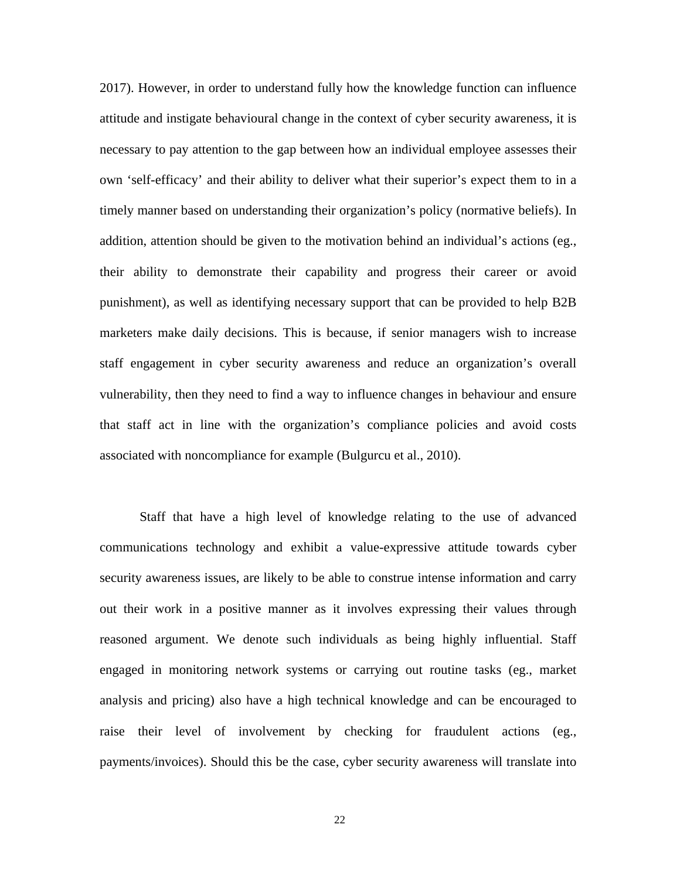2017). However, in order to understand fully how the knowledge function can influence attitude and instigate behavioural change in the context of cyber security awareness, it is necessary to pay attention to the gap between how an individual employee assesses their own 'self-efficacy' and their ability to deliver what their superior's expect them to in a timely manner based on understanding their organization's policy (normative beliefs). In addition, attention should be given to the motivation behind an individual's actions (eg., their ability to demonstrate their capability and progress their career or avoid punishment), as well as identifying necessary support that can be provided to help B2B marketers make daily decisions. This is because, if senior managers wish to increase staff engagement in cyber security awareness and reduce an organization's overall vulnerability, then they need to find a way to influence changes in behaviour and ensure that staff act in line with the organization's compliance policies and avoid costs associated with noncompliance for example (Bulgurcu et al., 2010).

Staff that have a high level of knowledge relating to the use of advanced communications technology and exhibit a value-expressive attitude towards cyber security awareness issues, are likely to be able to construe intense information and carry out their work in a positive manner as it involves expressing their values through reasoned argument. We denote such individuals as being highly influential. Staff engaged in monitoring network systems or carrying out routine tasks (eg., market analysis and pricing) also have a high technical knowledge and can be encouraged to raise their level of involvement by checking for fraudulent actions (eg., payments/invoices). Should this be the case, cyber security awareness will translate into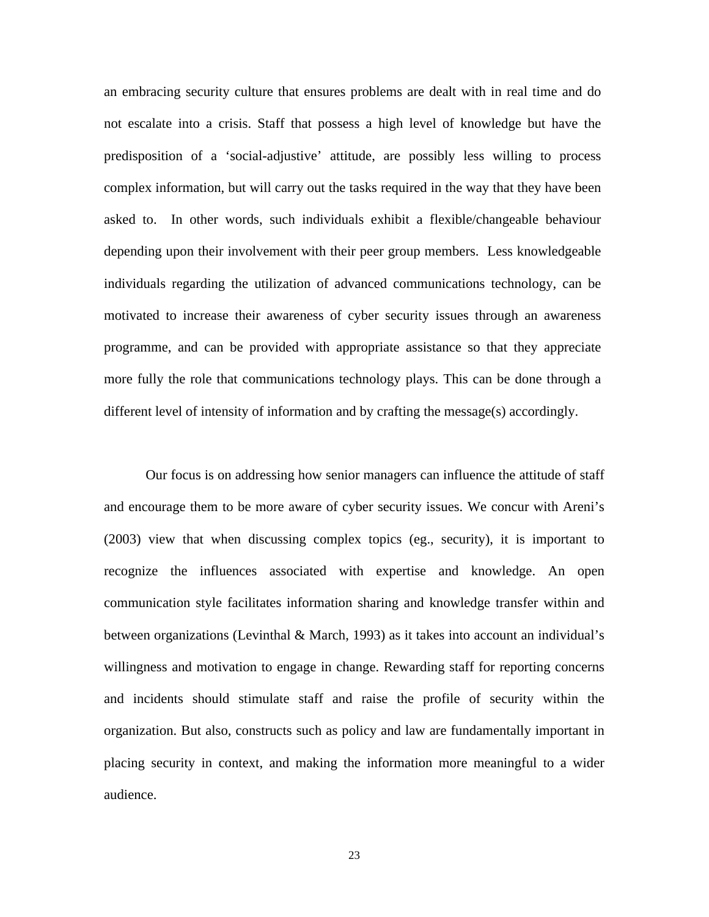an embracing security culture that ensures problems are dealt with in real time and do not escalate into a crisis. Staff that possess a high level of knowledge but have the predisposition of a 'social-adjustive' attitude, are possibly less willing to process complex information, but will carry out the tasks required in the way that they have been asked to. In other words, such individuals exhibit a flexible/changeable behaviour depending upon their involvement with their peer group members. Less knowledgeable individuals regarding the utilization of advanced communications technology, can be motivated to increase their awareness of cyber security issues through an awareness programme, and can be provided with appropriate assistance so that they appreciate more fully the role that communications technology plays. This can be done through a different level of intensity of information and by crafting the message(s) accordingly.

Our focus is on addressing how senior managers can influence the attitude of staff and encourage them to be more aware of cyber security issues. We concur with Areni's (2003) view that when discussing complex topics (eg., security), it is important to recognize the influences associated with expertise and knowledge. An open communication style facilitates information sharing and knowledge transfer within and between organizations (Levinthal & March, 1993) as it takes into account an individual's willingness and motivation to engage in change. Rewarding staff for reporting concerns and incidents should stimulate staff and raise the profile of security within the organization. But also, constructs such as policy and law are fundamentally important in placing security in context, and making the information more meaningful to a wider audience.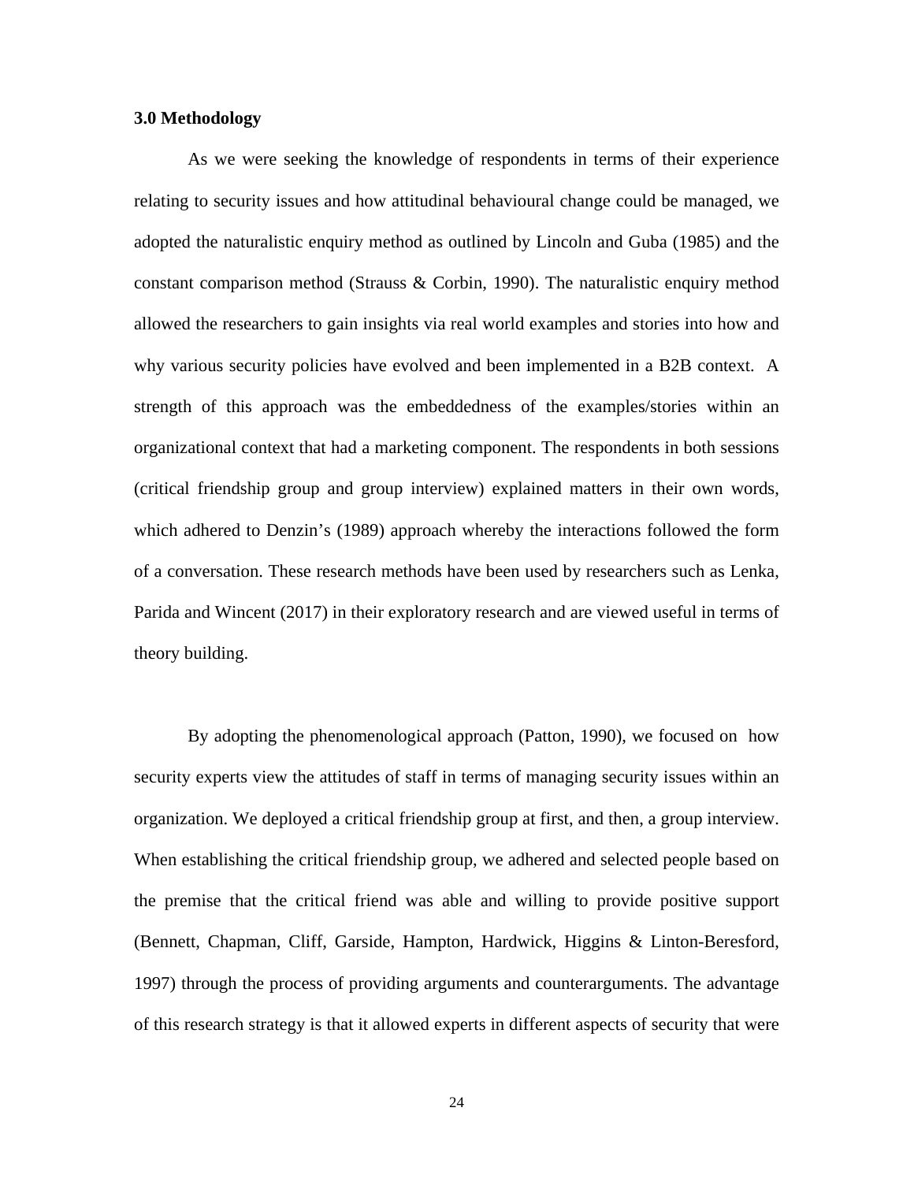### 3.0 Methodology

As we were seeking the knowledge of respondents in terms of their experience relating to security issues and how attitudinal behavioural change could be managed, we adopted the naturalistic enquiry method as outlined by Lincoln and Guba (1985) and the constant comparison method (Strauss & Corbin, 1990). The naturalistic enquiry method allowed the researchers to gain insights via real world examples and stories into how and why various security policies have evolved and been implemented in a B2B context. A strength of this approach was the embeddedness of the examples/stories within an organizational context that had a marketing component. The respondents in both sessions (critical friendship group and group interview) explained matters in their own words, which adhered to Denzin's (1989) approach whereby the interactions followed the form of a conversation. These research methods have been used by researchers such as Lenka, Parida and Wincent (2017) in their exploratory research and are viewed useful in terms of theory building.

By adopting the phenomenological approach (Patton, 1990), we focused on how security experts view the attitudes of staff in terms of managing security issues within an organization. We deployed a critical friendship group at first, and then, a group interview. When establishing the critical friendship group, we adhered and selected people based on the premise that the critical friend was able and willing to provide positive support (Bennett, Chapman, Cliff, Garside, Hampton, Hardwick, Higgins & Linton-Beresford, 1997) through the process of providing arguments and counterarguments. The advantage of this research strategy is that it allowed experts in different aspects of security that were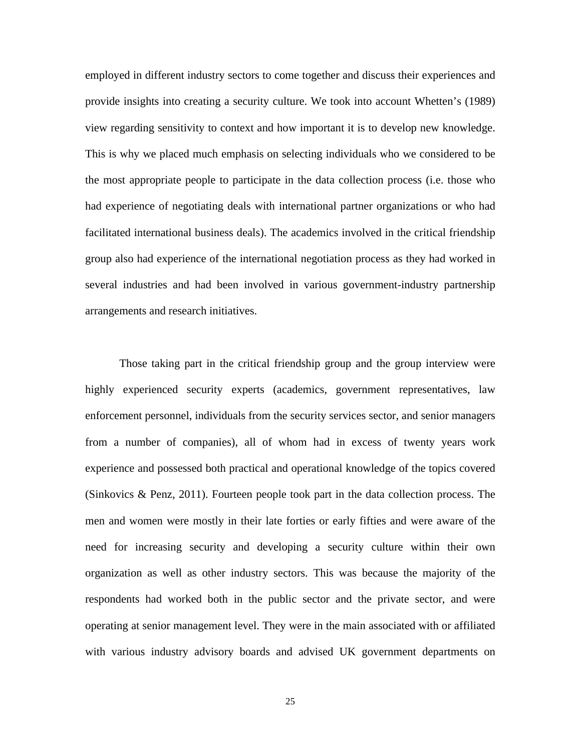employed in different industry sectors to come together and discuss their experiences and provide insights into creating a security culture. We took into account Whetten's (1989) view regarding sensitivity to context and how important it is to develop new knowledge. This is why we placed much emphasis on selecting individuals who we considered to be the most appropriate people to participate in the data collection process (i.e. those who had experience of negotiating deals with international partner organizations or who had facilitated international business deals). The academics involved in the critical friendship group also had experience of the international negotiation process as they had worked in several industries and had been involved in various government-industry partnership arrangements and research initiatives.

Those taking part in the critical friendship group and the group interview were highly experienced security experts (academics, government representatives, law enforcement personnel, individuals from the security services sector, and senior managers from a number of companies), all of whom had in excess of twenty years work experience and possessed both practical and operational knowledge of the topics covered (Sinkovics & Penz, 2011). Fourteen people took part in the data collection process. The men and women were mostly in their late forties or early fifties and were aware of the need for increasing security and developing a security culture within their own organization as well as other industry sectors. This was because the majority of the respondents had worked both in the public sector and the private sector, and were operating at senior management level. They were in the main associated with or affiliated with various industry advisory boards and advised UK government departments on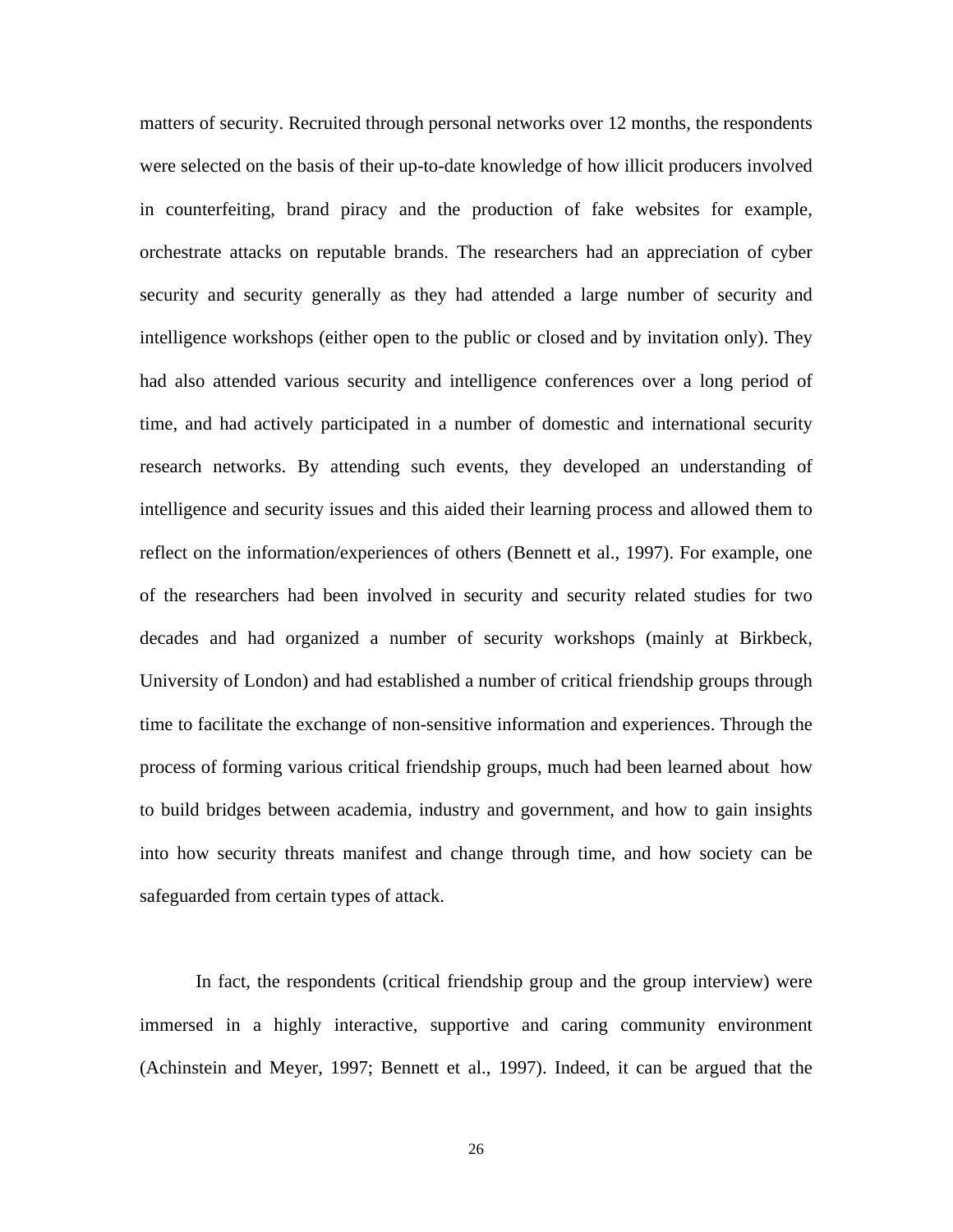matters of security. Recruited through personal networks over 12 months, the respondents were selected on the basis of their up-to-date knowledge of how illicit producers involved in counterfeiting, brand piracy and the production of fake websites for example, orchestrate attacks on reputable brands. The researchers had an appreciation of cyber security and security generally as they had attended a large number of security and intelligence workshops (either open to the public or closed and by invitation only). They had also attended various security and intelligence conferences over a long period of time, and had actively participated in a number of domestic and international security research networks. By attending such events, they developed an understanding of intelligence and security issues and this aided their learning process and allowed them to reflect on the information/experiences of others (Bennett et al., 1997). For example, one of the researchers had been involved in security and security related studies for two decades and had organized a number of security workshops (mainly at Birkbeck, University of London) and had established a number of critical friendship groups through time to facilitate the exchange of non-sensitive information and experiences. Through the process of forming various critical friendship groups, much had been learned about how to build bridges between academia, industry and government, and how to gain insights into how security threats manifest and change through time, and how society can be safeguarded from certain types of attack.

In fact, the respondents (critical friendship group and the group interview) were immersed in a highly interactive, supportive and caring community environment (Achinstein and Meyer, 1997; Bennett et al., 1997). Indeed, it can be argued that the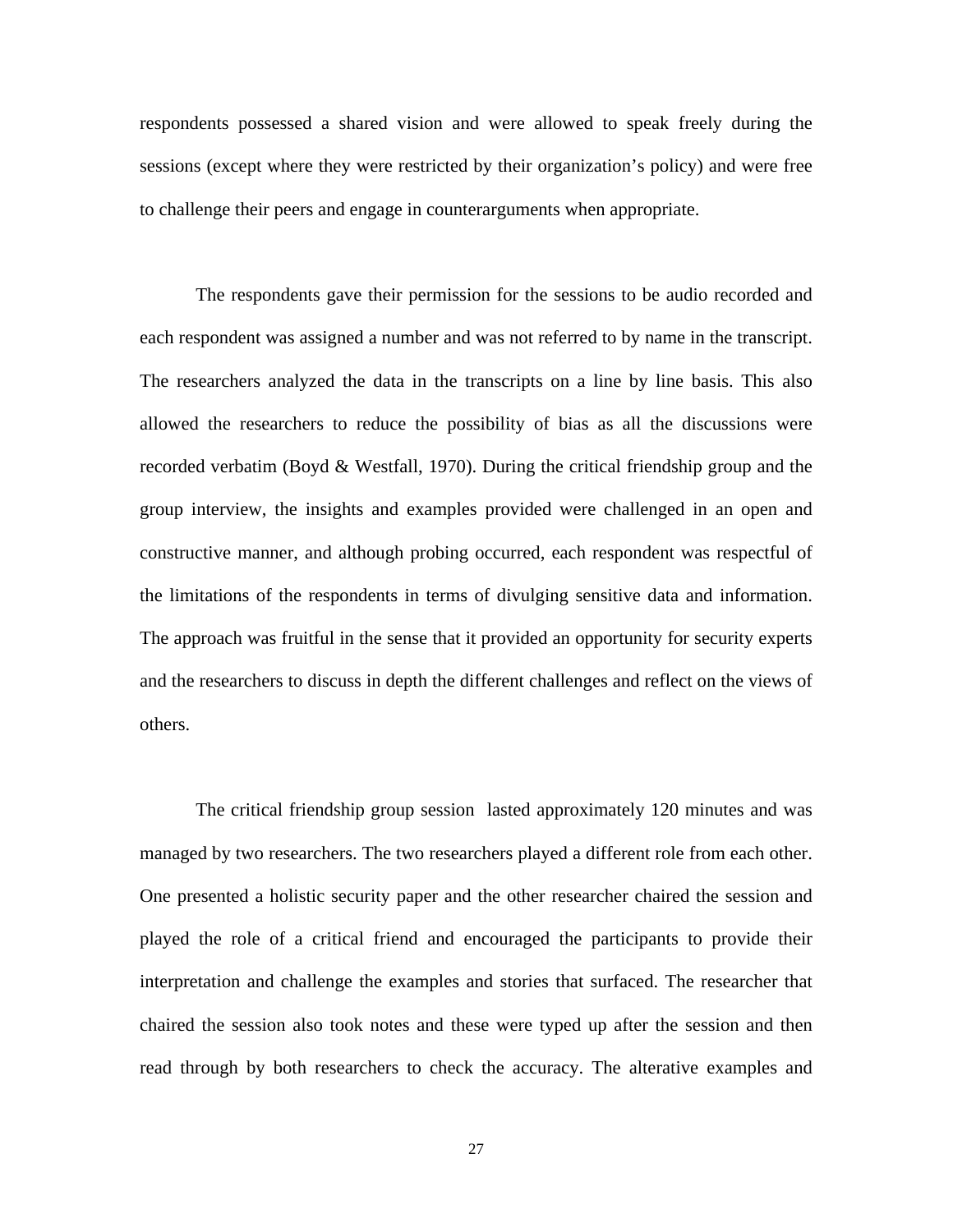respondents possessed a shared vision and were allowed to speak freely during the sessions (except where they were restricted by their organization's policy) and were free to challenge their peers and engage in counterarguments when appropriate.

The respondents gave their permission for the sessions to be audio recorded and each respondent was assigned a number and was not referred to by name in the transcript. The researchers analyzed the data in the transcripts on a line by line basis. This also allowed the researchers to reduce the possibility of bias as all the discussions were recorded verbatim (Boyd & Westfall, 1970). During the critical friendship group and the group interview, the insights and examples provided were challenged in an open and constructive manner, and although probing occurred, each respondent was respectful of the limitations of the respondents in terms of divulging sensitive data and information. The approach was fruitful in the sense that it provided an opportunity for security experts and the researchers to discuss in depth the different challenges and reflect on the views of others.

The critical friendship group session lasted approximately 120 minutes and was managed by two researchers. The two researchers played a different role from each other. One presented a holistic security paper and the other researcher chaired the session and played the role of a critical friend and encouraged the participants to provide their interpretation and challenge the examples and stories that surfaced. The researcher that chaired the session also took notes and these were typed up after the session and then read through by both researchers to check the accuracy. The alterative examples and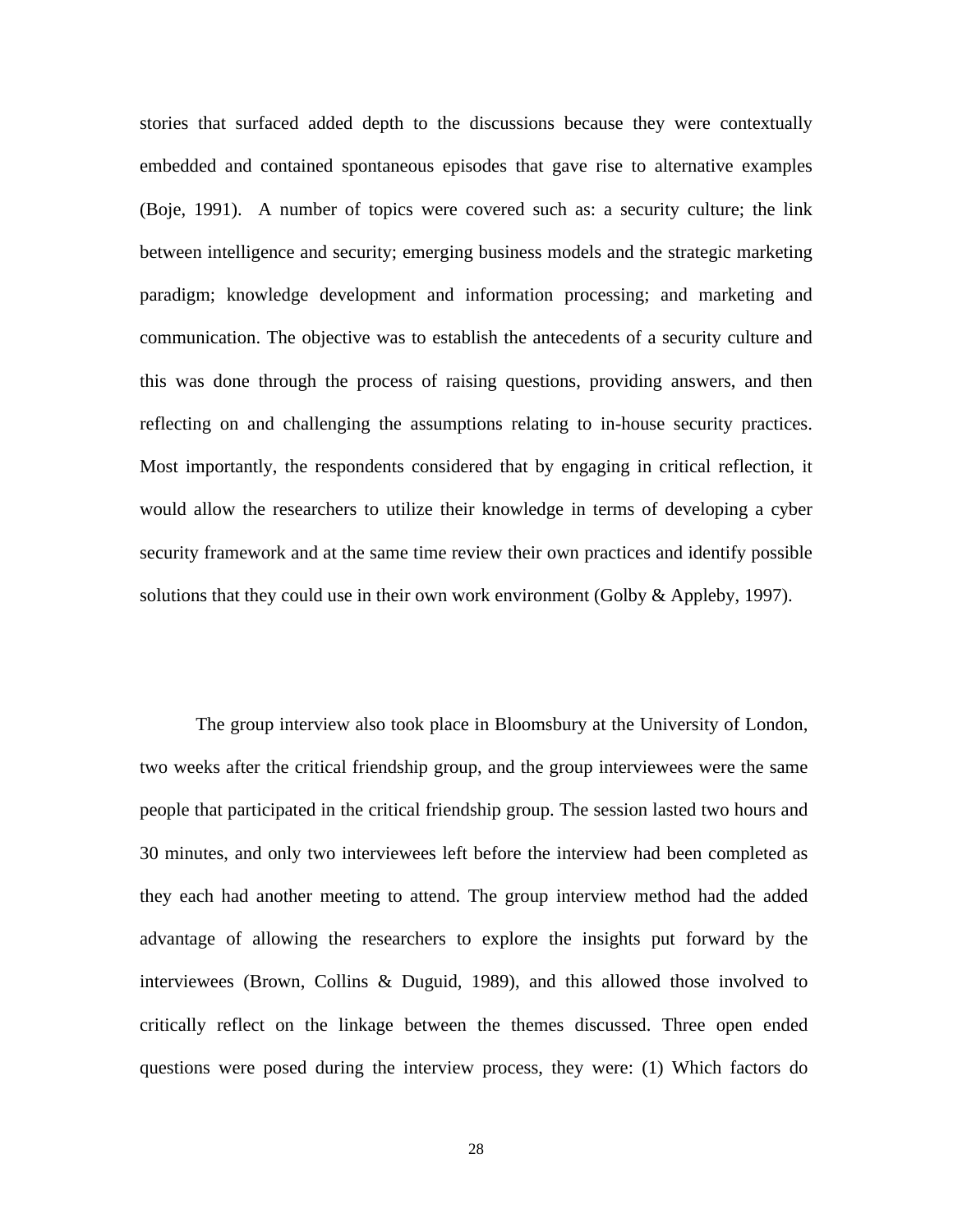stories that surfaced added depth to the discussions because they were contextually embedded and contained spontaneous episodes that gave rise to alternative examples (Boje, 1991). A number of topics were covered such as: a security culture; the link between intelligence and security; emerging business models and the strategic marketing paradigm; knowledge development and information processing; and marketing and communication. The objective was to establish the antecedents of a security culture and this was done through the process of raising questions, providing answers, and then reflecting on and challenging the assumptions relating to in-house security practices. Most importantly, the respondents considered that by engaging in critical reflection, it would allow the researchers to utilize their knowledge in terms of developing a cyber security framework and at the same time review their own practices and identify possible solutions that they could use in their own work environment (Golby & Appleby, 1997).

The group interview also took place in Bloomsbury at the University of London, two weeks after the critical friendship group, and the group interviewees were the same people that participated in the critical friendship group. The session lasted two hours and 30 minutes, and only two interviewees left before the interview had been completed as they each had another meeting to attend. The group interview method had the added advantage of allowing the researchers to explore the insights put forward by the interviewees (Brown, Collins & Duguid, 1989), and this allowed those involved to critically reflect on the linkage between the themes discussed. Three open ended questions were posed during the interview process, they were: (1) Which factors do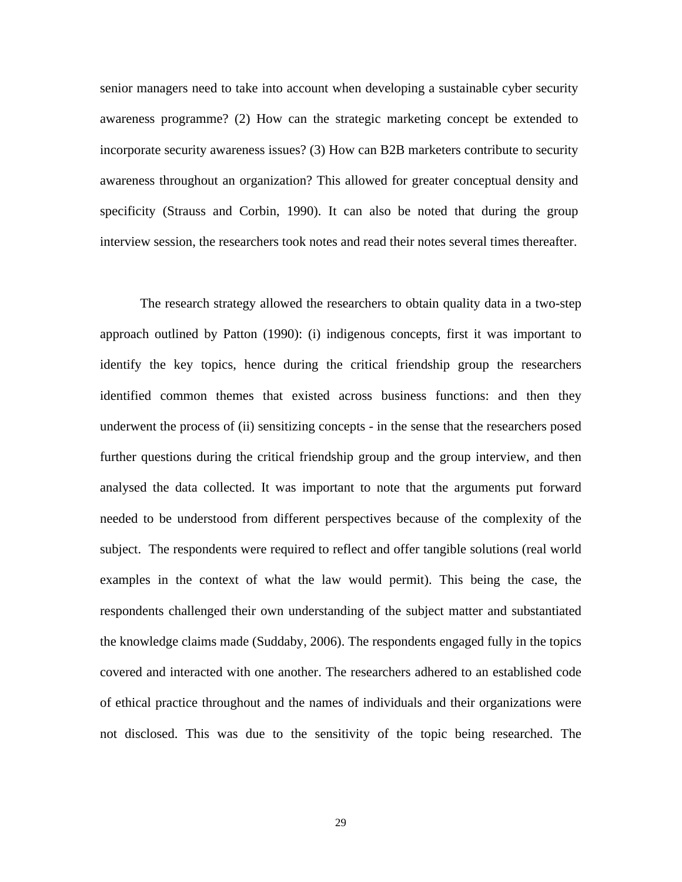senior managers need to take into account when developing a sustainable cyber security awareness programme? (2) How can the strategic marketing concept be extended to incorporate security awareness issues? (3) How can B2B marketers contribute to security awareness throughout an organization? This allowed for greater conceptual density and specificity (Strauss and Corbin, 1990). It can also be noted that during the group interview session, the researchers took notes and read their notes several times thereafter.

The research strategy allowed the researchers to obtain quality data in a two-step approach outlined by Patton (1990): (i) indigenous concepts, first it was important to identify the key topics, hence during the critical friendship group the researchers identified common themes that existed across business functions: and then they underwent the process of (ii) sensitizing concepts - in the sense that the researchers posed further questions during the critical friendship group and the group interview, and then analysed the data collected. It was important to note that the arguments put forward needed to be understood from different perspectives because of the complexity of the subject. The respondents were required to reflect and offer tangible solutions (real world examples in the context of what the law would permit). This being the case, the respondents challenged their own understanding of the subject matter and substantiated the knowledge claims made (Suddaby, 2006). The respondents engaged fully in the topics covered and interacted with one another. The researchers adhered to an established code of ethical practice throughout and the names of individuals and their organizations were not disclosed. This was due to the sensitivity of the topic being researched. The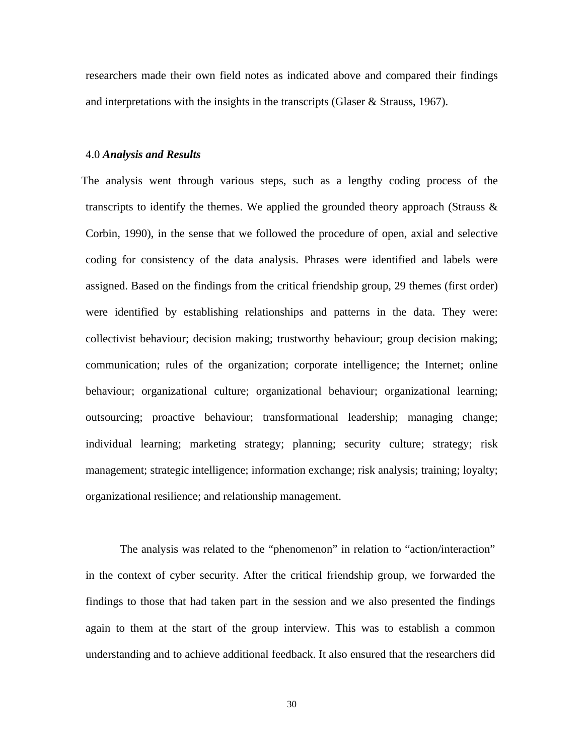researchers made their own field notes as indicated above and compared their findings and interpretations with the insights in the transcripts (Glaser & Strauss, 1967).

## 4.0 *Analysis and Results*

The analysis went through various steps, such as a lengthy coding process of the transcripts to identify the themes. We applied the grounded theory approach (Strauss & Corbin, 1990), in the sense that we followed the procedure of open, axial and selective coding for consistency of the data analysis. Phrases were identified and labels were assigned. Based on the findings from the critical friendship group, 29 themes (first order) were identified by establishing relationships and patterns in the data. They were: collectivist behaviour; decision making; trustworthy behaviour; group decision making; communication; rules of the organization; corporate intelligence; the Internet; online behaviour; organizational culture; organizational behaviour; organizational learning; outsourcing; proactive behaviour; transformational leadership; managing change; individual learning; marketing strategy; planning; security culture; strategy; risk management; strategic intelligence; information exchange; risk analysis; training; loyalty; organizational resilience; and relationship management.

The analysis was related to the "phenomenon" in relation to "action/interaction" in the context of cyber security. After the critical friendship group, we forwarded the findings to those that had taken part in the session and we also presented the findings again to them at the start of the group interview. This was to establish a common understanding and to achieve additional feedback. It also ensured that the researchers did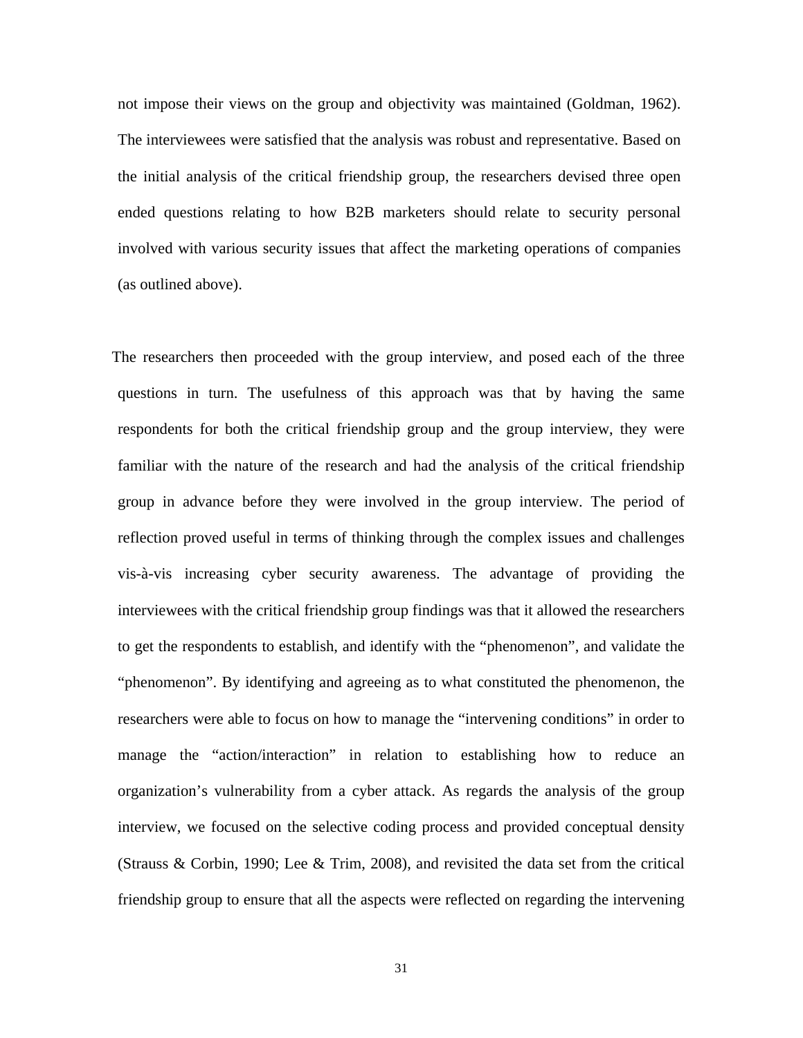not impose their views on the group and objectivity was maintained (Goldman, 1962). The interviewees were satisfied that the analysis was robust and representative. Based on the initial analysis of the critical friendship group, the researchers devised three open ended questions relating to how B2B marketers should relate to security personal involved with various security issues that affect the marketing operations of companies (as outlined above).

The researchers then proceeded with the group interview, and posed each of the three questions in turn. The usefulness of this approach was that by having the same respondents for both the critical friendship group and the group interview, they were familiar with the nature of the research and had the analysis of the critical friendship group in advance before they were involved in the group interview. The period of reflection proved useful in terms of thinking through the complex issues and challenges vis-à-vis increasing cyber security awareness. The advantage of providing the interviewees with the critical friendship group findings was that it allowed the researchers to get the respondents to establish, and identify with the "phenomenon", and validate the "phenomenon". By identifying and agreeing as to what constituted the phenomenon, the researchers were able to focus on how to manage the "intervening conditions" in order to manage the "action/interaction" in relation to establishing how to reduce an organization's vulnerability from a cyber attack. As regards the analysis of the group interview, we focused on the selective coding process and provided conceptual density (Strauss & Corbin, 1990; Lee & Trim, 2008), and revisited the data set from the critical friendship group to ensure that all the aspects were reflected on regarding the intervening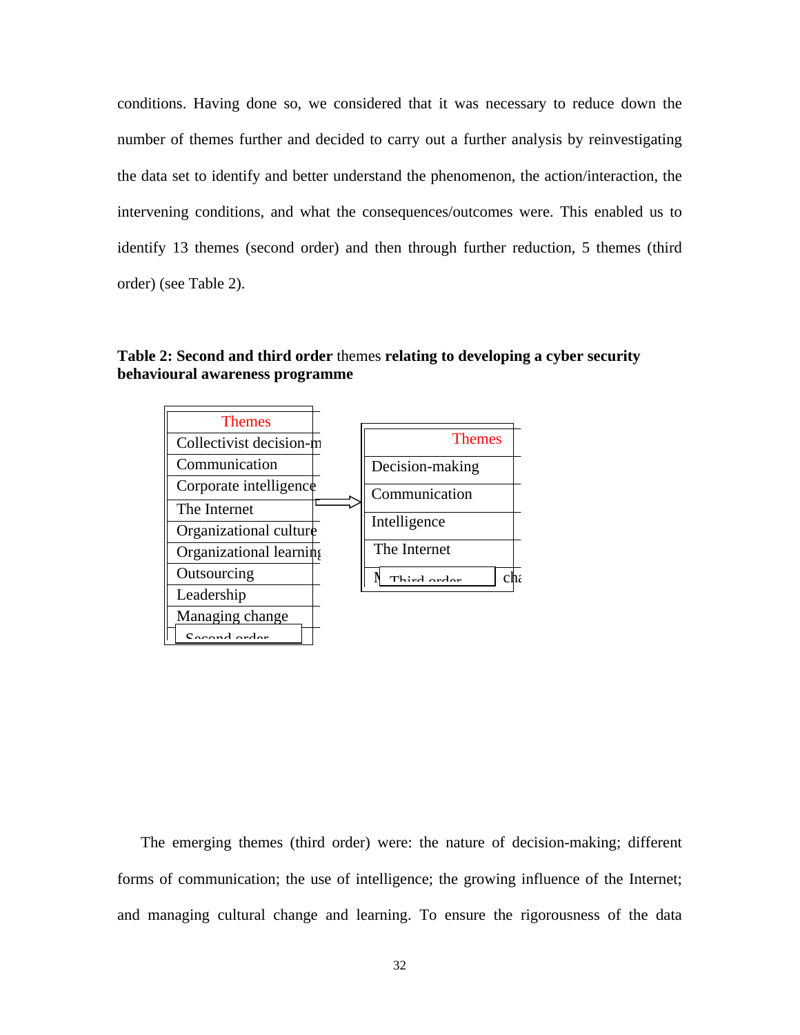conditions. Having done so, we considered that it was necessary to reduce down the number of themes further and decided to carry out a further analysis by reinvestigating the data set to identify and better understand the phenomenon, the action/interaction, the intervening conditions, and what the consequences/outcomes were. This enabled us to identify 13 themes (second order) and then through further reduction, 5 themes (third order) (see Table 2).

**Table 2: Second and third order** themes **relating to developing a cyber security behavioural awareness programme**

| Themes |
|---|
| Collectivist decision-m |
| Communication |
| Corporate intelligence |
| The Internet |
| Organizational culture |
| Organizational learning |
| Outsourcing |
| Leadership |
| Managing change |
| Second order |

→

| Themes |
|---|
| Decision-making |
| Communication |
| Intelligence |
| The Internet |
| M Third order cha |

The emerging themes (third order) were: the nature of decision-making; different forms of communication; the use of intelligence; the growing influence of the Internet; and managing cultural change and learning. To ensure the rigorousness of the data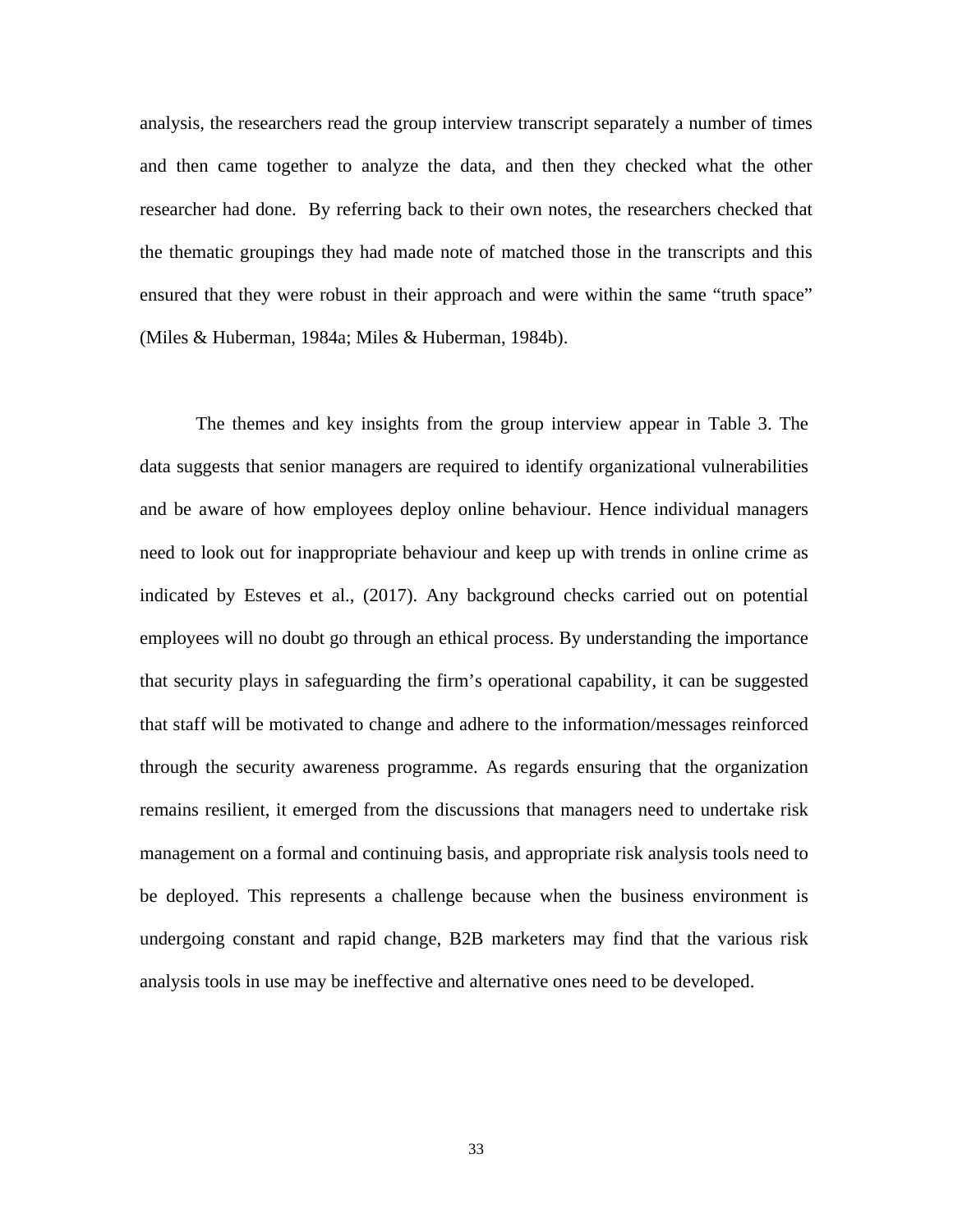analysis, the researchers read the group interview transcript separately a number of times and then came together to analyze the data, and then they checked what the other researcher had done. By referring back to their own notes, the researchers checked that the thematic groupings they had made note of matched those in the transcripts and this ensured that they were robust in their approach and were within the same "truth space" (Miles & Huberman, 1984a; Miles & Huberman, 1984b).

The themes and key insights from the group interview appear in Table 3. The data suggests that senior managers are required to identify organizational vulnerabilities and be aware of how employees deploy online behaviour. Hence individual managers need to look out for inappropriate behaviour and keep up with trends in online crime as indicated by Esteves et al., (2017). Any background checks carried out on potential employees will no doubt go through an ethical process. By understanding the importance that security plays in safeguarding the firm's operational capability, it can be suggested that staff will be motivated to change and adhere to the information/messages reinforced through the security awareness programme. As regards ensuring that the organization remains resilient, it emerged from the discussions that managers need to undertake risk management on a formal and continuing basis, and appropriate risk analysis tools need to be deployed. This represents a challenge because when the business environment is undergoing constant and rapid change, B2B marketers may find that the various risk analysis tools in use may be ineffective and alternative ones need to be developed.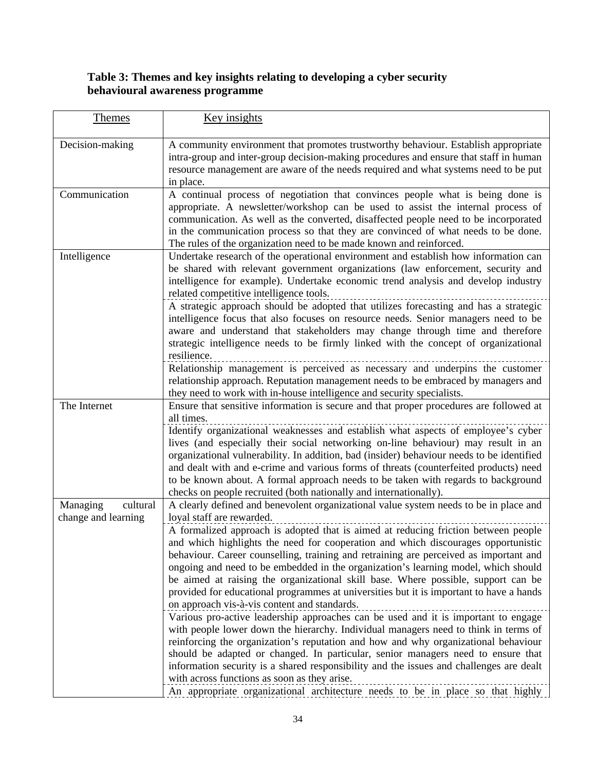**Table 3: Themes and key insights relating to developing a cyber security behavioural awareness programme**

| Themes | Key insights |
|---|---|
| Decision-making | A community environment that promotes trustworthy behaviour. Establish appropriate intra-group and inter-group decision-making procedures and ensure that staff in human resource management are aware of the needs required and what systems need to be put in place. |
| Communication | A continual process of negotiation that convinces people what is being done is appropriate. A newsletter/workshop can be used to assist the internal process of communication. As well as the converted, disaffected people need to be incorporated in the communication process so that they are convinced of what needs to be done. The rules of the organization need to be made known and reinforced. |
| Intelligence | Undertake research of the operational environment and establish how information can be shared with relevant government organizations (law enforcement, security and intelligence for example). Undertake economic trend analysis and develop industry related competitive intelligence tools. |
| | A strategic approach should be adopted that utilizes forecasting and has a strategic intelligence focus that also focuses on resource needs. Senior managers need to be aware and understand that stakeholders may change through time and therefore strategic intelligence needs to be firmly linked with the concept of organizational resilience. |
| | Relationship management is perceived as necessary and underpins the customer relationship approach. Reputation management needs to be embraced by managers and they need to work with in-house intelligence and security specialists. |
| The Internet | Ensure that sensitive information is secure and that proper procedures are followed at all times. |
| | Identify organizational weaknesses and establish what aspects of employee's cyber lives (and especially their social networking on-line behaviour) may result in an organizational vulnerability. In addition, bad (insider) behaviour needs to be identified and dealt with and e-crime and various forms of threats (counterfeited products) need to be known about. A formal approach needs to be taken with regards to background checks on people recruited (both nationally and internationally). |
| Managing cultural change and learning | A clearly defined and benevolent organizational value system needs to be in place and loyal staff are rewarded. |
| | A formalized approach is adopted that is aimed at reducing friction between people and which highlights the need for cooperation and which discourages opportunistic behaviour. Career counselling, training and retraining are perceived as important and ongoing and need to be embedded in the organization's learning model, which should be aimed at raising the organizational skill base. Where possible, support can be provided for educational programmes at universities but it is important to have a hands on approach vis-à-vis content and standards. |
| | Various pro-active leadership approaches can be used and it is important to engage with people lower down the hierarchy. Individual managers need to think in terms of reinforcing the organization's reputation and how and why organizational behaviour should be adapted or changed. In particular, senior managers need to ensure that information security is a shared responsibility and the issues and challenges are dealt with across functions as soon as they arise. |
| | An appropriate organizational architecture needs to be in place so that highly |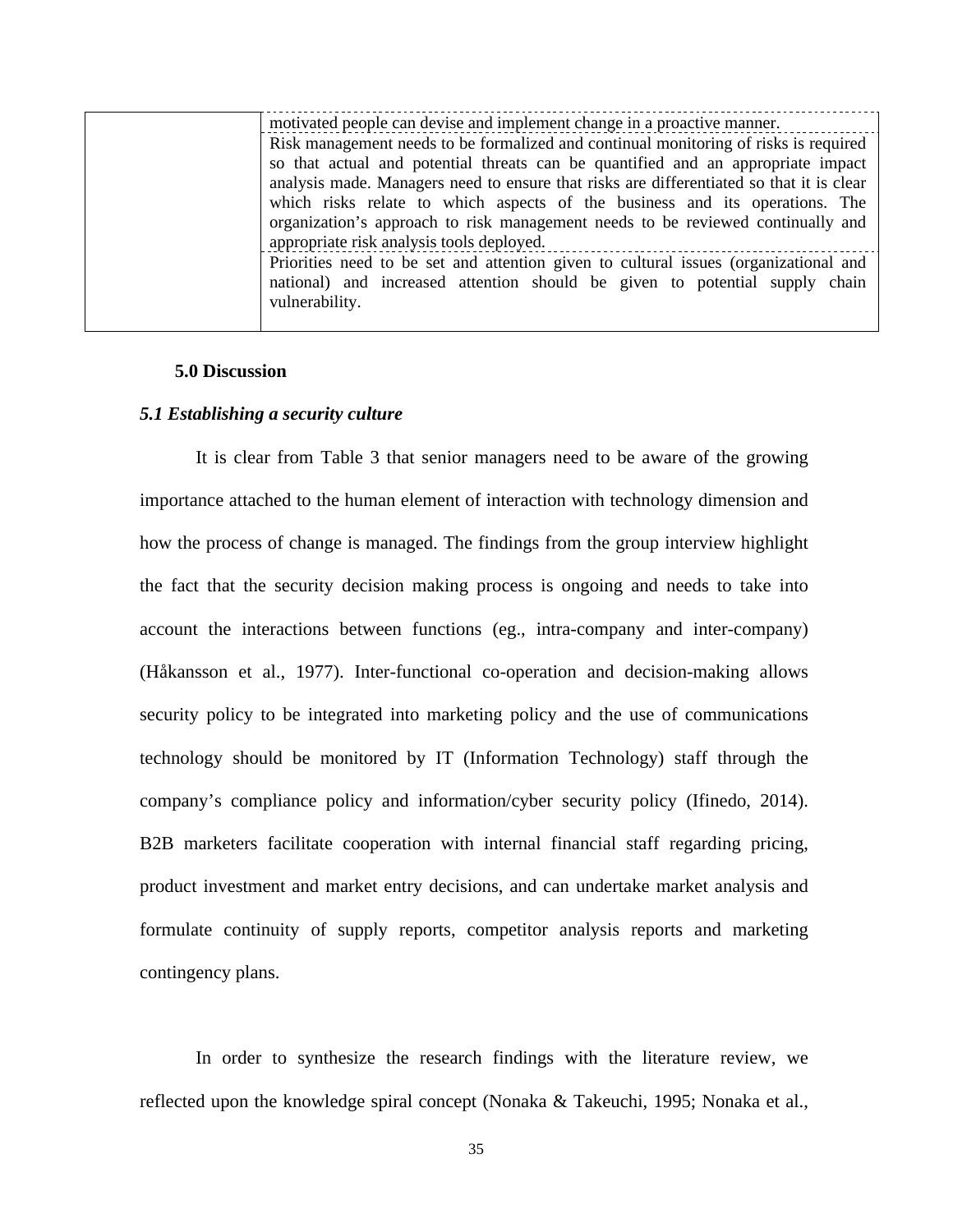|  | motivated people can devise and implement change in a proactive manner. |
| --- | --- |
|  | Risk management needs to be formalized and continual monitoring of risks is required so that actual and potential threats can be quantified and an appropriate impact analysis made. Managers need to ensure that risks are differentiated so that it is clear which risks relate to which aspects of the business and its operations. The organization's approach to risk management needs to be reviewed continually and appropriate risk analysis tools deployed. |
|  | Priorities need to be set and attention given to cultural issues (organizational and national) and increased attention should be given to potential supply chain vulnerability. |

## 5.0 Discussion

### *5.1 Establishing a security culture*

It is clear from Table 3 that senior managers need to be aware of the growing importance attached to the human element of interaction with technology dimension and how the process of change is managed. The findings from the group interview highlight the fact that the security decision making process is ongoing and needs to take into account the interactions between functions (eg., intra-company and inter-company) (Håkansson et al., 1977). Inter-functional co-operation and decision-making allows security policy to be integrated into marketing policy and the use of communications technology should be monitored by IT (Information Technology) staff through the company's compliance policy and information/cyber security policy (Ifinedo, 2014). B2B marketers facilitate cooperation with internal financial staff regarding pricing, product investment and market entry decisions, and can undertake market analysis and formulate continuity of supply reports, competitor analysis reports and marketing contingency plans.

In order to synthesize the research findings with the literature review, we reflected upon the knowledge spiral concept (Nonaka & Takeuchi, 1995; Nonaka et al.,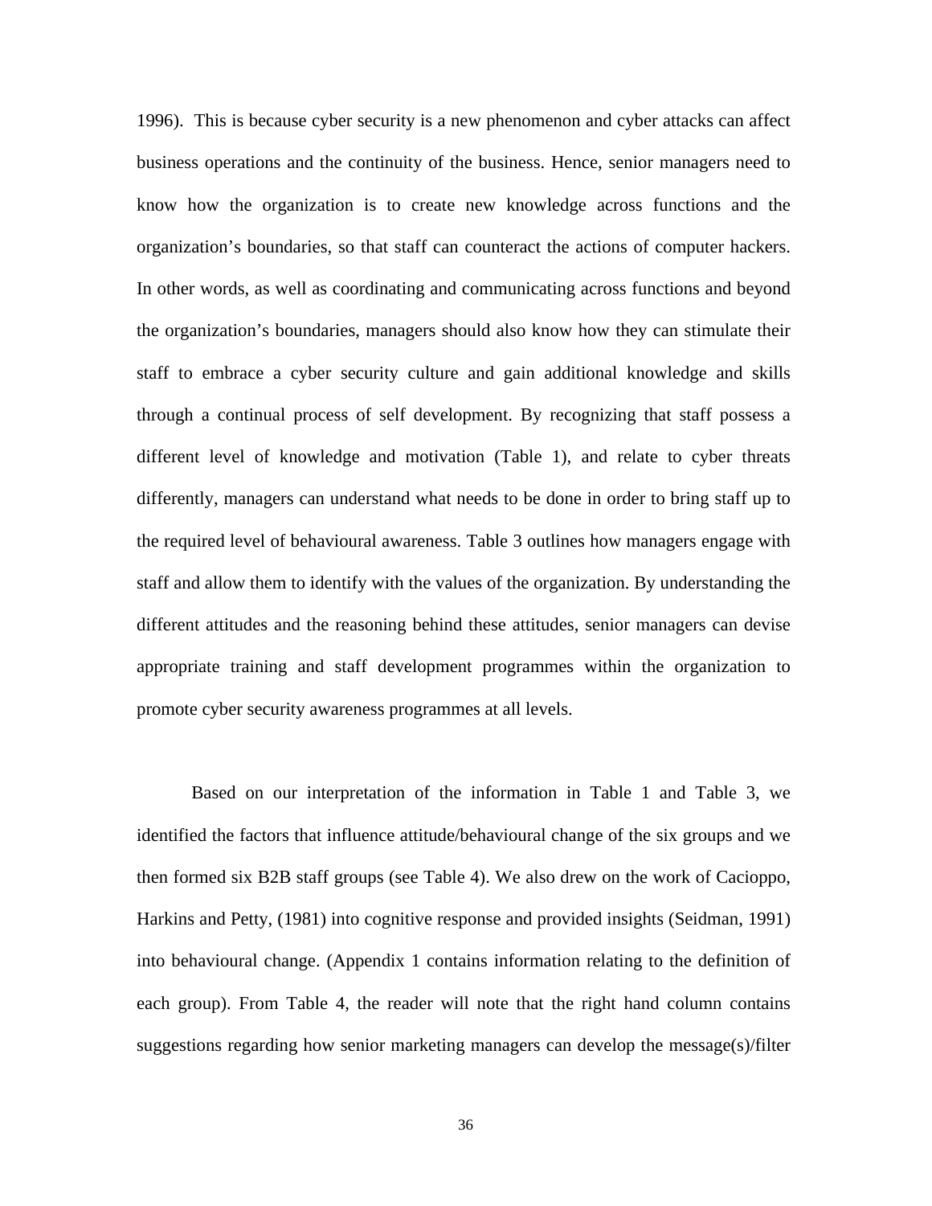1996). This is because cyber security is a new phenomenon and cyber attacks can affect business operations and the continuity of the business. Hence, senior managers need to know how the organization is to create new knowledge across functions and the organization's boundaries, so that staff can counteract the actions of computer hackers. In other words, as well as coordinating and communicating across functions and beyond the organization's boundaries, managers should also know how they can stimulate their staff to embrace a cyber security culture and gain additional knowledge and skills through a continual process of self development. By recognizing that staff possess a different level of knowledge and motivation (Table 1), and relate to cyber threats differently, managers can understand what needs to be done in order to bring staff up to the required level of behavioural awareness. Table 3 outlines how managers engage with staff and allow them to identify with the values of the organization. By understanding the different attitudes and the reasoning behind these attitudes, senior managers can devise appropriate training and staff development programmes within the organization to promote cyber security awareness programmes at all levels.

Based on our interpretation of the information in Table 1 and Table 3, we identified the factors that influence attitude/behavioural change of the six groups and we then formed six B2B staff groups (see Table 4). We also drew on the work of Cacioppo, Harkins and Petty, (1981) into cognitive response and provided insights (Seidman, 1991) into behavioural change. (Appendix 1 contains information relating to the definition of each group). From Table 4, the reader will note that the right hand column contains suggestions regarding how senior marketing managers can develop the message(s)/filter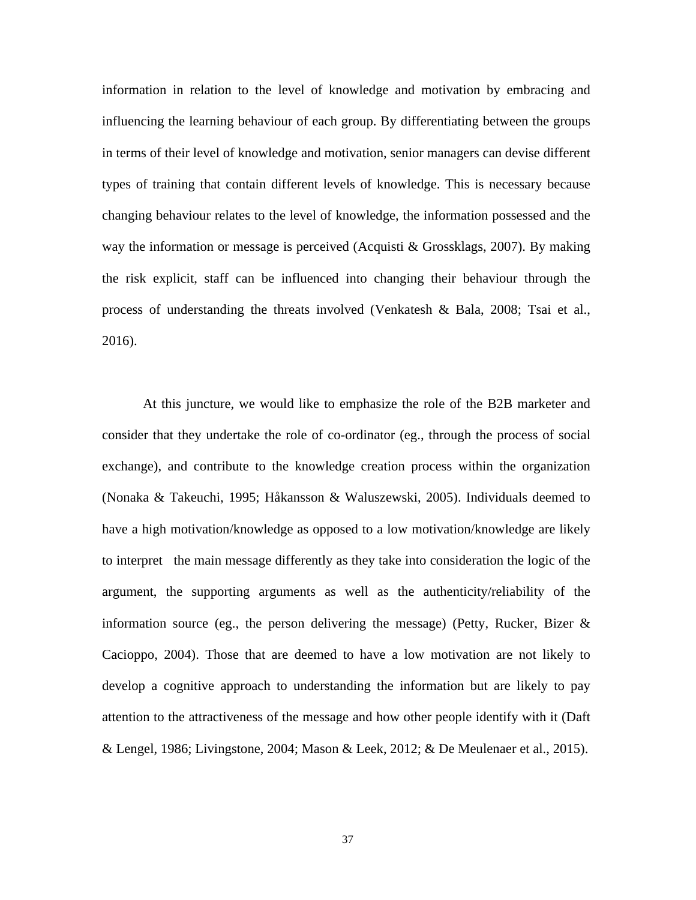information in relation to the level of knowledge and motivation by embracing and influencing the learning behaviour of each group. By differentiating between the groups in terms of their level of knowledge and motivation, senior managers can devise different types of training that contain different levels of knowledge. This is necessary because changing behaviour relates to the level of knowledge, the information possessed and the way the information or message is perceived (Acquisti & Grossklags, 2007). By making the risk explicit, staff can be influenced into changing their behaviour through the process of understanding the threats involved (Venkatesh & Bala, 2008; Tsai et al., 2016).

At this juncture, we would like to emphasize the role of the B2B marketer and consider that they undertake the role of co-ordinator (eg., through the process of social exchange), and contribute to the knowledge creation process within the organization (Nonaka & Takeuchi, 1995; Håkansson & Waluszewski, 2005). Individuals deemed to have a high motivation/knowledge as opposed to a low motivation/knowledge are likely to interpret the main message differently as they take into consideration the logic of the argument, the supporting arguments as well as the authenticity/reliability of the information source (eg., the person delivering the message) (Petty, Rucker, Bizer & Cacioppo, 2004). Those that are deemed to have a low motivation are not likely to develop a cognitive approach to understanding the information but are likely to pay attention to the attractiveness of the message and how other people identify with it (Daft & Lengel, 1986; Livingstone, 2004; Mason & Leek, 2012; & De Meulenaer et al., 2015).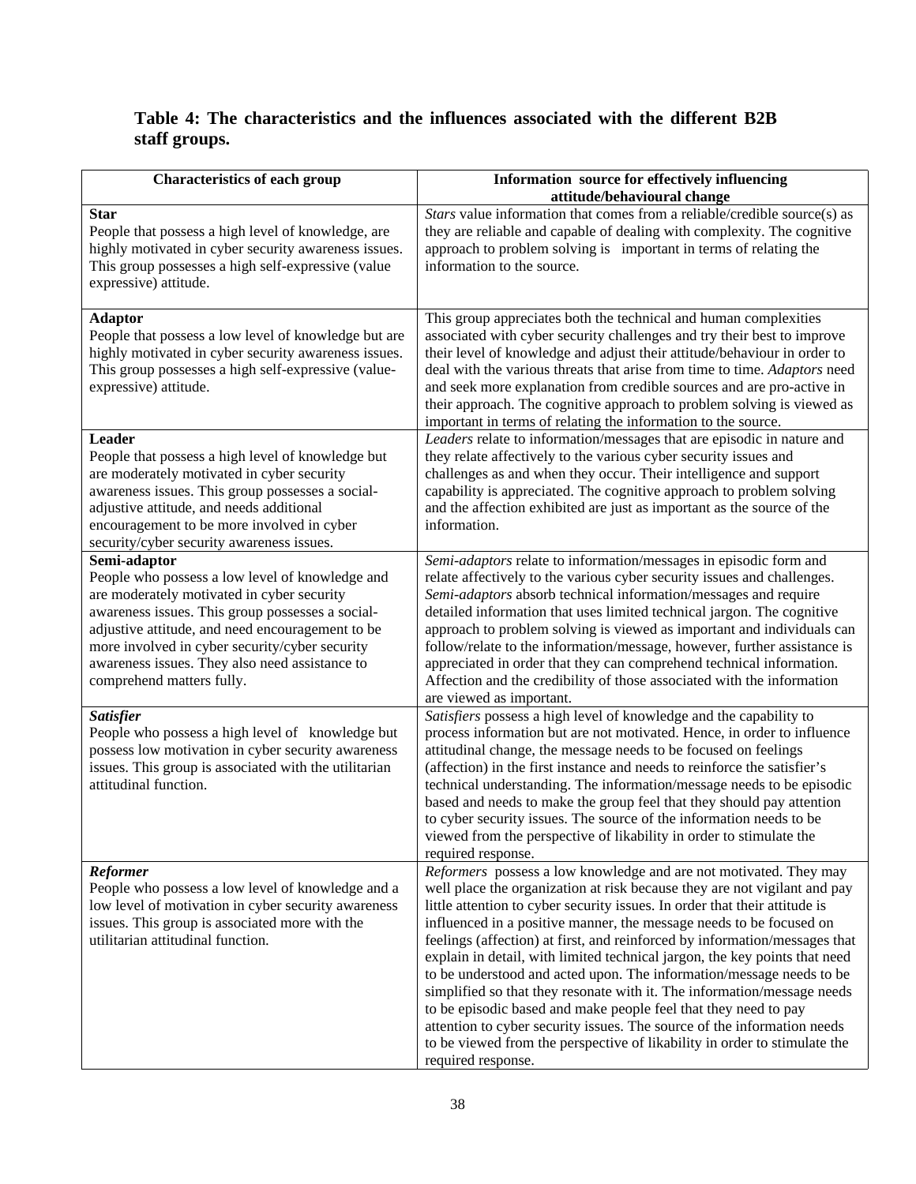**Table 4: The characteristics and the influences associated with the different B2B staff groups.**

| Characteristics of each group | Information source for effectively influencing attitude/behavioural change |
|---|---|
| **Star**<br>People that possess a high level of knowledge, are highly motivated in cyber security awareness issues. This group possesses a high self-expressive (value expressive) attitude. | *Stars* value information that comes from a reliable/credible source(s) as they are reliable and capable of dealing with complexity. The cognitive approach to problem solving is important in terms of relating the information to the source. |
| **Adaptor**<br>People that possess a low level of knowledge but are highly motivated in cyber security awareness issues. This group possesses a high self-expressive (value-expressive) attitude. | This group appreciates both the technical and human complexities associated with cyber security challenges and try their best to improve their level of knowledge and adjust their attitude/behaviour in order to deal with the various threats that arise from time to time. *Adaptors* need and seek more explanation from credible sources and are pro-active in their approach. The cognitive approach to problem solving is viewed as important in terms of relating the information to the source. |
| **Leader**<br>People that possess a high level of knowledge but are moderately motivated in cyber security awareness issues. This group possesses a social-adjustive attitude, and needs additional encouragement to be more involved in cyber security/cyber security awareness issues. | *Leaders* relate to information/messages that are episodic in nature and they relate affectively to the various cyber security issues and challenges as and when they occur. Their intelligence and support capability is appreciated. The cognitive approach to problem solving and the affection exhibited are just as important as the source of the information. |
| **Semi-adaptor**<br>People who possess a low level of knowledge and are moderately motivated in cyber security awareness issues. This group possesses a social-adjustive attitude, and need encouragement to be more involved in cyber security/cyber security awareness issues. They also need assistance to comprehend matters fully. | *Semi-adaptors* relate to information/messages in episodic form and relate affectively to the various cyber security issues and challenges. *Semi-adaptors* absorb technical information/messages and require detailed information that uses limited technical jargon. The cognitive approach to problem solving is viewed as important and individuals can follow/relate to the information/message, however, further assistance is appreciated in order that they can comprehend technical information. Affection and the credibility of those associated with the information are viewed as important. |
| ***Satisfier***<br>People who possess a high level of knowledge but possess low motivation in cyber security awareness issues. This group is associated with the utilitarian attitudinal function. | *Satisfiers* possess a high level of knowledge and the capability to process information but are not motivated. Hence, in order to influence attitudinal change, the message needs to be focused on feelings (affection) in the first instance and needs to reinforce the satisfier's technical understanding. The information/message needs to be episodic based and needs to make the group feel that they should pay attention to cyber security issues. The source of the information needs to be viewed from the perspective of likability in order to stimulate the required response. |
| ***Reformer***<br>People who possess a low level of knowledge and a low level of motivation in cyber security awareness issues. This group is associated more with the utilitarian attitudinal function. | *Reformers* possess a low knowledge and are not motivated. They may well place the organization at risk because they are not vigilant and pay little attention to cyber security issues. In order that their attitude is influenced in a positive manner, the message needs to be focused on feelings (affection) at first, and reinforced by information/messages that explain in detail, with limited technical jargon, the key points that need to be understood and acted upon. The information/message needs to be simplified so that they resonate with it. The information/message needs to be episodic based and make people feel that they need to pay attention to cyber security issues. The source of the information needs to be viewed from the perspective of likability in order to stimulate the required response. |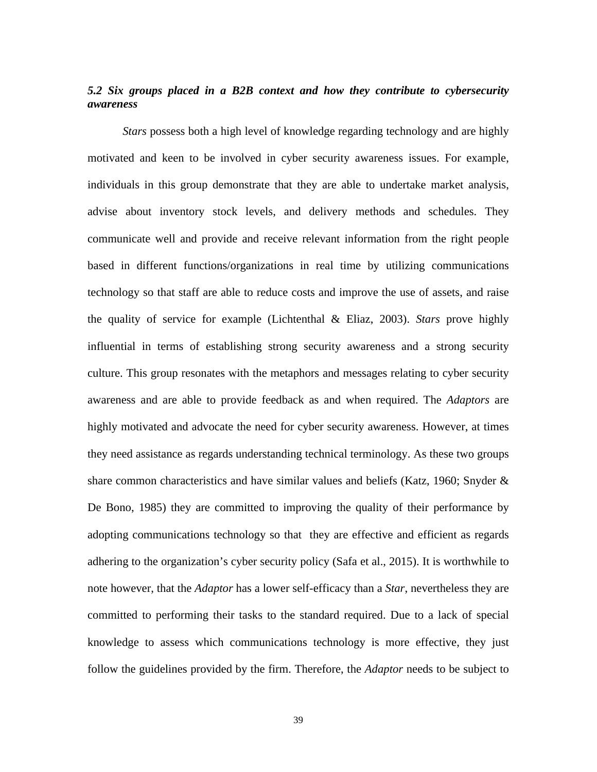### *5.2 Six groups placed in a B2B context and how they contribute to cybersecurity awareness*

*Stars* possess both a high level of knowledge regarding technology and are highly motivated and keen to be involved in cyber security awareness issues. For example, individuals in this group demonstrate that they are able to undertake market analysis, advise about inventory stock levels, and delivery methods and schedules. They communicate well and provide and receive relevant information from the right people based in different functions/organizations in real time by utilizing communications technology so that staff are able to reduce costs and improve the use of assets, and raise the quality of service for example (Lichtenthal & Eliaz, 2003). *Stars* prove highly influential in terms of establishing strong security awareness and a strong security culture. This group resonates with the metaphors and messages relating to cyber security awareness and are able to provide feedback as and when required. The *Adaptors* are highly motivated and advocate the need for cyber security awareness. However, at times they need assistance as regards understanding technical terminology. As these two groups share common characteristics and have similar values and beliefs (Katz, 1960; Snyder & De Bono, 1985) they are committed to improving the quality of their performance by adopting communications technology so that they are effective and efficient as regards adhering to the organization's cyber security policy (Safa et al., 2015). It is worthwhile to note however, that the *Adaptor* has a lower self-efficacy than a *Star*, nevertheless they are committed to performing their tasks to the standard required. Due to a lack of special knowledge to assess which communications technology is more effective, they just follow the guidelines provided by the firm. Therefore, the *Adaptor* needs to be subject to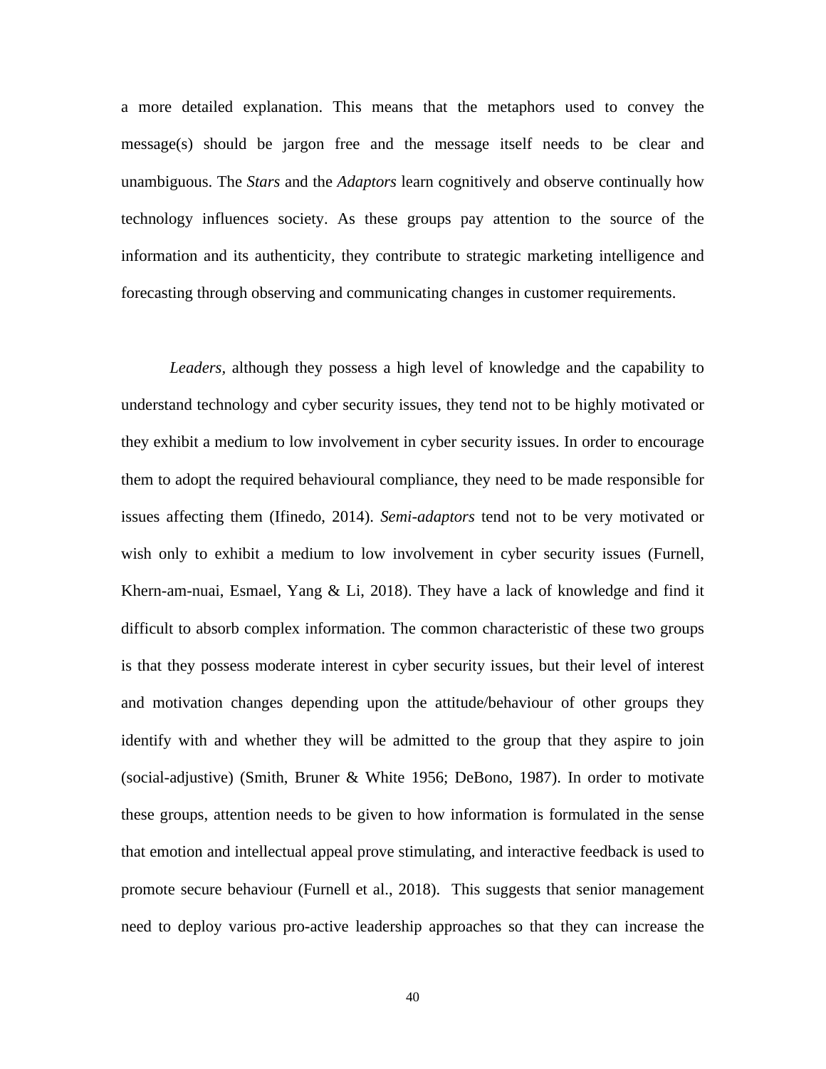a more detailed explanation. This means that the metaphors used to convey the message(s) should be jargon free and the message itself needs to be clear and unambiguous. The *Stars* and the *Adaptors* learn cognitively and observe continually how technology influences society. As these groups pay attention to the source of the information and its authenticity, they contribute to strategic marketing intelligence and forecasting through observing and communicating changes in customer requirements.

*Leaders,* although they possess a high level of knowledge and the capability to understand technology and cyber security issues, they tend not to be highly motivated or they exhibit a medium to low involvement in cyber security issues. In order to encourage them to adopt the required behavioural compliance, they need to be made responsible for issues affecting them (Ifinedo, 2014). *Semi-adaptors* tend not to be very motivated or wish only to exhibit a medium to low involvement in cyber security issues (Furnell, Khern-am-nuai, Esmael, Yang & Li, 2018). They have a lack of knowledge and find it difficult to absorb complex information. The common characteristic of these two groups is that they possess moderate interest in cyber security issues, but their level of interest and motivation changes depending upon the attitude/behaviour of other groups they identify with and whether they will be admitted to the group that they aspire to join (social-adjustive) (Smith, Bruner & White 1956; DeBono, 1987). In order to motivate these groups, attention needs to be given to how information is formulated in the sense that emotion and intellectual appeal prove stimulating, and interactive feedback is used to promote secure behaviour (Furnell et al., 2018). This suggests that senior management need to deploy various pro-active leadership approaches so that they can increase the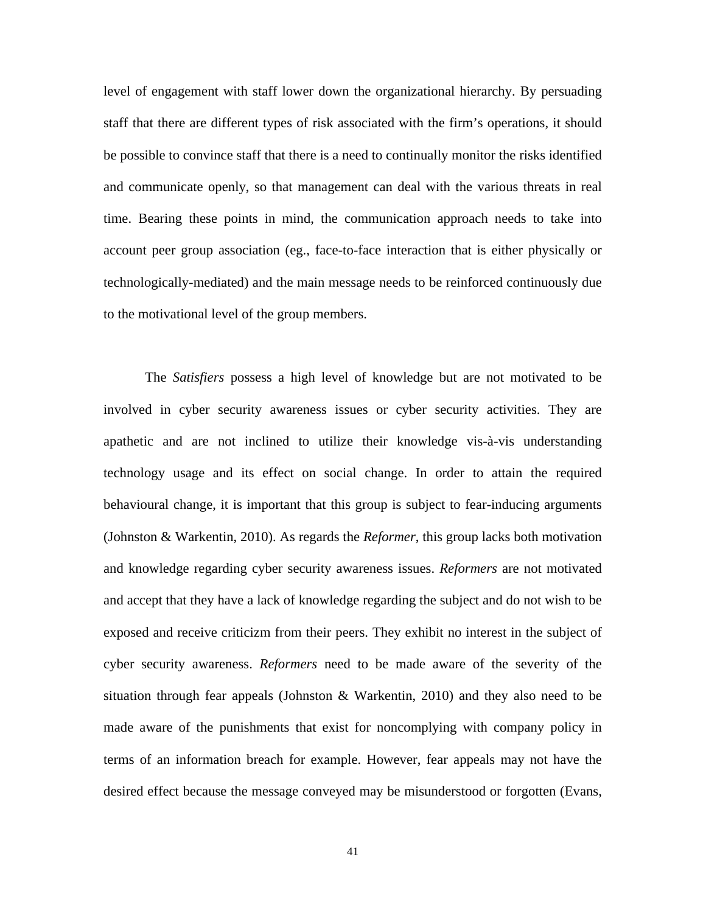level of engagement with staff lower down the organizational hierarchy. By persuading staff that there are different types of risk associated with the firm's operations, it should be possible to convince staff that there is a need to continually monitor the risks identified and communicate openly, so that management can deal with the various threats in real time. Bearing these points in mind, the communication approach needs to take into account peer group association (eg., face-to-face interaction that is either physically or technologically-mediated) and the main message needs to be reinforced continuously due to the motivational level of the group members.

The *Satisfiers* possess a high level of knowledge but are not motivated to be involved in cyber security awareness issues or cyber security activities. They are apathetic and are not inclined to utilize their knowledge vis-à-vis understanding technology usage and its effect on social change. In order to attain the required behavioural change, it is important that this group is subject to fear-inducing arguments (Johnston & Warkentin, 2010). As regards the *Reformer*, this group lacks both motivation and knowledge regarding cyber security awareness issues. *Reformers* are not motivated and accept that they have a lack of knowledge regarding the subject and do not wish to be exposed and receive criticizm from their peers. They exhibit no interest in the subject of cyber security awareness. *Reformers* need to be made aware of the severity of the situation through fear appeals (Johnston & Warkentin, 2010) and they also need to be made aware of the punishments that exist for noncomplying with company policy in terms of an information breach for example. However, fear appeals may not have the desired effect because the message conveyed may be misunderstood or forgotten (Evans,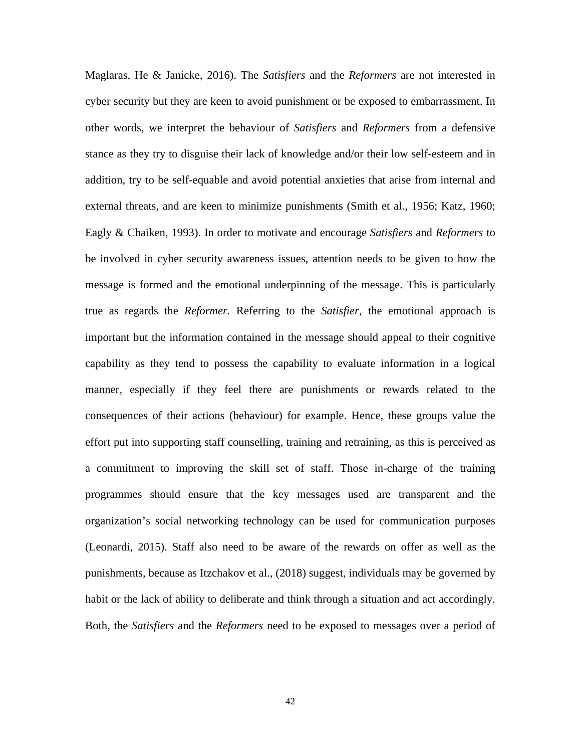Maglaras, He & Janicke, 2016). The *Satisfiers* and the *Reformers* are not interested in cyber security but they are keen to avoid punishment or be exposed to embarrassment. In other words, we interpret the behaviour of *Satisfiers* and *Reformers* from a defensive stance as they try to disguise their lack of knowledge and/or their low self-esteem and in addition, try to be self-equable and avoid potential anxieties that arise from internal and external threats, and are keen to minimize punishments (Smith et al., 1956; Katz, 1960; Eagly & Chaiken, 1993). In order to motivate and encourage *Satisfiers* and *Reformers* to be involved in cyber security awareness issues, attention needs to be given to how the message is formed and the emotional underpinning of the message. This is particularly true as regards the *Reformer.* Referring to the *Satisfier*, the emotional approach is important but the information contained in the message should appeal to their cognitive capability as they tend to possess the capability to evaluate information in a logical manner, especially if they feel there are punishments or rewards related to the consequences of their actions (behaviour) for example. Hence, these groups value the effort put into supporting staff counselling, training and retraining, as this is perceived as a commitment to improving the skill set of staff. Those in-charge of the training programmes should ensure that the key messages used are transparent and the organization's social networking technology can be used for communication purposes (Leonardi, 2015). Staff also need to be aware of the rewards on offer as well as the punishments, because as Itzchakov et al., (2018) suggest, individuals may be governed by habit or the lack of ability to deliberate and think through a situation and act accordingly. Both, the *Satisfiers* and the *Reformers* need to be exposed to messages over a period of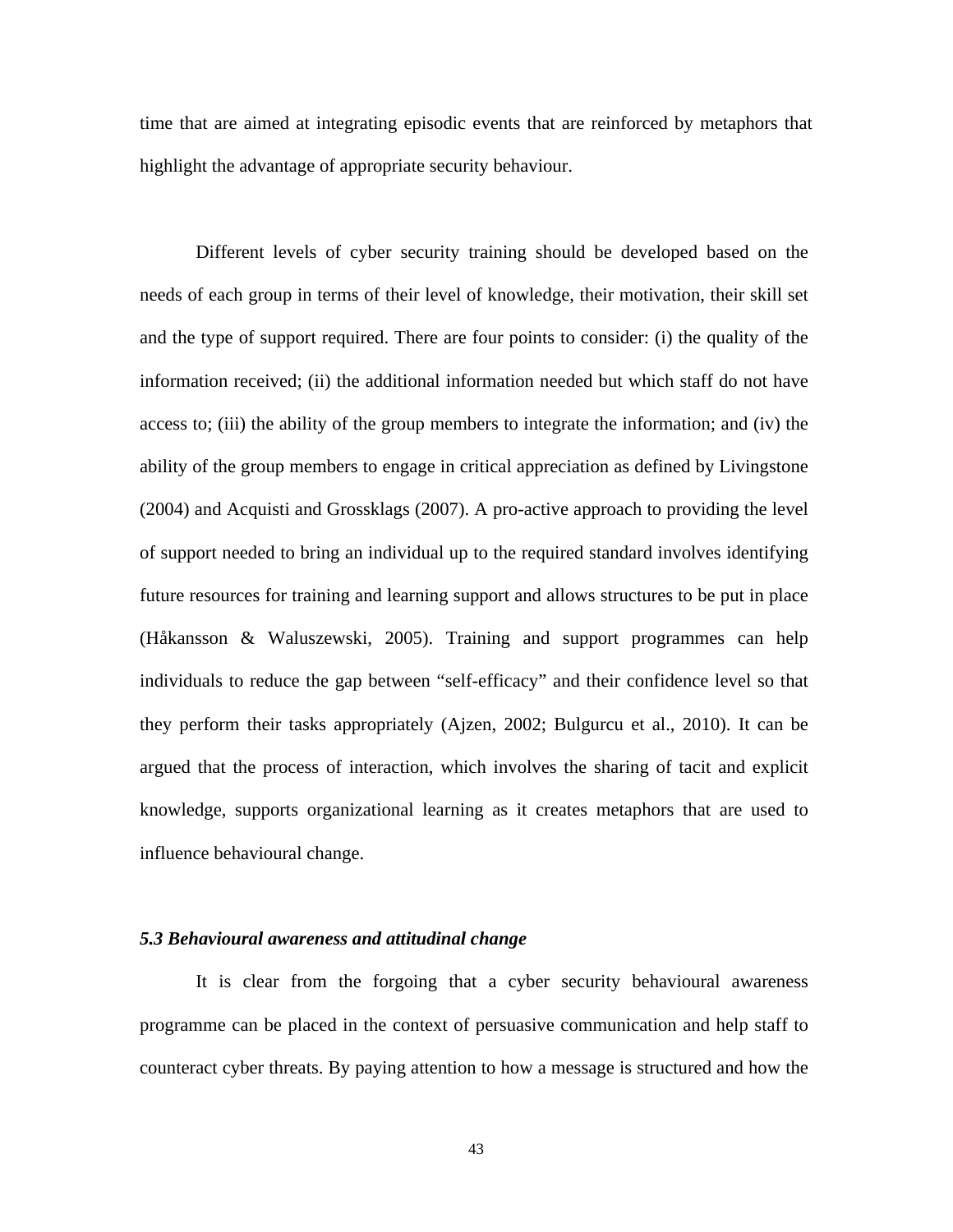time that are aimed at integrating episodic events that are reinforced by metaphors that highlight the advantage of appropriate security behaviour.

Different levels of cyber security training should be developed based on the needs of each group in terms of their level of knowledge, their motivation, their skill set and the type of support required. There are four points to consider: (i) the quality of the information received; (ii) the additional information needed but which staff do not have access to; (iii) the ability of the group members to integrate the information; and (iv) the ability of the group members to engage in critical appreciation as defined by Livingstone (2004) and Acquisti and Grossklags (2007). A pro-active approach to providing the level of support needed to bring an individual up to the required standard involves identifying future resources for training and learning support and allows structures to be put in place (Håkansson & Waluszewski, 2005). Training and support programmes can help individuals to reduce the gap between "self-efficacy" and their confidence level so that they perform their tasks appropriately (Ajzen, 2002; Bulgurcu et al., 2010). It can be argued that the process of interaction, which involves the sharing of tacit and explicit knowledge, supports organizational learning as it creates metaphors that are used to influence behavioural change.

### *5.3 Behavioural awareness and attitudinal change*

It is clear from the forgoing that a cyber security behavioural awareness programme can be placed in the context of persuasive communication and help staff to counteract cyber threats. By paying attention to how a message is structured and how the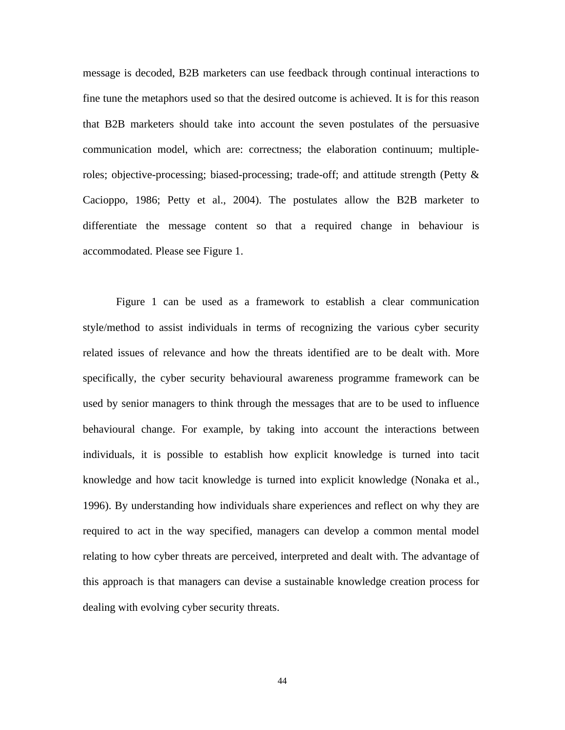message is decoded, B2B marketers can use feedback through continual interactions to fine tune the metaphors used so that the desired outcome is achieved. It is for this reason that B2B marketers should take into account the seven postulates of the persuasive communication model, which are: correctness; the elaboration continuum; multiple-roles; objective-processing; biased-processing; trade-off; and attitude strength (Petty & Cacioppo, 1986; Petty et al., 2004). The postulates allow the B2B marketer to differentiate the message content so that a required change in behaviour is accommodated. Please see Figure 1.

Figure 1 can be used as a framework to establish a clear communication style/method to assist individuals in terms of recognizing the various cyber security related issues of relevance and how the threats identified are to be dealt with. More specifically, the cyber security behavioural awareness programme framework can be used by senior managers to think through the messages that are to be used to influence behavioural change. For example, by taking into account the interactions between individuals, it is possible to establish how explicit knowledge is turned into tacit knowledge and how tacit knowledge is turned into explicit knowledge (Nonaka et al., 1996). By understanding how individuals share experiences and reflect on why they are required to act in the way specified, managers can develop a common mental model relating to how cyber threats are perceived, interpreted and dealt with. The advantage of this approach is that managers can devise a sustainable knowledge creation process for dealing with evolving cyber security threats.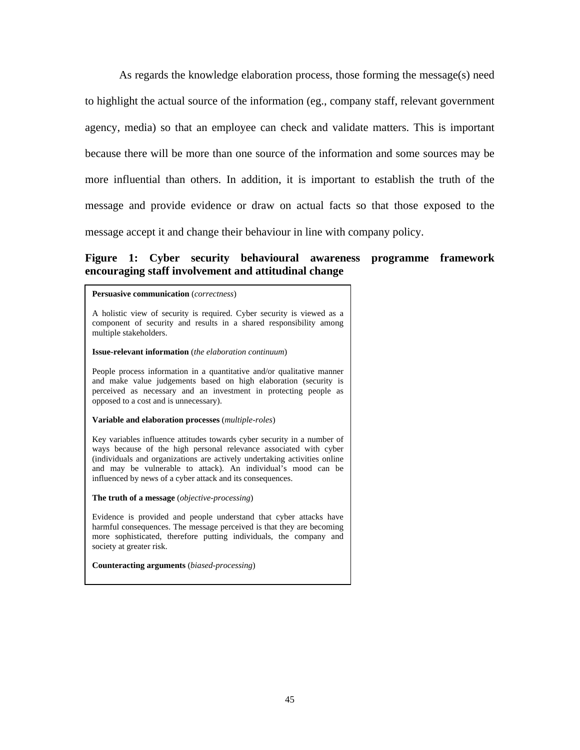As regards the knowledge elaboration process, those forming the message(s) need to highlight the actual source of the information (eg., company staff, relevant government agency, media) so that an employee can check and validate matters. This is important because there will be more than one source of the information and some sources may be more influential than others. In addition, it is important to establish the truth of the message and provide evidence or draw on actual facts so that those exposed to the message accept it and change their behaviour in line with company policy.

**Figure 1: Cyber security behavioural awareness programme framework encouraging staff involvement and attitudinal change**

**Persuasive communication** (*correctness*)

A holistic view of security is required. Cyber security is viewed as a component of security and results in a shared responsibility among multiple stakeholders.

**Issue-relevant information** (*the elaboration continuum*)

People process information in a quantitative and/or qualitative manner and make value judgements based on high elaboration (security is perceived as necessary and an investment in protecting people as opposed to a cost and is unnecessary).

**Variable and elaboration processes** (*multiple-roles*)

Key variables influence attitudes towards cyber security in a number of ways because of the high personal relevance associated with cyber (individuals and organizations are actively undertaking activities online and may be vulnerable to attack). An individual's mood can be influenced by news of a cyber attack and its consequences.

**The truth of a message** (*objective-processing*)

Evidence is provided and people understand that cyber attacks have harmful consequences. The message perceived is that they are becoming more sophisticated, therefore putting individuals, the company and society at greater risk.

**Counteracting arguments** (*biased-processing*)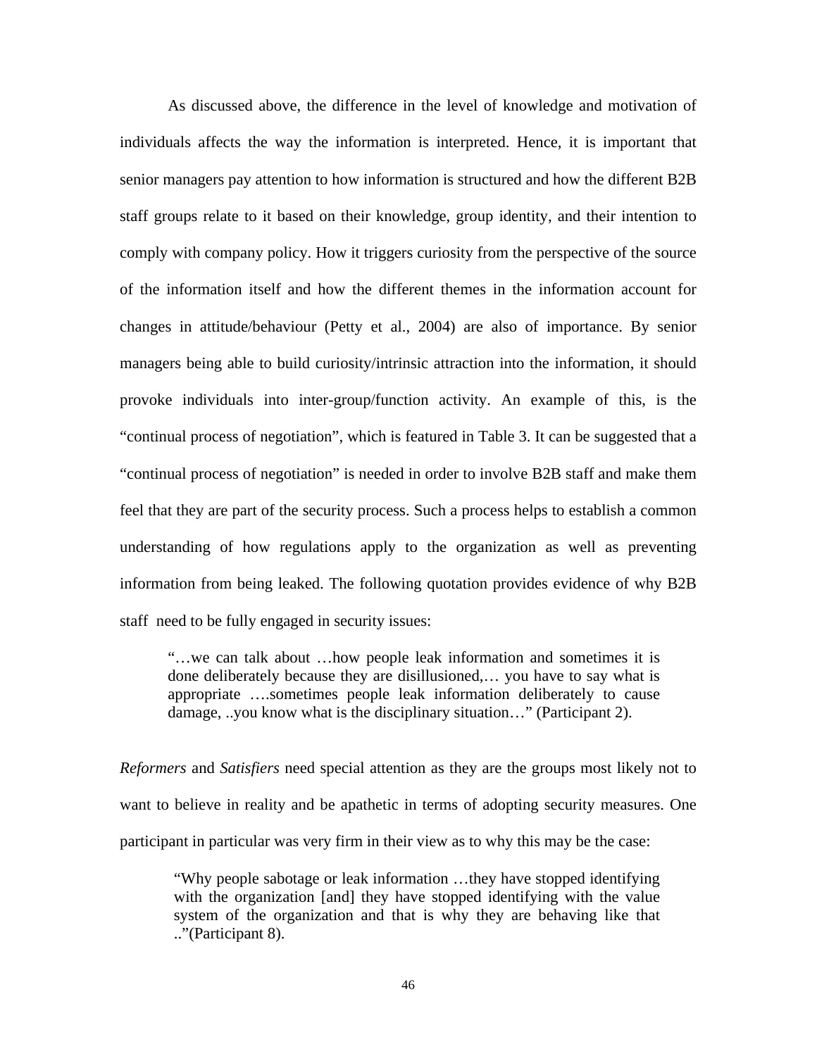As discussed above, the difference in the level of knowledge and motivation of individuals affects the way the information is interpreted. Hence, it is important that senior managers pay attention to how information is structured and how the different B2B staff groups relate to it based on their knowledge, group identity, and their intention to comply with company policy. How it triggers curiosity from the perspective of the source of the information itself and how the different themes in the information account for changes in attitude/behaviour (Petty et al., 2004) are also of importance. By senior managers being able to build curiosity/intrinsic attraction into the information, it should provoke individuals into inter-group/function activity. An example of this, is the "continual process of negotiation", which is featured in Table 3. It can be suggested that a "continual process of negotiation" is needed in order to involve B2B staff and make them feel that they are part of the security process. Such a process helps to establish a common understanding of how regulations apply to the organization as well as preventing information from being leaked. The following quotation provides evidence of why B2B staff need to be fully engaged in security issues:

> "…we can talk about …how people leak information and sometimes it is done deliberately because they are disillusioned,… you have to say what is appropriate ….sometimes people leak information deliberately to cause damage, ..you know what is the disciplinary situation…" (Participant 2).

*Reformers* and *Satisfiers* need special attention as they are the groups most likely not to want to believe in reality and be apathetic in terms of adopting security measures. One participant in particular was very firm in their view as to why this may be the case:

> "Why people sabotage or leak information …they have stopped identifying with the organization [and] they have stopped identifying with the value system of the organization and that is why they are behaving like that ..."(Participant 8).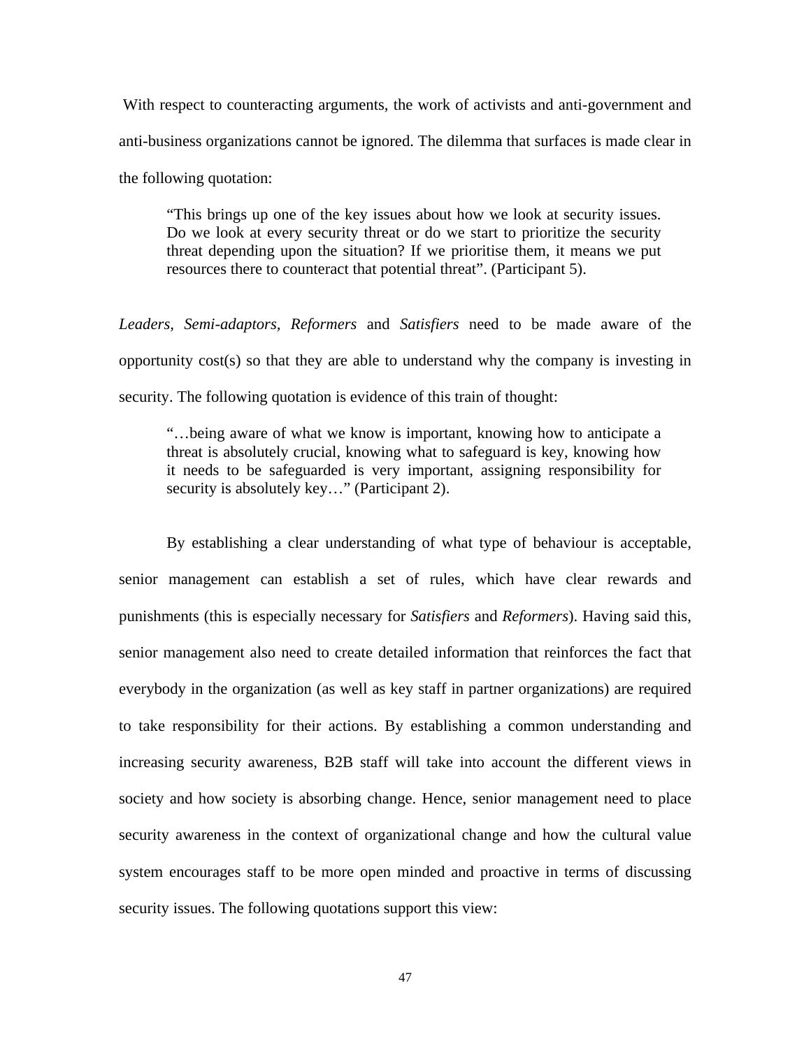With respect to counteracting arguments, the work of activists and anti-government and anti-business organizations cannot be ignored. The dilemma that surfaces is made clear in the following quotation:

> "This brings up one of the key issues about how we look at security issues. Do we look at every security threat or do we start to prioritize the security threat depending upon the situation? If we prioritise them, it means we put resources there to counteract that potential threat". (Participant 5).

*Leaders*, *Semi-adaptors*, *Reformers* and *Satisfiers* need to be made aware of the opportunity cost(s) so that they are able to understand why the company is investing in security. The following quotation is evidence of this train of thought:

> "…being aware of what we know is important, knowing how to anticipate a threat is absolutely crucial, knowing what to safeguard is key, knowing how it needs to be safeguarded is very important, assigning responsibility for security is absolutely key…" (Participant 2).

By establishing a clear understanding of what type of behaviour is acceptable, senior management can establish a set of rules, which have clear rewards and punishments (this is especially necessary for *Satisfiers* and *Reformers*). Having said this, senior management also need to create detailed information that reinforces the fact that everybody in the organization (as well as key staff in partner organizations) are required to take responsibility for their actions. By establishing a common understanding and increasing security awareness, B2B staff will take into account the different views in society and how society is absorbing change. Hence, senior management need to place security awareness in the context of organizational change and how the cultural value system encourages staff to be more open minded and proactive in terms of discussing security issues. The following quotations support this view: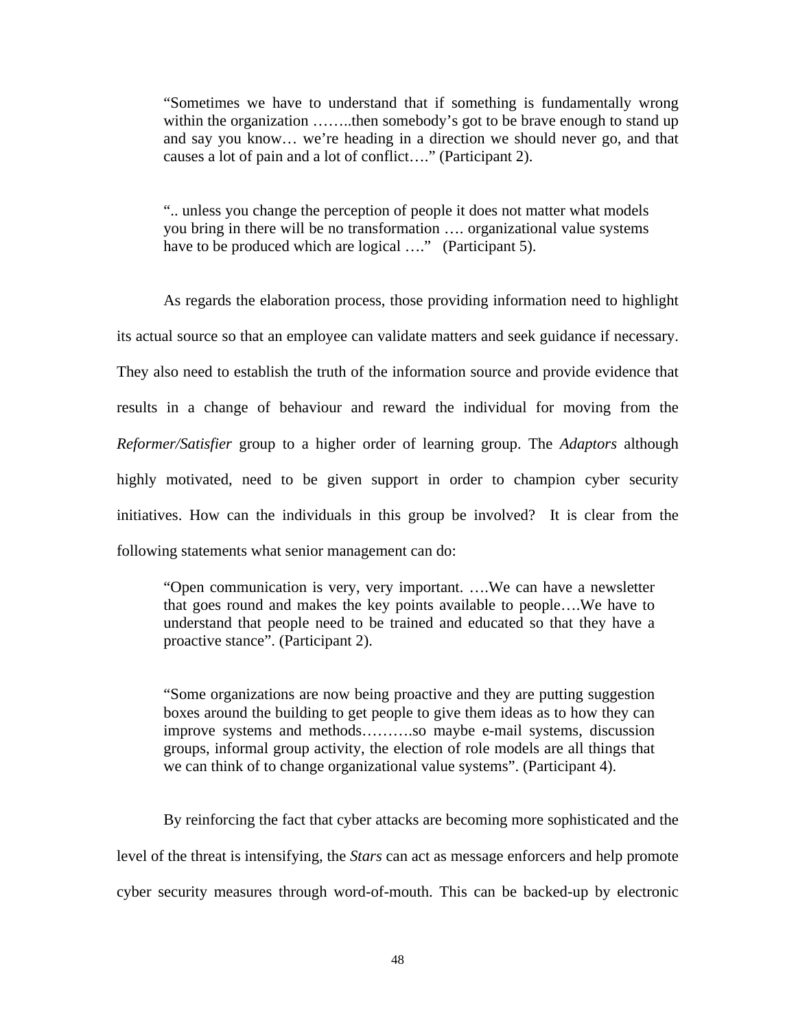> "Sometimes we have to understand that if something is fundamentally wrong within the organization ……..then somebody's got to be brave enough to stand up and say you know… we're heading in a direction we should never go, and that causes a lot of pain and a lot of conflict…." (Participant 2).

> ".. unless you change the perception of people it does not matter what models you bring in there will be no transformation …. organizational value systems have to be produced which are logical …." (Participant 5).

As regards the elaboration process, those providing information need to highlight its actual source so that an employee can validate matters and seek guidance if necessary. They also need to establish the truth of the information source and provide evidence that results in a change of behaviour and reward the individual for moving from the *Reformer/Satisfier* group to a higher order of learning group. The *Adaptors* although highly motivated, need to be given support in order to champion cyber security initiatives. How can the individuals in this group be involved? It is clear from the following statements what senior management can do:

> "Open communication is very, very important. ….We can have a newsletter that goes round and makes the key points available to people….We have to understand that people need to be trained and educated so that they have a proactive stance". (Participant 2).

> "Some organizations are now being proactive and they are putting suggestion boxes around the building to get people to give them ideas as to how they can improve systems and methods……….so maybe e-mail systems, discussion groups, informal group activity, the election of role models are all things that we can think of to change organizational value systems". (Participant 4).

By reinforcing the fact that cyber attacks are becoming more sophisticated and the level of the threat is intensifying, the *Stars* can act as message enforcers and help promote cyber security measures through word-of-mouth. This can be backed-up by electronic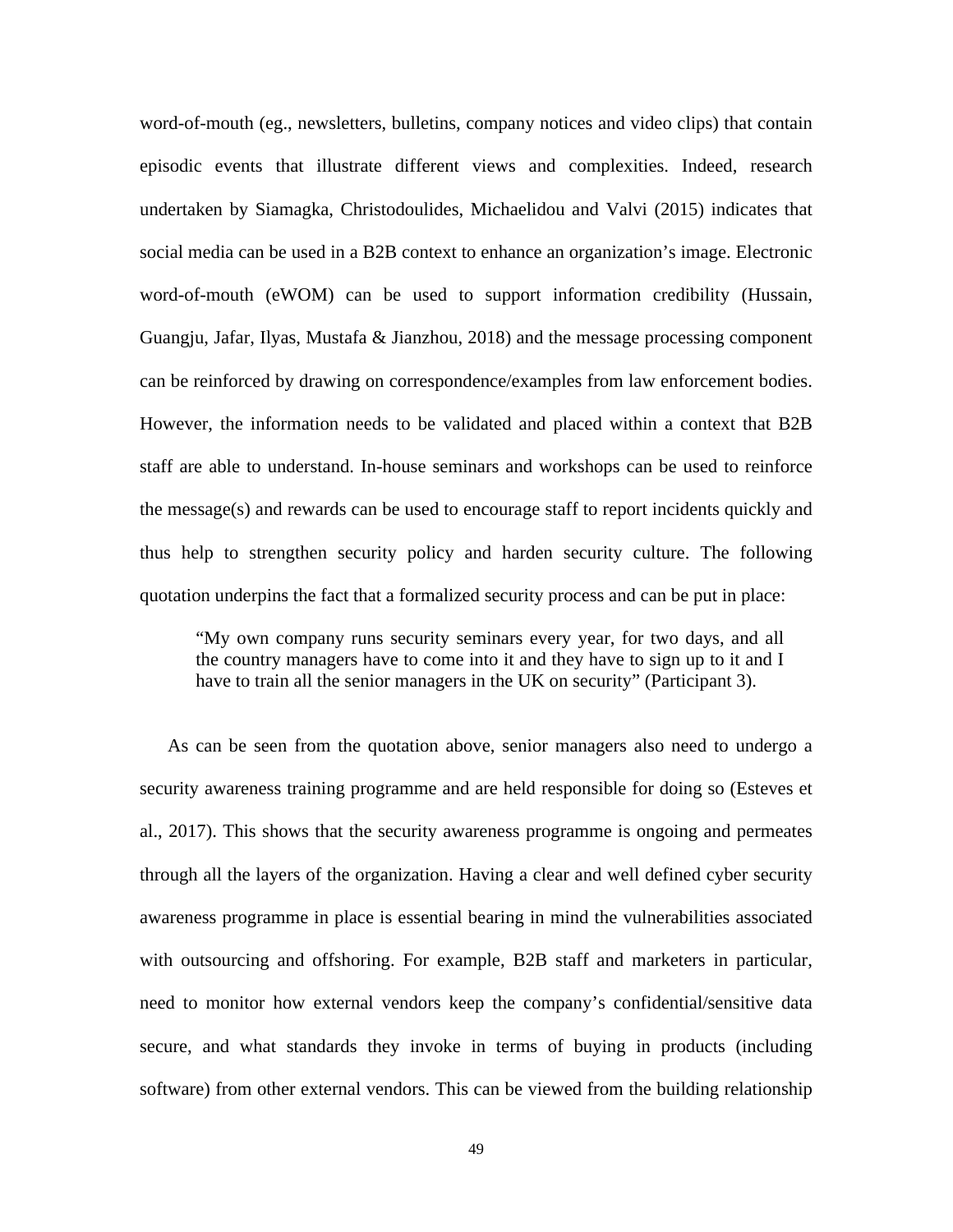word-of-mouth (eg., newsletters, bulletins, company notices and video clips) that contain episodic events that illustrate different views and complexities. Indeed, research undertaken by Siamagka, Christodoulides, Michaelidou and Valvi (2015) indicates that social media can be used in a B2B context to enhance an organization's image. Electronic word-of-mouth (eWOM) can be used to support information credibility (Hussain, Guangju, Jafar, Ilyas, Mustafa & Jianzhou, 2018) and the message processing component can be reinforced by drawing on correspondence/examples from law enforcement bodies. However, the information needs to be validated and placed within a context that B2B staff are able to understand. In-house seminars and workshops can be used to reinforce the message(s) and rewards can be used to encourage staff to report incidents quickly and thus help to strengthen security policy and harden security culture. The following quotation underpins the fact that a formalized security process and can be put in place:

> "My own company runs security seminars every year, for two days, and all the country managers have to come into it and they have to sign up to it and I have to train all the senior managers in the UK on security" (Participant 3).

As can be seen from the quotation above, senior managers also need to undergo a security awareness training programme and are held responsible for doing so (Esteves et al., 2017). This shows that the security awareness programme is ongoing and permeates through all the layers of the organization. Having a clear and well defined cyber security awareness programme in place is essential bearing in mind the vulnerabilities associated with outsourcing and offshoring. For example, B2B staff and marketers in particular, need to monitor how external vendors keep the company's confidential/sensitive data secure, and what standards they invoke in terms of buying in products (including software) from other external vendors. This can be viewed from the building relationship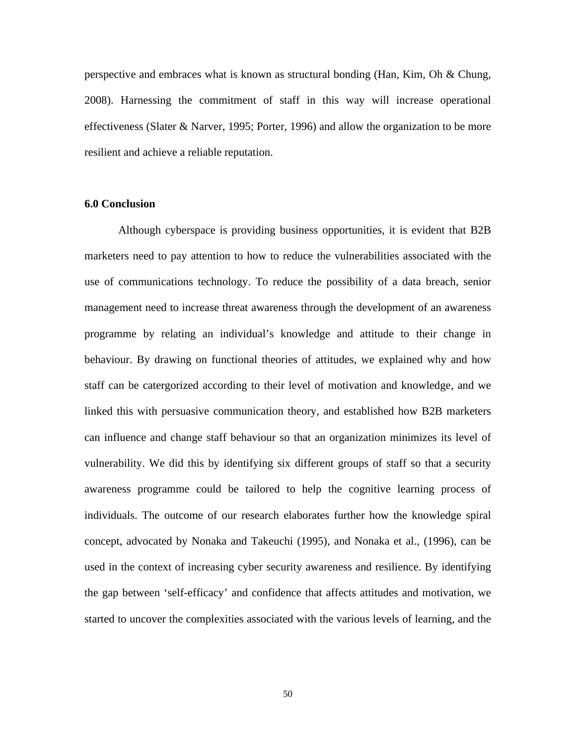perspective and embraces what is known as structural bonding (Han, Kim, Oh & Chung, 2008). Harnessing the commitment of staff in this way will increase operational effectiveness (Slater & Narver, 1995; Porter, 1996) and allow the organization to be more resilient and achieve a reliable reputation.

**6.0 Conclusion**

Although cyberspace is providing business opportunities, it is evident that B2B marketers need to pay attention to how to reduce the vulnerabilities associated with the use of communications technology. To reduce the possibility of a data breach, senior management need to increase threat awareness through the development of an awareness programme by relating an individual's knowledge and attitude to their change in behaviour. By drawing on functional theories of attitudes, we explained why and how staff can be catergorized according to their level of motivation and knowledge, and we linked this with persuasive communication theory, and established how B2B marketers can influence and change staff behaviour so that an organization minimizes its level of vulnerability. We did this by identifying six different groups of staff so that a security awareness programme could be tailored to help the cognitive learning process of individuals. The outcome of our research elaborates further how the knowledge spiral concept, advocated by Nonaka and Takeuchi (1995), and Nonaka et al., (1996), can be used in the context of increasing cyber security awareness and resilience. By identifying the gap between 'self-efficacy' and confidence that affects attitudes and motivation, we started to uncover the complexities associated with the various levels of learning, and the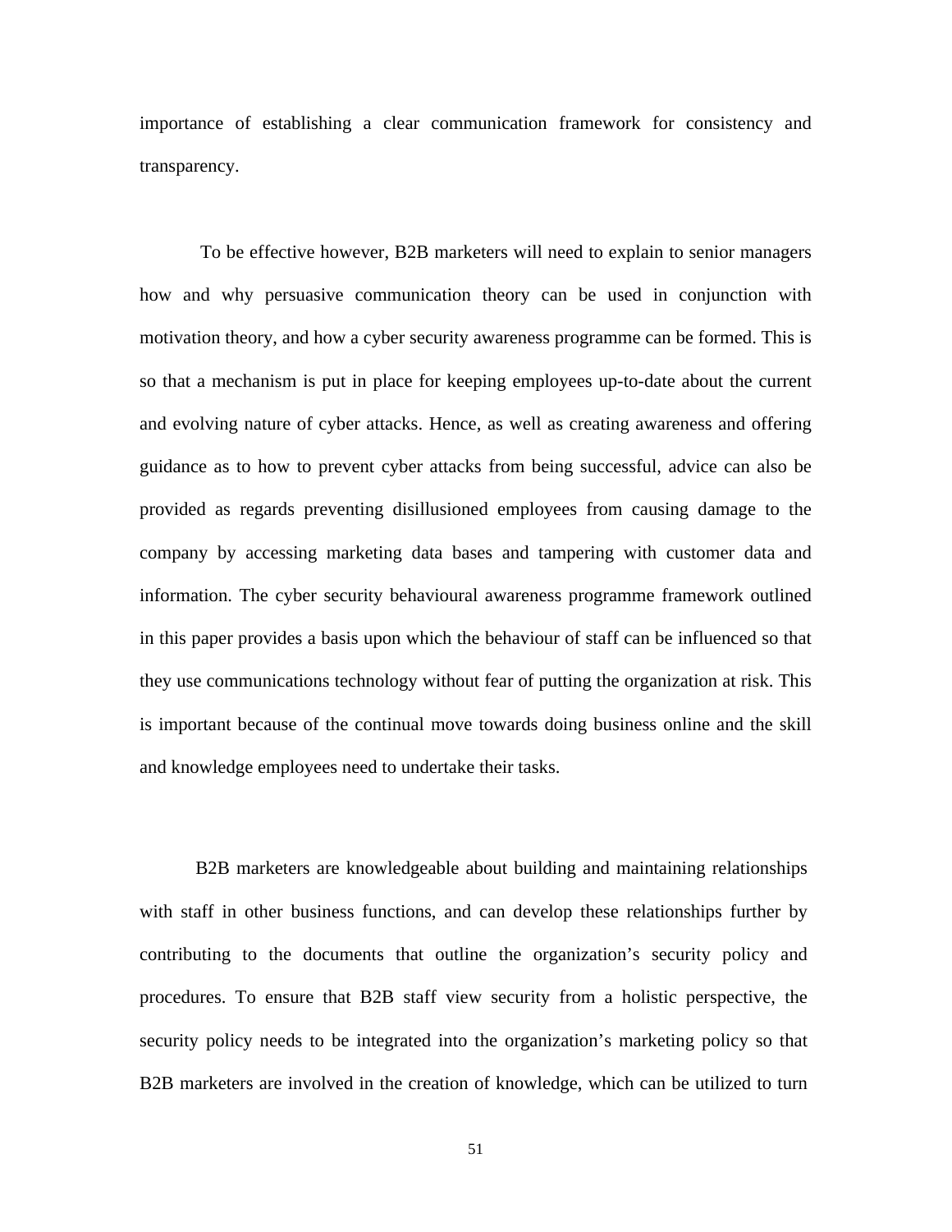importance of establishing a clear communication framework for consistency and transparency.

To be effective however, B2B marketers will need to explain to senior managers how and why persuasive communication theory can be used in conjunction with motivation theory, and how a cyber security awareness programme can be formed. This is so that a mechanism is put in place for keeping employees up-to-date about the current and evolving nature of cyber attacks. Hence, as well as creating awareness and offering guidance as to how to prevent cyber attacks from being successful, advice can also be provided as regards preventing disillusioned employees from causing damage to the company by accessing marketing data bases and tampering with customer data and information. The cyber security behavioural awareness programme framework outlined in this paper provides a basis upon which the behaviour of staff can be influenced so that they use communications technology without fear of putting the organization at risk. This is important because of the continual move towards doing business online and the skill and knowledge employees need to undertake their tasks.

B2B marketers are knowledgeable about building and maintaining relationships with staff in other business functions, and can develop these relationships further by contributing to the documents that outline the organization's security policy and procedures. To ensure that B2B staff view security from a holistic perspective, the security policy needs to be integrated into the organization's marketing policy so that B2B marketers are involved in the creation of knowledge, which can be utilized to turn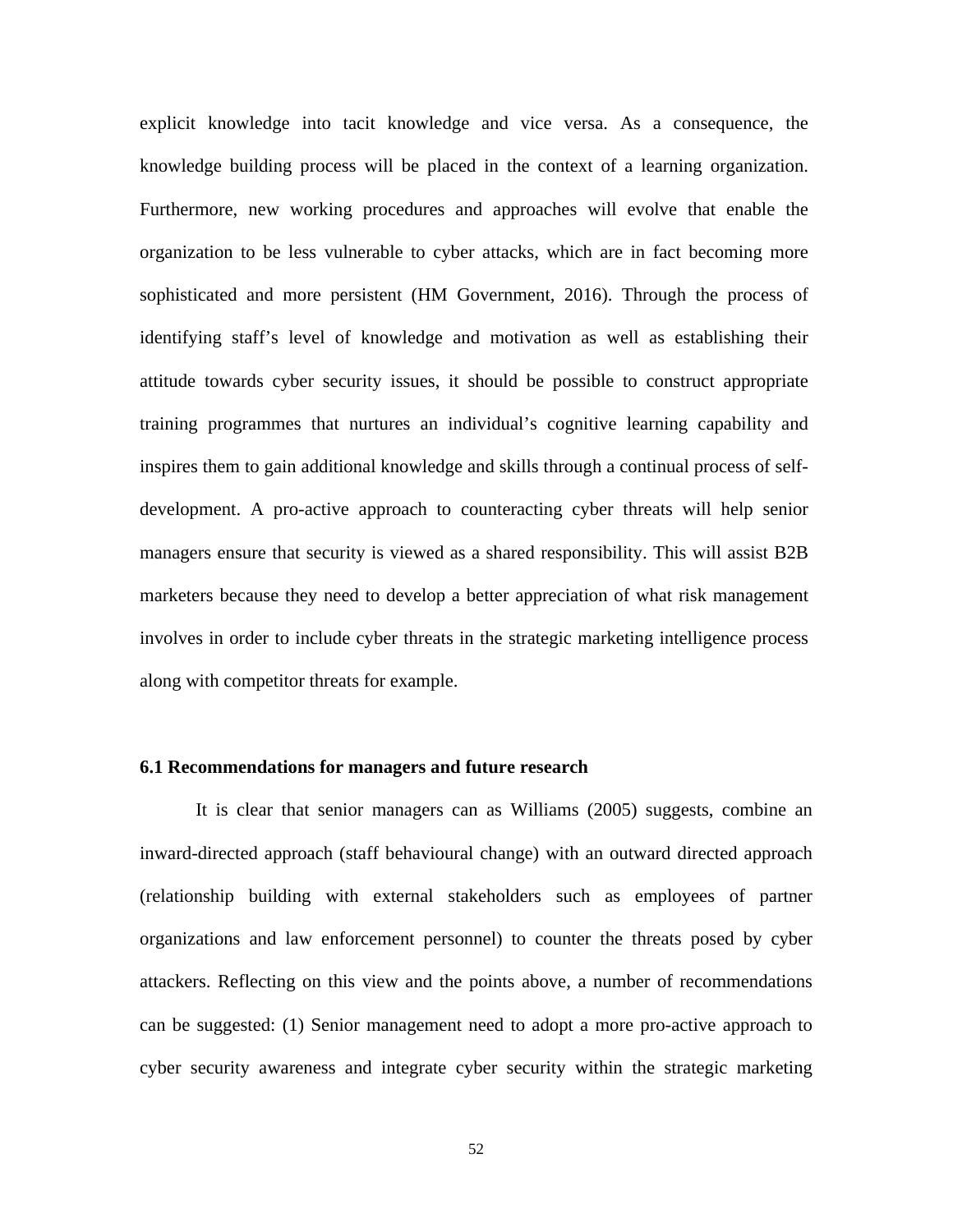explicit knowledge into tacit knowledge and vice versa. As a consequence, the knowledge building process will be placed in the context of a learning organization. Furthermore, new working procedures and approaches will evolve that enable the organization to be less vulnerable to cyber attacks, which are in fact becoming more sophisticated and more persistent (HM Government, 2016). Through the process of identifying staff's level of knowledge and motivation as well as establishing their attitude towards cyber security issues, it should be possible to construct appropriate training programmes that nurtures an individual's cognitive learning capability and inspires them to gain additional knowledge and skills through a continual process of self-development. A pro-active approach to counteracting cyber threats will help senior managers ensure that security is viewed as a shared responsibility. This will assist B2B marketers because they need to develop a better appreciation of what risk management involves in order to include cyber threats in the strategic marketing intelligence process along with competitor threats for example.

### 6.1 Recommendations for managers and future research

It is clear that senior managers can as Williams (2005) suggests, combine an inward-directed approach (staff behavioural change) with an outward directed approach (relationship building with external stakeholders such as employees of partner organizations and law enforcement personnel) to counter the threats posed by cyber attackers. Reflecting on this view and the points above, a number of recommendations can be suggested: (1) Senior management need to adopt a more pro-active approach to cyber security awareness and integrate cyber security within the strategic marketing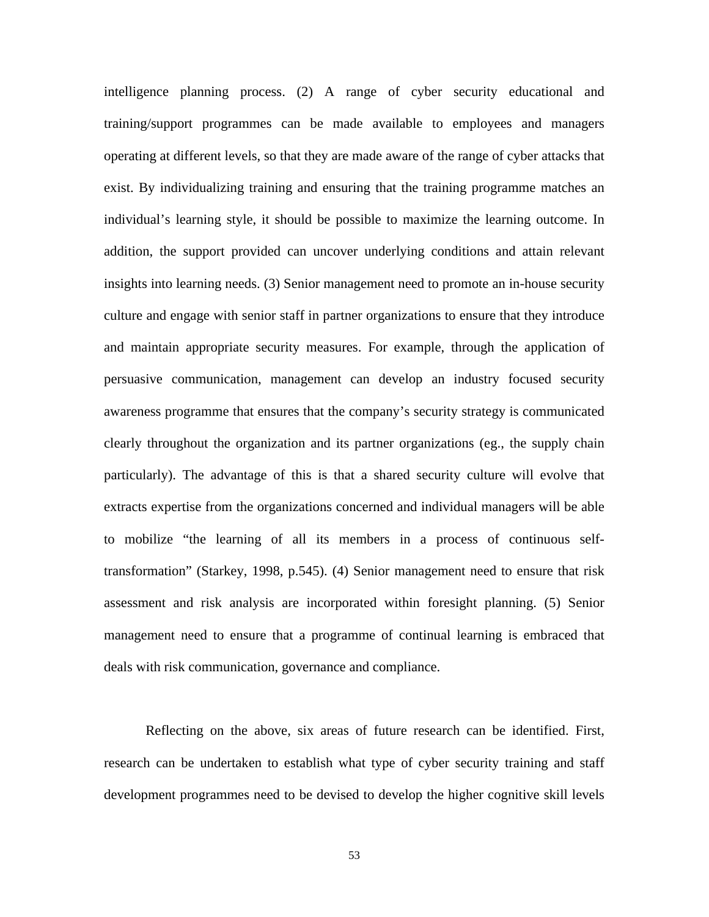intelligence planning process. (2) A range of cyber security educational and training/support programmes can be made available to employees and managers operating at different levels, so that they are made aware of the range of cyber attacks that exist. By individualizing training and ensuring that the training programme matches an individual's learning style, it should be possible to maximize the learning outcome. In addition, the support provided can uncover underlying conditions and attain relevant insights into learning needs. (3) Senior management need to promote an in-house security culture and engage with senior staff in partner organizations to ensure that they introduce and maintain appropriate security measures. For example, through the application of persuasive communication, management can develop an industry focused security awareness programme that ensures that the company's security strategy is communicated clearly throughout the organization and its partner organizations (eg., the supply chain particularly). The advantage of this is that a shared security culture will evolve that extracts expertise from the organizations concerned and individual managers will be able to mobilize "the learning of all its members in a process of continuous self-transformation" (Starkey, 1998, p.545). (4) Senior management need to ensure that risk assessment and risk analysis are incorporated within foresight planning. (5) Senior management need to ensure that a programme of continual learning is embraced that deals with risk communication, governance and compliance.

Reflecting on the above, six areas of future research can be identified. First, research can be undertaken to establish what type of cyber security training and staff development programmes need to be devised to develop the higher cognitive skill levels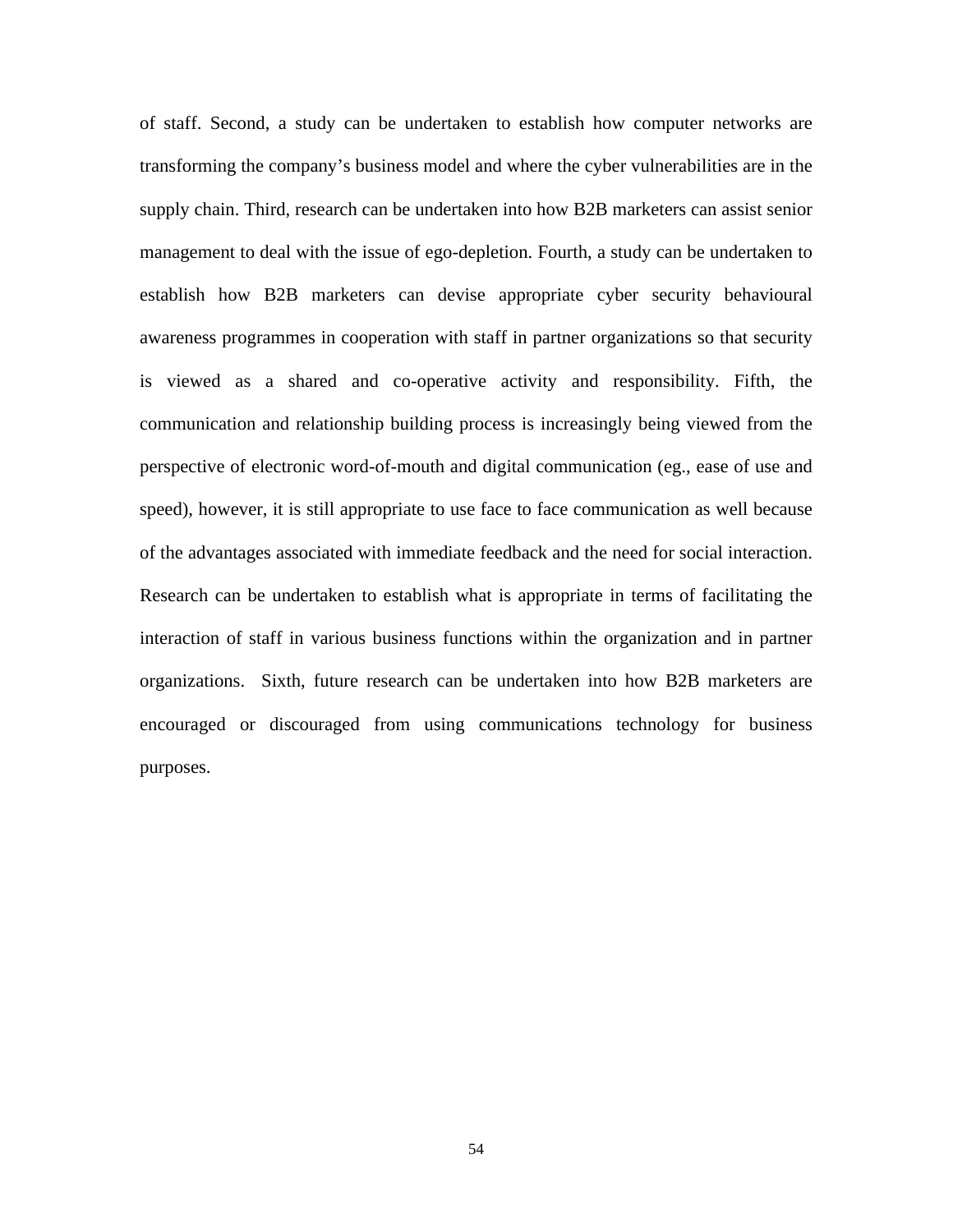of staff. Second, a study can be undertaken to establish how computer networks are transforming the company's business model and where the cyber vulnerabilities are in the supply chain. Third, research can be undertaken into how B2B marketers can assist senior management to deal with the issue of ego-depletion. Fourth, a study can be undertaken to establish how B2B marketers can devise appropriate cyber security behavioural awareness programmes in cooperation with staff in partner organizations so that security is viewed as a shared and co-operative activity and responsibility. Fifth, the communication and relationship building process is increasingly being viewed from the perspective of electronic word-of-mouth and digital communication (eg., ease of use and speed), however, it is still appropriate to use face to face communication as well because of the advantages associated with immediate feedback and the need for social interaction. Research can be undertaken to establish what is appropriate in terms of facilitating the interaction of staff in various business functions within the organization and in partner organizations. Sixth, future research can be undertaken into how B2B marketers are encouraged or discouraged from using communications technology for business purposes.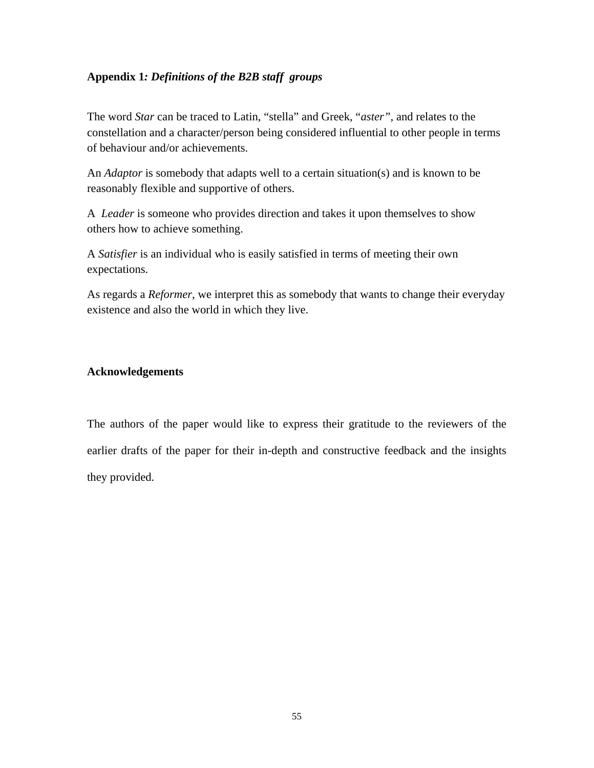## **Appendix 1*: Definitions of the B2B staff groups***

The word *Star* can be traced to Latin, "stella" and Greek, "*aster*", and relates to the constellation and a character/person being considered influential to other people in terms of behaviour and/or achievements.

An *Adaptor* is somebody that adapts well to a certain situation(s) and is known to be reasonably flexible and supportive of others.

A *Leader* is someone who provides direction and takes it upon themselves to show others how to achieve something.

A *Satisfier* is an individual who is easily satisfied in terms of meeting their own expectations.

As regards a *Reformer*, we interpret this as somebody that wants to change their everyday existence and also the world in which they live.

## **Acknowledgements**

The authors of the paper would like to express their gratitude to the reviewers of the earlier drafts of the paper for their in-depth and constructive feedback and the insights they provided.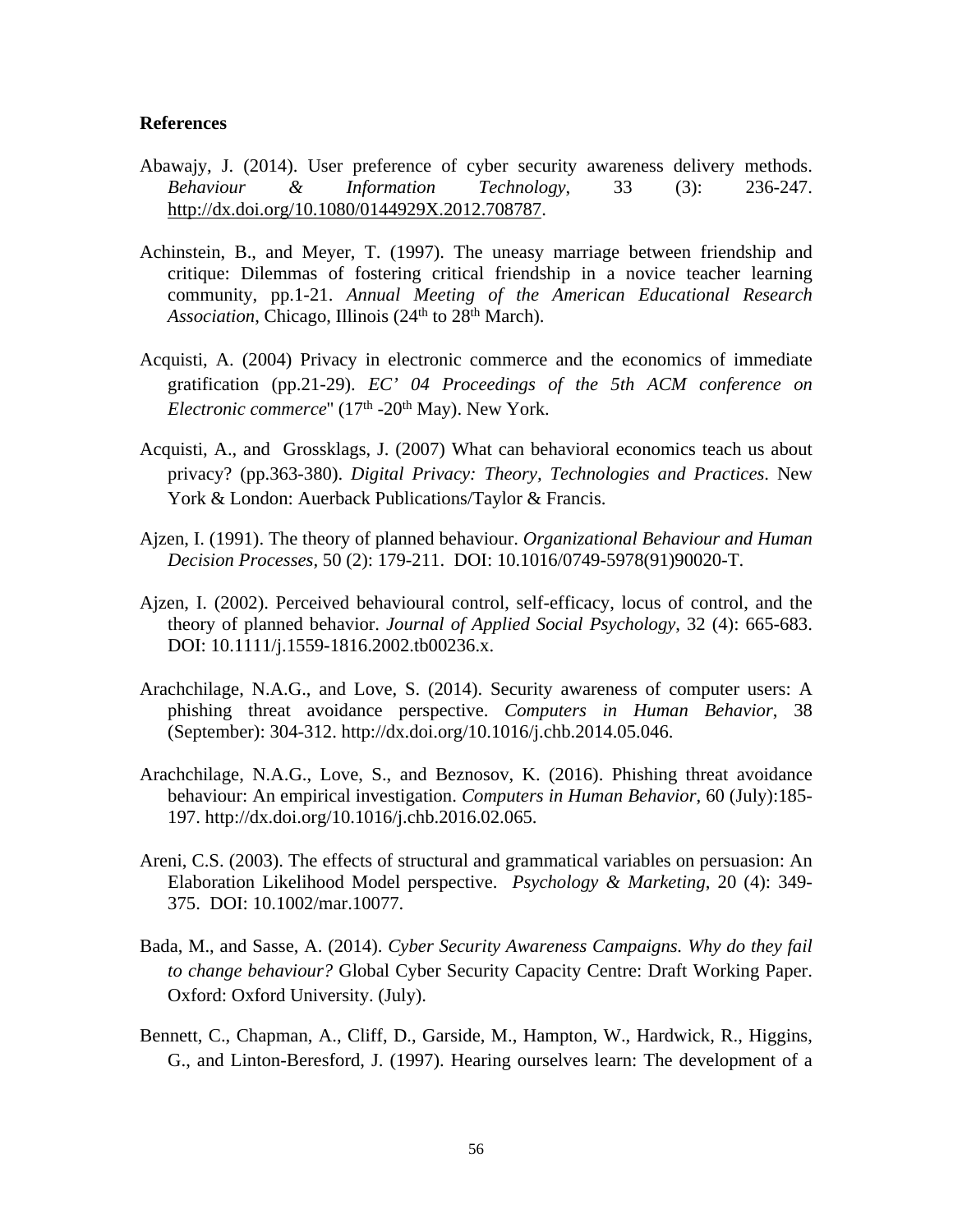**References**

Abawajy, J. (2014). User preference of cyber security awareness delivery methods. *Behaviour & Information Technology*, 33 (3): 236-247. http://dx.doi.org/10.1080/0144929X.2012.708787.

Achinstein, B., and Meyer, T. (1997). The uneasy marriage between friendship and critique: Dilemmas of fostering critical friendship in a novice teacher learning community, pp.1-21. *Annual Meeting of the American Educational Research Association*, Chicago, Illinois (24th to 28th March).

Acquisti, A. (2004) Privacy in electronic commerce and the economics of immediate gratification (pp.21-29). *EC' 04 Proceedings of the 5th ACM conference on Electronic commerce*" (17th -20th May). New York.

Acquisti, A., and Grossklags, J. (2007) What can behavioral economics teach us about privacy? (pp.363-380). *Digital Privacy: Theory, Technologies and Practices*. New York & London: Auerback Publications/Taylor & Francis.

Ajzen, I. (1991). The theory of planned behaviour. *Organizational Behaviour and Human Decision Processes*, 50 (2): 179-211. DOI: 10.1016/0749-5978(91)90020-T.

Ajzen, I. (2002). Perceived behavioural control, self-efficacy, locus of control, and the theory of planned behavior. *Journal of Applied Social Psychology*, 32 (4): 665-683. DOI: 10.1111/j.1559-1816.2002.tb00236.x.

Arachchilage, N.A.G., and Love, S. (2014). Security awareness of computer users: A phishing threat avoidance perspective. *Computers in Human Behavior*, 38 (September): 304-312. http://dx.doi.org/10.1016/j.chb.2014.05.046.

Arachchilage, N.A.G., Love, S., and Beznosov, K. (2016). Phishing threat avoidance behaviour: An empirical investigation. *Computers in Human Behavior*, 60 (July):185-197. http://dx.doi.org/10.1016/j.chb.2016.02.065.

Areni, C.S. (2003). The effects of structural and grammatical variables on persuasion: An Elaboration Likelihood Model perspective. *Psychology & Marketing*, 20 (4): 349-375. DOI: 10.1002/mar.10077.

Bada, M., and Sasse, A. (2014). *Cyber Security Awareness Campaigns. Why do they fail to change behaviour?* Global Cyber Security Capacity Centre: Draft Working Paper. Oxford: Oxford University. (July).

Bennett, C., Chapman, A., Cliff, D., Garside, M., Hampton, W., Hardwick, R., Higgins, G., and Linton-Beresford, J. (1997). Hearing ourselves learn: The development of a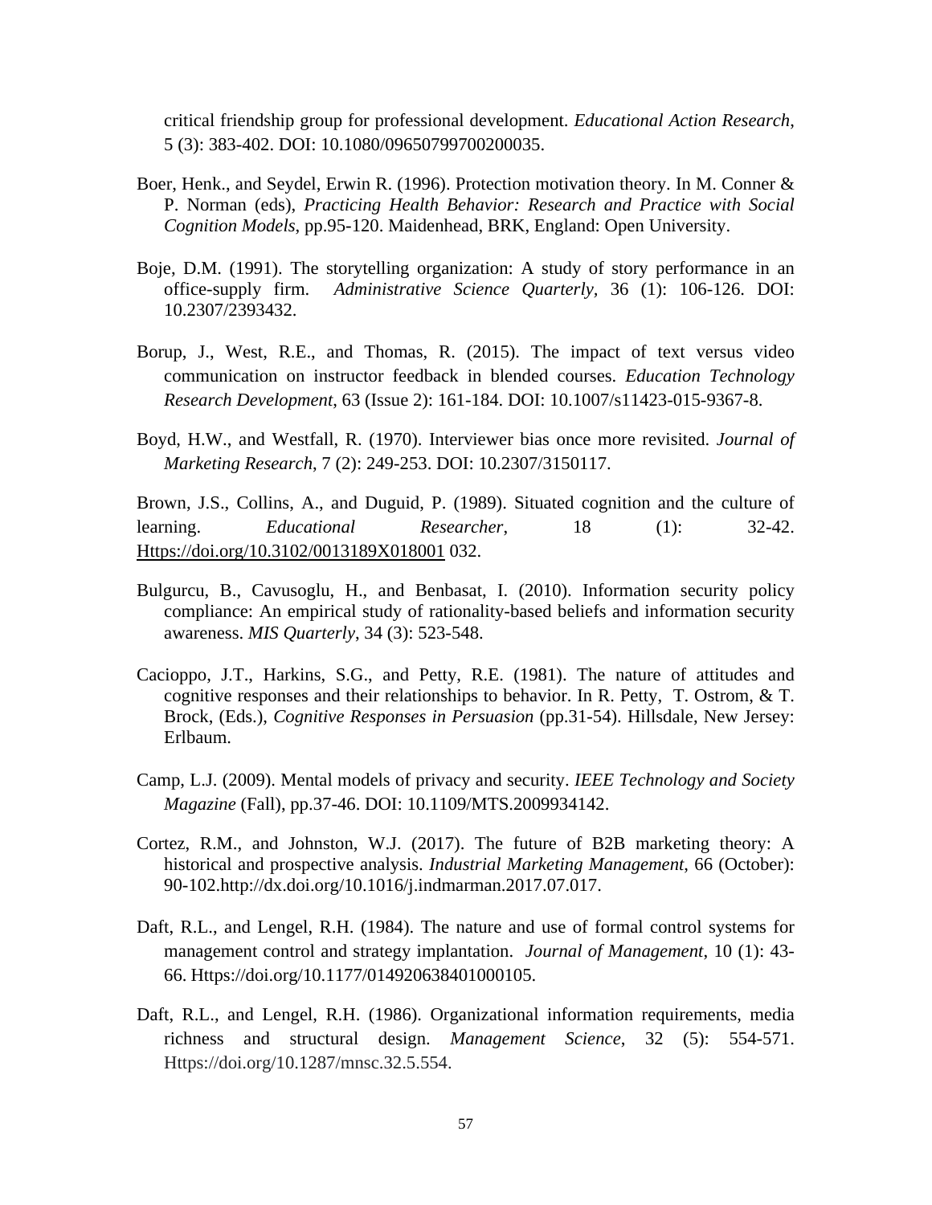critical friendship group for professional development. *Educational Action Research*, 5 (3): 383-402. DOI: 10.1080/09650799700200035.

Boer, Henk., and Seydel, Erwin R. (1996). Protection motivation theory. In M. Conner & P. Norman (eds), *Practicing Health Behavior: Research and Practice with Social Cognition Models*, pp.95-120. Maidenhead, BRK, England: Open University.

Boje, D.M. (1991). The storytelling organization: A study of story performance in an office-supply firm. *Administrative Science Quarterly*, 36 (1): 106-126. DOI: 10.2307/2393432.

Borup, J., West, R.E., and Thomas, R. (2015). The impact of text versus video communication on instructor feedback in blended courses. *Education Technology Research Development*, 63 (Issue 2): 161-184. DOI: 10.1007/s11423-015-9367-8.

Boyd, H.W., and Westfall, R. (1970). Interviewer bias once more revisited. *Journal of Marketing Research*, 7 (2): 249-253. DOI: 10.2307/3150117.

Brown, J.S., Collins, A., and Duguid, P. (1989). Situated cognition and the culture of learning. *Educational Researcher*, 18 (1): 32-42. Https://doi.org/10.3102/0013189X018001 032.

Bulgurcu, B., Cavusoglu, H., and Benbasat, I. (2010). Information security policy compliance: An empirical study of rationality-based beliefs and information security awareness. *MIS Quarterly*, 34 (3): 523-548.

Cacioppo, J.T., Harkins, S.G., and Petty, R.E. (1981). The nature of attitudes and cognitive responses and their relationships to behavior. In R. Petty, T. Ostrom, & T. Brock, (Eds.), *Cognitive Responses in Persuasion* (pp.31-54). Hillsdale, New Jersey: Erlbaum.

Camp, L.J. (2009). Mental models of privacy and security. *IEEE Technology and Society Magazine* (Fall), pp.37-46. DOI: 10.1109/MTS.2009934142.

Cortez, R.M., and Johnston, W.J. (2017). The future of B2B marketing theory: A historical and prospective analysis. *Industrial Marketing Management*, 66 (October): 90-102.http://dx.doi.org/10.1016/j.indmarman.2017.07.017.

Daft, R.L., and Lengel, R.H. (1984). The nature and use of formal control systems for management control and strategy implantation. *Journal of Management*, 10 (1): 43-66. Https://doi.org/10.1177/014920638401000105.

Daft, R.L., and Lengel, R.H. (1986). Organizational information requirements, media richness and structural design. *Management Science*, 32 (5): 554-571. Https://doi.org/10.1287/mnsc.32.5.554.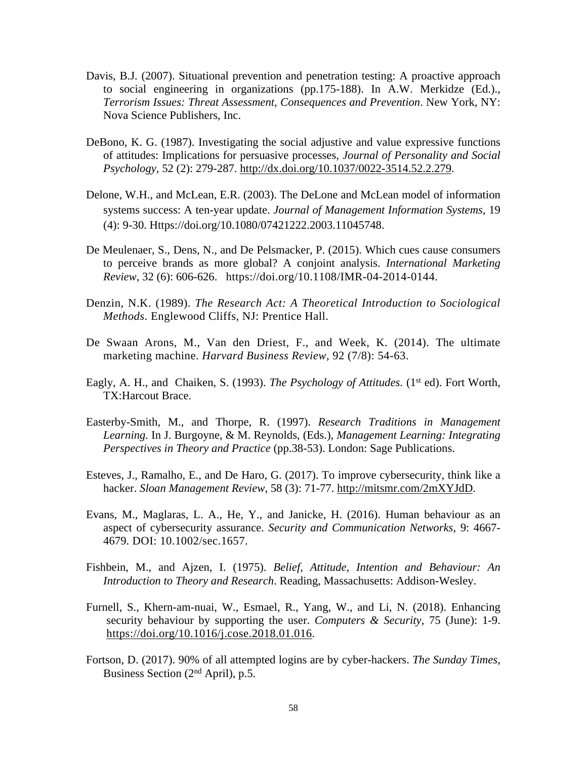Davis, B.J. (2007). Situational prevention and penetration testing: A proactive approach to social engineering in organizations (pp.175-188). In A.W. Merkidze (Ed.)., *Terrorism Issues: Threat Assessment, Consequences and Prevention*. New York, NY: Nova Science Publishers, Inc.

DeBono, K. G. (1987). Investigating the social adjustive and value expressive functions of attitudes: Implications for persuasive processes, *Journal of Personality and Social Psychology*, 52 (2): 279-287. http://dx.doi.org/10.1037/0022-3514.52.2.279.

Delone, W.H., and McLean, E.R. (2003). The DeLone and McLean model of information systems success: A ten-year update. *Journal of Management Information Systems*, 19 (4): 9-30. Https://doi.org/10.1080/07421222.2003.11045748.

De Meulenaer, S., Dens, N., and De Pelsmacker, P. (2015). Which cues cause consumers to perceive brands as more global? A conjoint analysis. *International Marketing Review*, 32 (6): 606-626. https://doi.org/10.1108/IMR-04-2014-0144.

Denzin, N.K. (1989). *The Research Act: A Theoretical Introduction to Sociological Methods*. Englewood Cliffs, NJ: Prentice Hall.

De Swaan Arons, M., Van den Driest, F., and Week, K. (2014). The ultimate marketing machine. *Harvard Business Review*, 92 (7/8): 54-63.

Eagly, A. H., and Chaiken, S. (1993). *The Psychology of Attitudes*. (1st ed). Fort Worth, TX:Harcout Brace.

Easterby-Smith, M., and Thorpe, R. (1997). *Research Traditions in Management Learning*. In J. Burgoyne, & M. Reynolds, (Eds.), *Management Learning: Integrating Perspectives in Theory and Practice* (pp.38-53). London: Sage Publications.

Esteves, J., Ramalho, E., and De Haro, G. (2017). To improve cybersecurity, think like a hacker. *Sloan Management Review*, 58 (3): 71-77. http://mitsmr.com/2mXYJdD.

Evans, M., Maglaras, L. A., He, Y., and Janicke, H. (2016). Human behaviour as an aspect of cybersecurity assurance. *Security and Communication Networks*, 9: 4667-4679. DOI: 10.1002/sec.1657.

Fishbein, M., and Ajzen, I. (1975). *Belief, Attitude, Intention and Behaviour: An Introduction to Theory and Research*. Reading, Massachusetts: Addison-Wesley.

Furnell, S., Khern-am-nuai, W., Esmael, R., Yang, W., and Li, N. (2018). Enhancing security behaviour by supporting the user. *Computers & Security*, 75 (June): 1-9. https://doi.org/10.1016/j.cose.2018.01.016.

Fortson, D. (2017). 90% of all attempted logins are by cyber-hackers. *The Sunday Times*, Business Section (2nd April), p.5.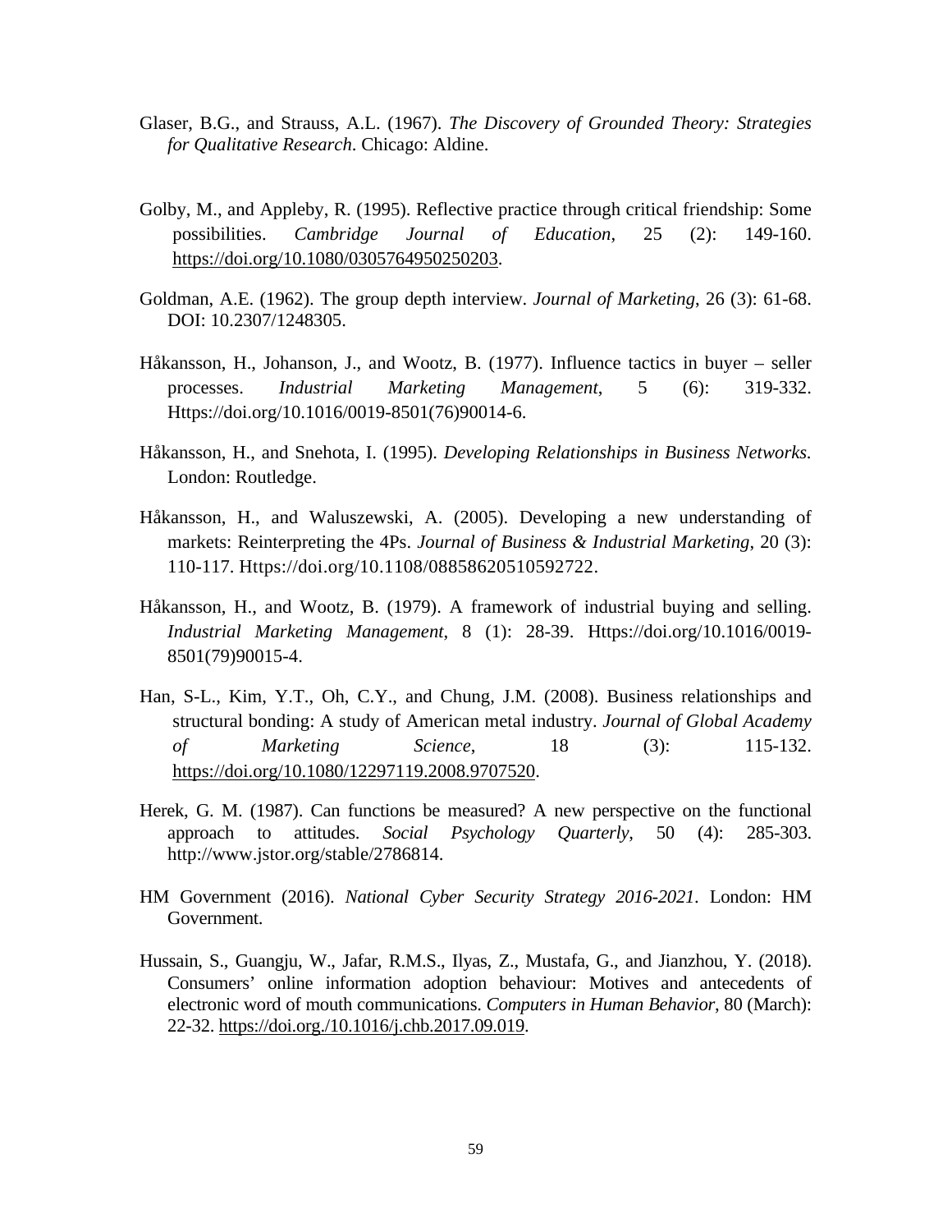Glaser, B.G., and Strauss, A.L. (1967). *The Discovery of Grounded Theory: Strategies for Qualitative Research*. Chicago: Aldine.

Golby, M., and Appleby, R. (1995). Reflective practice through critical friendship: Some possibilities. *Cambridge Journal of Education*, 25 (2): 149-160. https://doi.org/10.1080/0305764950250203.

Goldman, A.E. (1962). The group depth interview. *Journal of Marketing*, 26 (3): 61-68. DOI: 10.2307/1248305.

Håkansson, H., Johanson, J., and Wootz, B. (1977). Influence tactics in buyer – seller processes. *Industrial Marketing Management*, 5 (6): 319-332. Https://doi.org/10.1016/0019-8501(76)90014-6.

Håkansson, H., and Snehota, I. (1995). *Developing Relationships in Business Networks.* London: Routledge.

Håkansson, H., and Waluszewski, A. (2005). Developing a new understanding of markets: Reinterpreting the 4Ps. *Journal of Business & Industrial Marketing*, 20 (3): 110-117. Https://doi.org/10.1108/08858620510592722.

Håkansson, H., and Wootz, B. (1979). A framework of industrial buying and selling. *Industrial Marketing Management*, 8 (1): 28-39. Https://doi.org/10.1016/0019-8501(79)90015-4.

Han, S-L., Kim, Y.T., Oh, C.Y., and Chung, J.M. (2008). Business relationships and structural bonding: A study of American metal industry. *Journal of Global Academy of Marketing Science*, 18 (3): 115-132. https://doi.org/10.1080/12297119.2008.9707520.

Herek, G. M. (1987). Can functions be measured? A new perspective on the functional approach to attitudes. *Social Psychology Quarterly*, 50 (4): 285-303. http://www.jstor.org/stable/2786814.

HM Government (2016). *National Cyber Security Strategy 2016-2021*. London: HM Government.

Hussain, S., Guangju, W., Jafar, R.M.S., Ilyas, Z., Mustafa, G., and Jianzhou, Y. (2018). Consumers' online information adoption behaviour: Motives and antecedents of electronic word of mouth communications. *Computers in Human Behavior*, 80 (March): 22-32. https://doi.org./10.1016/j.chb.2017.09.019.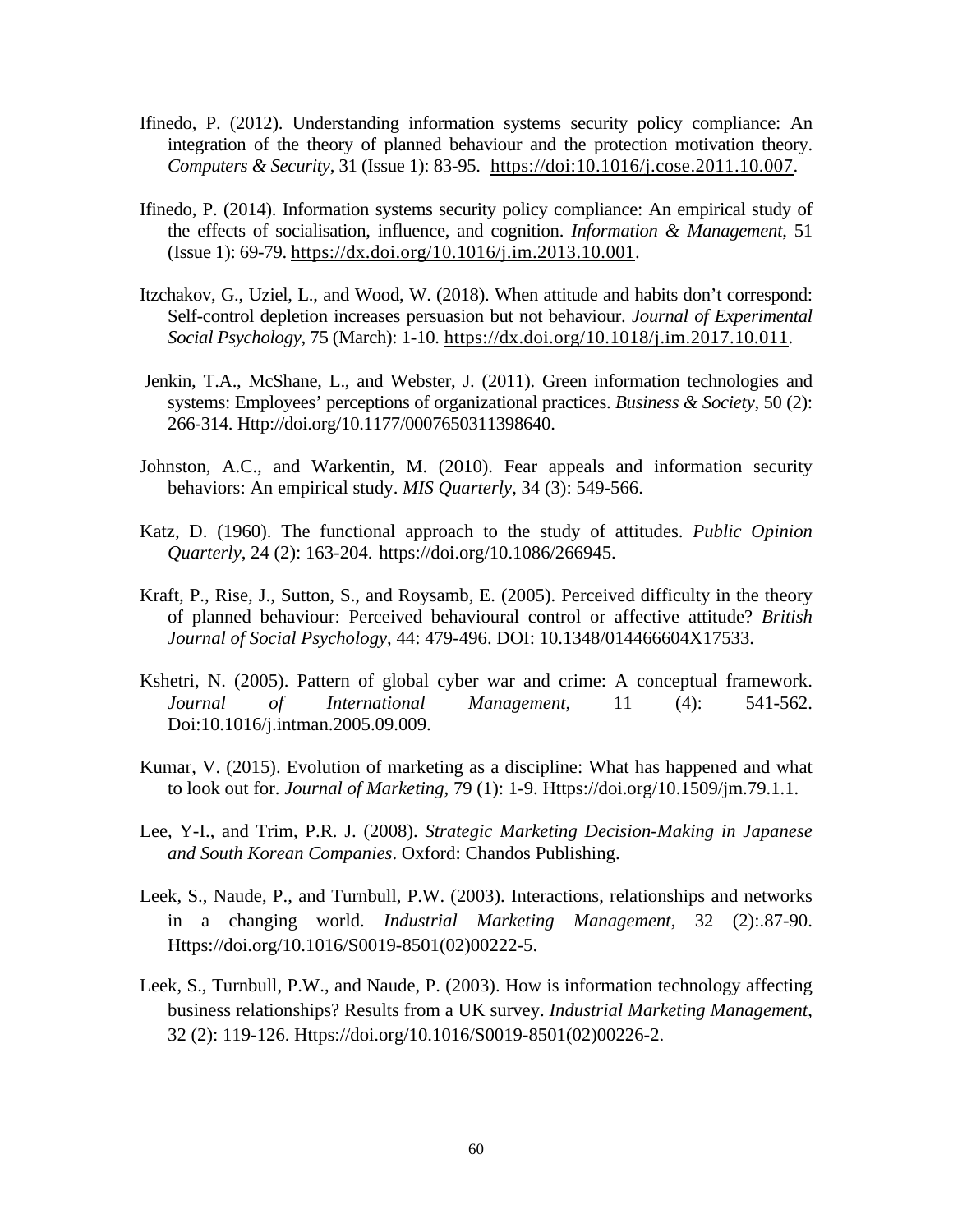Ifinedo, P. (2012). Understanding information systems security policy compliance: An integration of the theory of planned behaviour and the protection motivation theory. *Computers & Security*, 31 (Issue 1): 83-95. https://doi:10.1016/j.cose.2011.10.007.

Ifinedo, P. (2014). Information systems security policy compliance: An empirical study of the effects of socialisation, influence, and cognition. *Information & Management*, 51 (Issue 1): 69-79. https://dx.doi.org/10.1016/j.im.2013.10.001.

Itzchakov, G., Uziel, L., and Wood, W. (2018). When attitude and habits don't correspond: Self-control depletion increases persuasion but not behaviour. *Journal of Experimental Social Psychology*, 75 (March): 1-10. https://dx.doi.org/10.1018/j.im.2017.10.011.

Jenkin, T.A., McShane, L., and Webster, J. (2011). Green information technologies and systems: Employees' perceptions of organizational practices. *Business & Society*, 50 (2): 266-314. Http://doi.org/10.1177/0007650311398640.

Johnston, A.C., and Warkentin, M. (2010). Fear appeals and information security behaviors: An empirical study. *MIS Quarterly*, 34 (3): 549-566.

Katz, D. (1960). The functional approach to the study of attitudes. *Public Opinion Quarterly*, 24 (2): 163-204. https://doi.org/10.1086/266945.

Kraft, P., Rise, J., Sutton, S., and Roysamb, E. (2005). Perceived difficulty in the theory of planned behaviour: Perceived behavioural control or affective attitude? *British Journal of Social Psychology*, 44: 479-496. DOI: 10.1348/014466604X17533.

Kshetri, N. (2005). Pattern of global cyber war and crime: A conceptual framework. *Journal of International Management*, 11 (4): 541-562. Doi:10.1016/j.intman.2005.09.009.

Kumar, V. (2015). Evolution of marketing as a discipline: What has happened and what to look out for. *Journal of Marketing*, 79 (1): 1-9. Https://doi.org/10.1509/jm.79.1.1.

Lee, Y-I., and Trim, P.R. J. (2008). *Strategic Marketing Decision-Making in Japanese and South Korean Companies*. Oxford: Chandos Publishing.

Leek, S., Naude, P., and Turnbull, P.W. (2003). Interactions, relationships and networks in a changing world. *Industrial Marketing Management*, 32 (2):.87-90. Https://doi.org/10.1016/S0019-8501(02)00222-5.

Leek, S., Turnbull, P.W., and Naude, P. (2003). How is information technology affecting business relationships? Results from a UK survey. *Industrial Marketing Management*, 32 (2): 119-126. Https://doi.org/10.1016/S0019-8501(02)00226-2.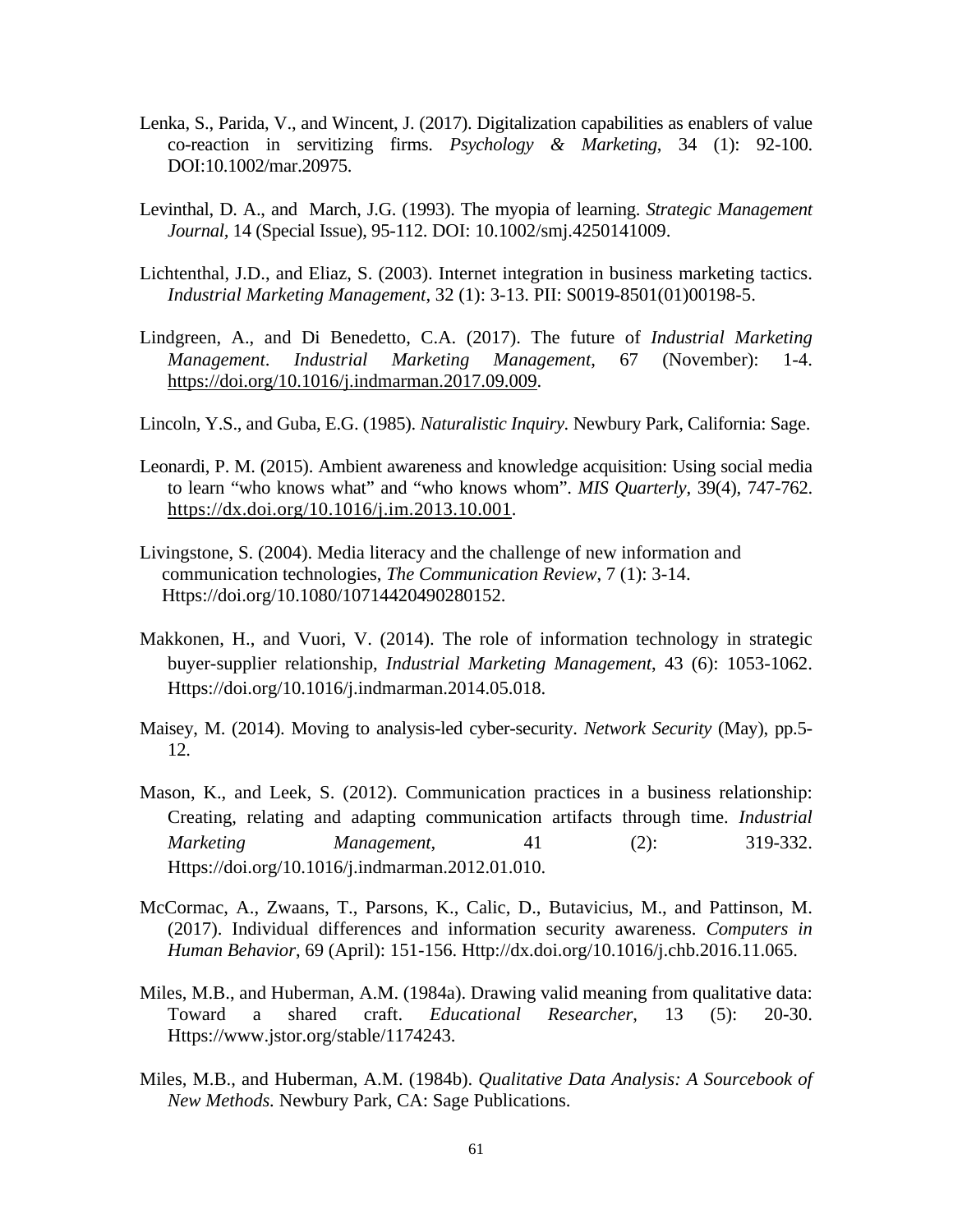Lenka, S., Parida, V., and Wincent, J. (2017). Digitalization capabilities as enablers of value co-reaction in servitizing firms. *Psychology & Marketing*, 34 (1): 92-100. DOI:10.1002/mar.20975.

Levinthal, D. A., and March, J.G. (1993). The myopia of learning. *Strategic Management Journal*, 14 (Special Issue), 95-112. DOI: 10.1002/smj.4250141009.

Lichtenthal, J.D., and Eliaz, S. (2003). Internet integration in business marketing tactics. *Industrial Marketing Management*, 32 (1): 3-13. PII: S0019-8501(01)00198-5.

Lindgreen, A., and Di Benedetto, C.A. (2017). The future of *Industrial Marketing Management*. *Industrial Marketing Management*, 67 (November): 1-4. https://doi.org/10.1016/j.indmarman.2017.09.009.

Lincoln, Y.S., and Guba, E.G. (1985). *Naturalistic Inquiry*. Newbury Park, California: Sage.

Leonardi, P. M. (2015). Ambient awareness and knowledge acquisition: Using social media to learn "who knows what" and "who knows whom". *MIS Quarterly*, 39(4), 747-762. https://dx.doi.org/10.1016/j.im.2013.10.001.

Livingstone, S. (2004). Media literacy and the challenge of new information and communication technologies, *The Communication Review*, 7 (1): 3-14. Https://doi.org/10.1080/10714420490280152.

Makkonen, H., and Vuori, V. (2014). The role of information technology in strategic buyer-supplier relationship, *Industrial Marketing Management*, 43 (6): 1053-1062. Https://doi.org/10.1016/j.indmarman.2014.05.018.

Maisey, M. (2014). Moving to analysis-led cyber-security. *Network Security* (May), pp.5-12.

Mason, K., and Leek, S. (2012). Communication practices in a business relationship: Creating, relating and adapting communication artifacts through time. *Industrial Marketing Management*, 41 (2): 319-332. Https://doi.org/10.1016/j.indmarman.2012.01.010.

McCormac, A., Zwaans, T., Parsons, K., Calic, D., Butavicius, M., and Pattinson, M. (2017). Individual differences and information security awareness. *Computers in Human Behavior*, 69 (April): 151-156. Http://dx.doi.org/10.1016/j.chb.2016.11.065.

Miles, M.B., and Huberman, A.M. (1984a). Drawing valid meaning from qualitative data: Toward a shared craft. *Educational Researcher*, 13 (5): 20-30. Https://www.jstor.org/stable/1174243.

Miles, M.B., and Huberman, A.M. (1984b). *Qualitative Data Analysis: A Sourcebook of New Methods*. Newbury Park, CA: Sage Publications.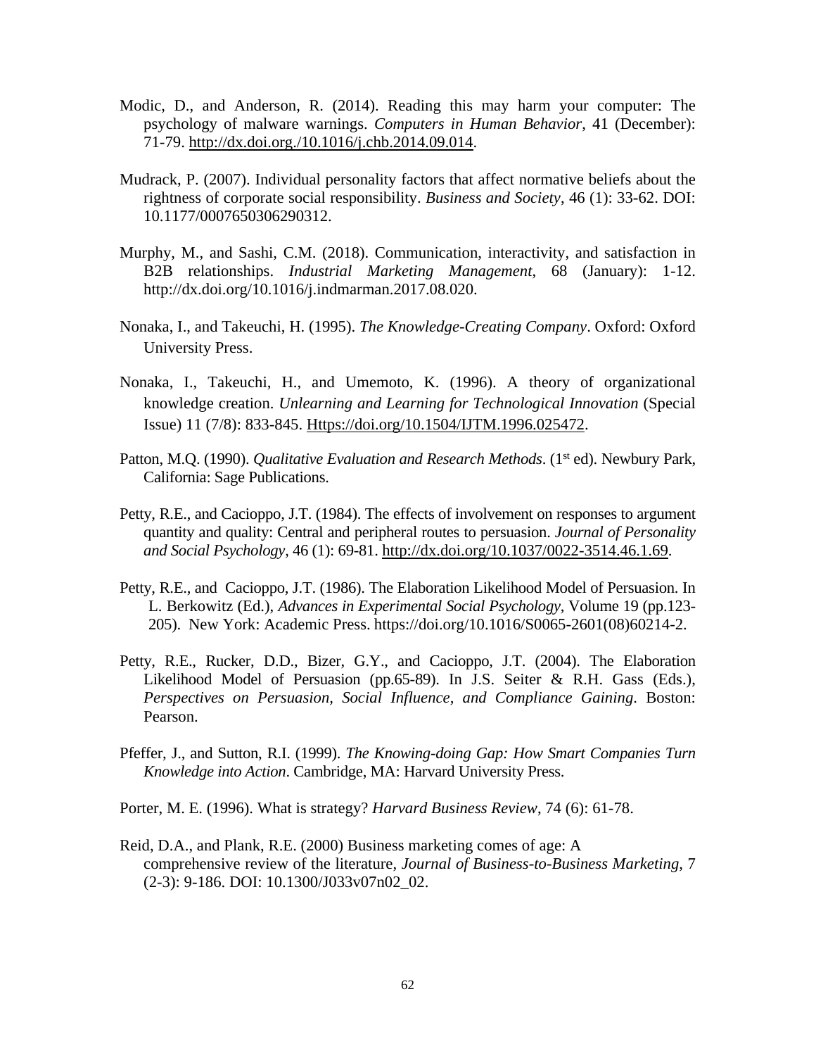Modic, D., and Anderson, R. (2014). Reading this may harm your computer: The psychology of malware warnings. *Computers in Human Behavior*, 41 (December): 71-79. http://dx.doi.org./10.1016/j.chb.2014.09.014.

Mudrack, P. (2007). Individual personality factors that affect normative beliefs about the rightness of corporate social responsibility. *Business and Society*, 46 (1): 33-62. DOI: 10.1177/0007650306290312.

Murphy, M., and Sashi, C.M. (2018). Communication, interactivity, and satisfaction in B2B relationships. *Industrial Marketing Management*, 68 (January): 1-12. http://dx.doi.org/10.1016/j.indmarman.2017.08.020.

Nonaka, I., and Takeuchi, H. (1995). *The Knowledge-Creating Company*. Oxford: Oxford University Press.

Nonaka, I., Takeuchi, H., and Umemoto, K. (1996). A theory of organizational knowledge creation. *Unlearning and Learning for Technological Innovation* (Special Issue) 11 (7/8): 833-845. Https://doi.org/10.1504/IJTM.1996.025472.

Patton, M.Q. (1990). *Qualitative Evaluation and Research Methods*. (1st ed). Newbury Park, California: Sage Publications.

Petty, R.E., and Cacioppo, J.T. (1984). The effects of involvement on responses to argument quantity and quality: Central and peripheral routes to persuasion. *Journal of Personality and Social Psychology*, 46 (1): 69-81. http://dx.doi.org/10.1037/0022-3514.46.1.69.

Petty, R.E., and Cacioppo, J.T. (1986). The Elaboration Likelihood Model of Persuasion. In L. Berkowitz (Ed.), *Advances in Experimental Social Psychology*, Volume 19 (pp.123-205). New York: Academic Press. https://doi.org/10.1016/S0065-2601(08)60214-2.

Petty, R.E., Rucker, D.D., Bizer, G.Y., and Cacioppo, J.T. (2004). The Elaboration Likelihood Model of Persuasion (pp.65-89). In J.S. Seiter & R.H. Gass (Eds.), *Perspectives on Persuasion, Social Influence, and Compliance Gaining*. Boston: Pearson.

Pfeffer, J., and Sutton, R.I. (1999). *The Knowing-doing Gap: How Smart Companies Turn Knowledge into Action*. Cambridge, MA: Harvard University Press.

Porter, M. E. (1996). What is strategy? *Harvard Business Review*, 74 (6): 61-78.

Reid, D.A., and Plank, R.E. (2000) Business marketing comes of age: A comprehensive review of the literature, *Journal of Business-to-Business Marketing*, 7 (2-3): 9-186. DOI: 10.1300/J033v07n02_02.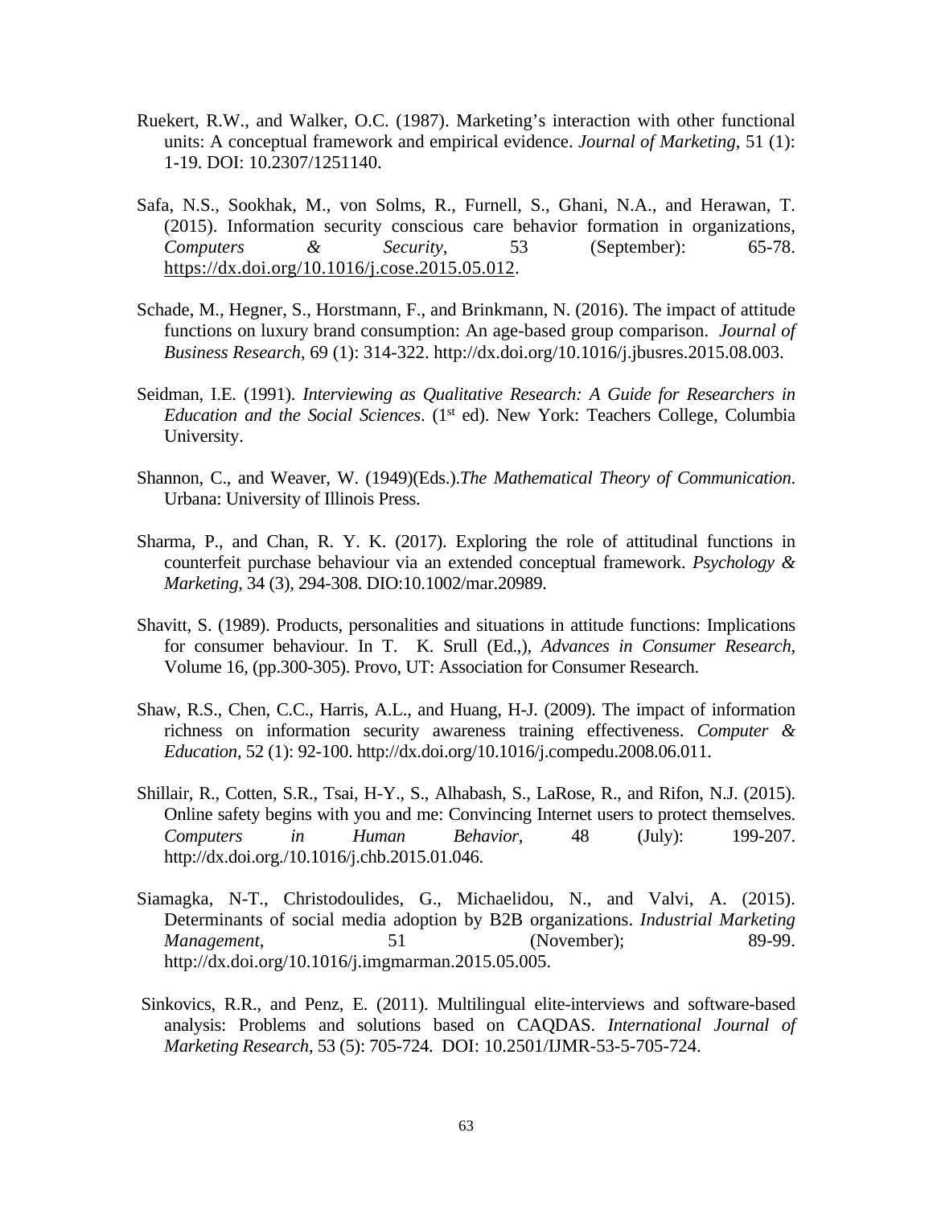Ruekert, R.W., and Walker, O.C. (1987). Marketing's interaction with other functional units: A conceptual framework and empirical evidence. *Journal of Marketing*, 51 (1): 1-19. DOI: 10.2307/1251140.

Safa, N.S., Sookhak, M., von Solms, R., Furnell, S., Ghani, N.A., and Herawan, T. (2015). Information security conscious care behavior formation in organizations, *Computers & Security*, 53 (September): 65-78. https://dx.doi.org/10.1016/j.cose.2015.05.012.

Schade, M., Hegner, S., Horstmann, F., and Brinkmann, N. (2016). The impact of attitude functions on luxury brand consumption: An age-based group comparison. *Journal of Business Research*, 69 (1): 314-322. http://dx.doi.org/10.1016/j.jbusres.2015.08.003.

Seidman, I.E. (1991). *Interviewing as Qualitative Research: A Guide for Researchers in Education and the Social Sciences*. (1st ed). New York: Teachers College, Columbia University.

Shannon, C., and Weaver, W. (1949)(Eds.).*The Mathematical Theory of Communication*. Urbana: University of Illinois Press.

Sharma, P., and Chan, R. Y. K. (2017). Exploring the role of attitudinal functions in counterfeit purchase behaviour via an extended conceptual framework. *Psychology & Marketing*, 34 (3), 294-308. DIO:10.1002/mar.20989.

Shavitt, S. (1989). Products, personalities and situations in attitude functions: Implications for consumer behaviour. In T. K. Srull (Ed.,), *Advances in Consumer Research*, Volume 16, (pp.300-305). Provo, UT: Association for Consumer Research.

Shaw, R.S., Chen, C.C., Harris, A.L., and Huang, H-J. (2009). The impact of information richness on information security awareness training effectiveness. *Computer & Education*, 52 (1): 92-100. http://dx.doi.org/10.1016/j.compedu.2008.06.011.

Shillair, R., Cotten, S.R., Tsai, H-Y., S., Alhabash, S., LaRose, R., and Rifon, N.J. (2015). Online safety begins with you and me: Convincing Internet users to protect themselves. *Computers in Human Behavior*, 48 (July): 199-207. http://dx.doi.org./10.1016/j.chb.2015.01.046.

Siamagka, N-T., Christodoulides, G., Michaelidou, N., and Valvi, A. (2015). Determinants of social media adoption by B2B organizations. *Industrial Marketing Management*, 51 (November); 89-99. http://dx.doi.org/10.1016/j.imgmarman.2015.05.005.

Sinkovics, R.R., and Penz, E. (2011). Multilingual elite-interviews and software-based analysis: Problems and solutions based on CAQDAS. *International Journal of Marketing Research*, 53 (5): 705-724. DOI: 10.2501/IJMR-53-5-705-724.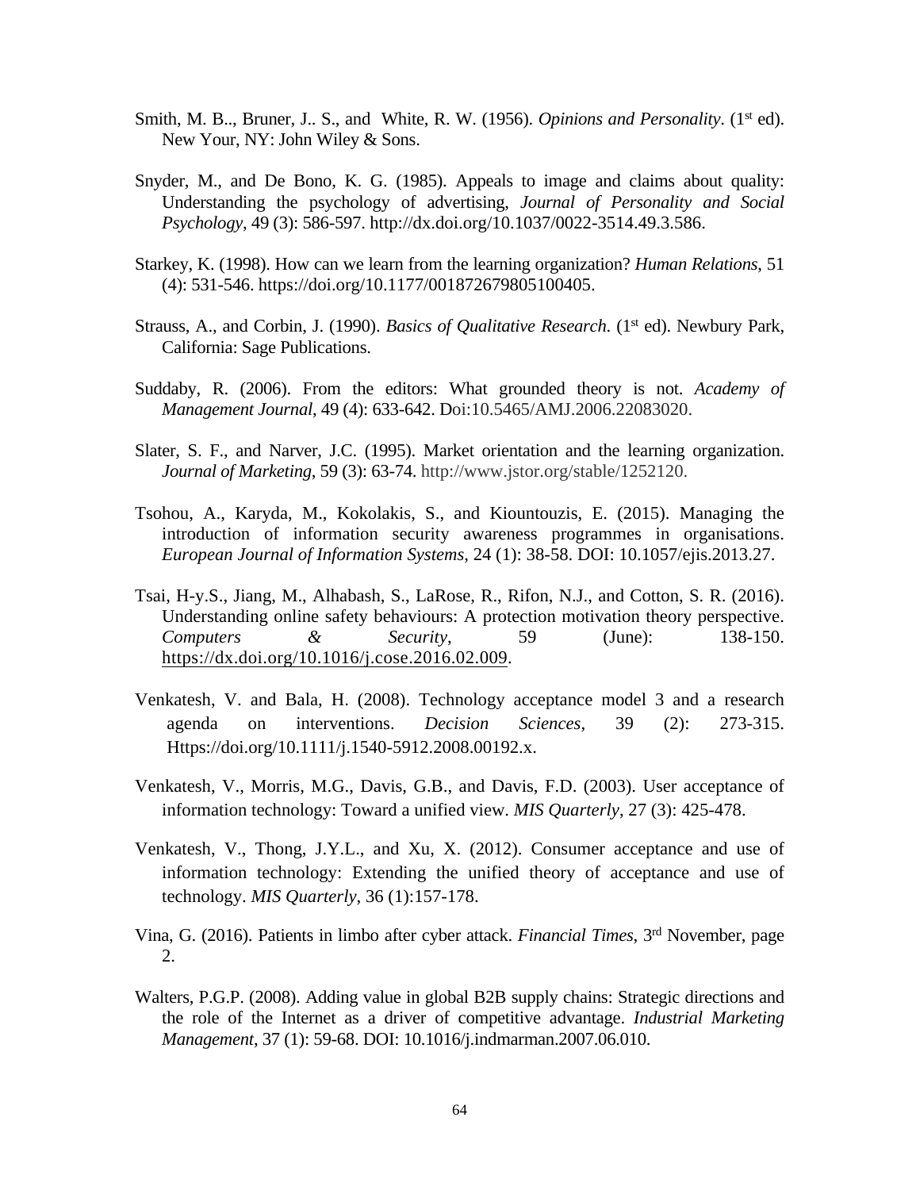Smith, M. B.., Bruner, J.. S., and White, R. W. (1956). *Opinions and Personality*. (1st ed). New Your, NY: John Wiley & Sons.

Snyder, M., and De Bono, K. G. (1985). Appeals to image and claims about quality: Understanding the psychology of advertising, *Journal of Personality and Social Psychology*, 49 (3): 586-597. http://dx.doi.org/10.1037/0022-3514.49.3.586.

Starkey, K. (1998). How can we learn from the learning organization? *Human Relations*, 51 (4): 531-546. https://doi.org/10.1177/001872679805100405.

Strauss, A., and Corbin, J. (1990). *Basics of Qualitative Research*. (1st ed). Newbury Park, California: Sage Publications.

Suddaby, R. (2006). From the editors: What grounded theory is not. *Academy of Management Journal*, 49 (4): 633-642. Doi:10.5465/AMJ.2006.22083020.

Slater, S. F., and Narver, J.C. (1995). Market orientation and the learning organization. *Journal of Marketing*, 59 (3): 63-74. http://www.jstor.org/stable/1252120.

Tsohou, A., Karyda, M., Kokolakis, S., and Kiountouzis, E. (2015). Managing the introduction of information security awareness programmes in organisations. *European Journal of Information Systems*, 24 (1): 38-58. DOI: 10.1057/ejis.2013.27.

Tsai, H-y.S., Jiang, M., Alhabash, S., LaRose, R., Rifon, N.J., and Cotton, S. R. (2016). Understanding online safety behaviours: A protection motivation theory perspective. *Computers & Security*, 59 (June): 138-150. https://dx.doi.org/10.1016/j.cose.2016.02.009.

Venkatesh, V. and Bala, H. (2008). Technology acceptance model 3 and a research agenda on interventions. *Decision Sciences*, 39 (2): 273-315. Https://doi.org/10.1111/j.1540-5912.2008.00192.x.

Venkatesh, V., Morris, M.G., Davis, G.B., and Davis, F.D. (2003). User acceptance of information technology: Toward a unified view. *MIS Quarterly*, 27 (3): 425-478.

Venkatesh, V., Thong, J.Y.L., and Xu, X. (2012). Consumer acceptance and use of information technology: Extending the unified theory of acceptance and use of technology. *MIS Quarterly*, 36 (1):157-178.

Vina, G. (2016). Patients in limbo after cyber attack. *Financial Times*, 3rd November, page 2.

Walters, P.G.P. (2008). Adding value in global B2B supply chains: Strategic directions and the role of the Internet as a driver of competitive advantage. *Industrial Marketing Management*, 37 (1): 59-68. DOI: 10.1016/j.indmarman.2007.06.010.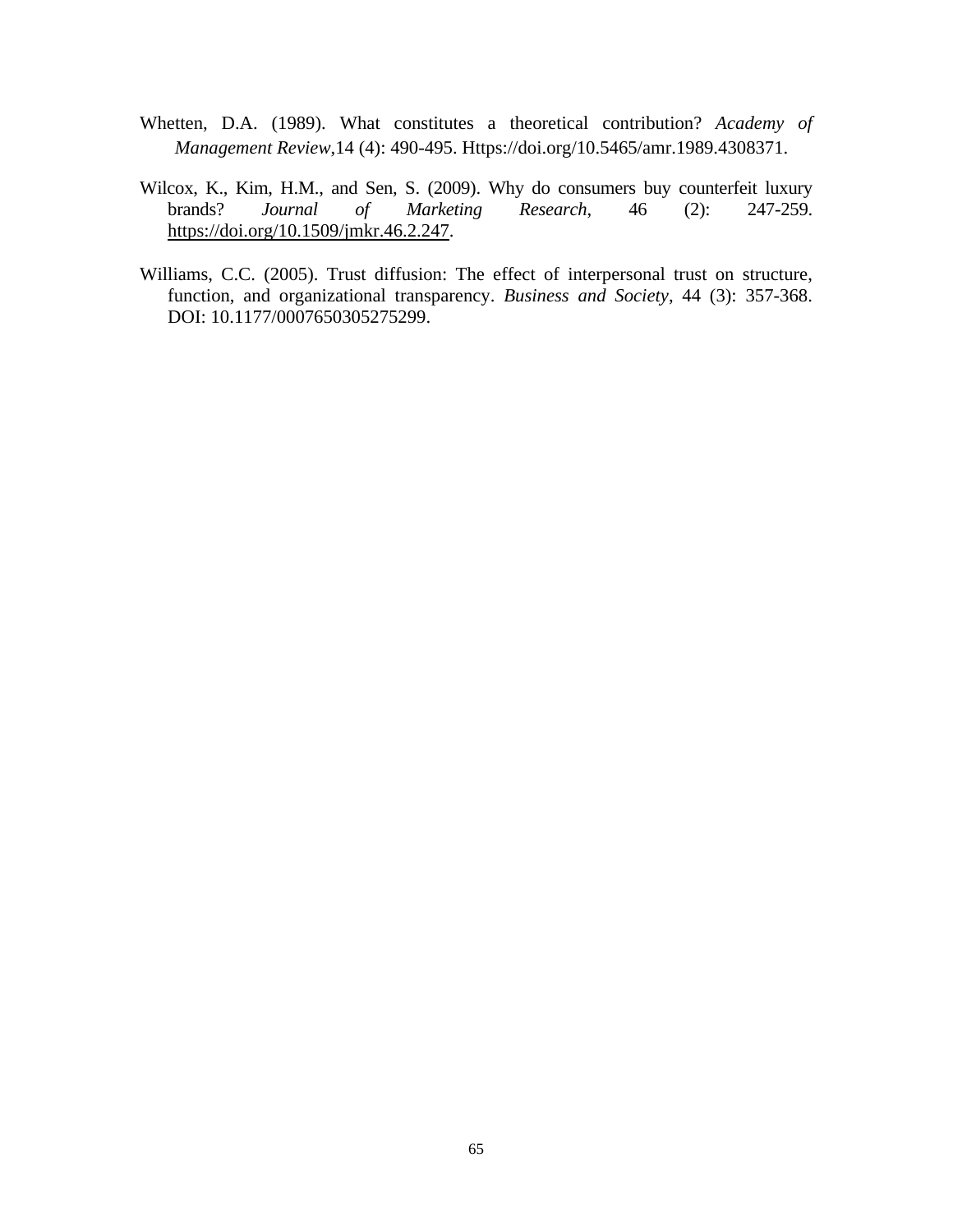Whetten, D.A. (1989). What constitutes a theoretical contribution? *Academy of Management Review*,14 (4): 490-495. Https://doi.org/10.5465/amr.1989.4308371.

Wilcox, K., Kim, H.M., and Sen, S. (2009). Why do consumers buy counterfeit luxury brands? *Journal of Marketing Research*, 46 (2): 247-259. https://doi.org/10.1509/jmkr.46.2.247.

Williams, C.C. (2005). Trust diffusion: The effect of interpersonal trust on structure, function, and organizational transparency. *Business and Society*, 44 (3): 357-368. DOI: 10.1177/0007650305275299.